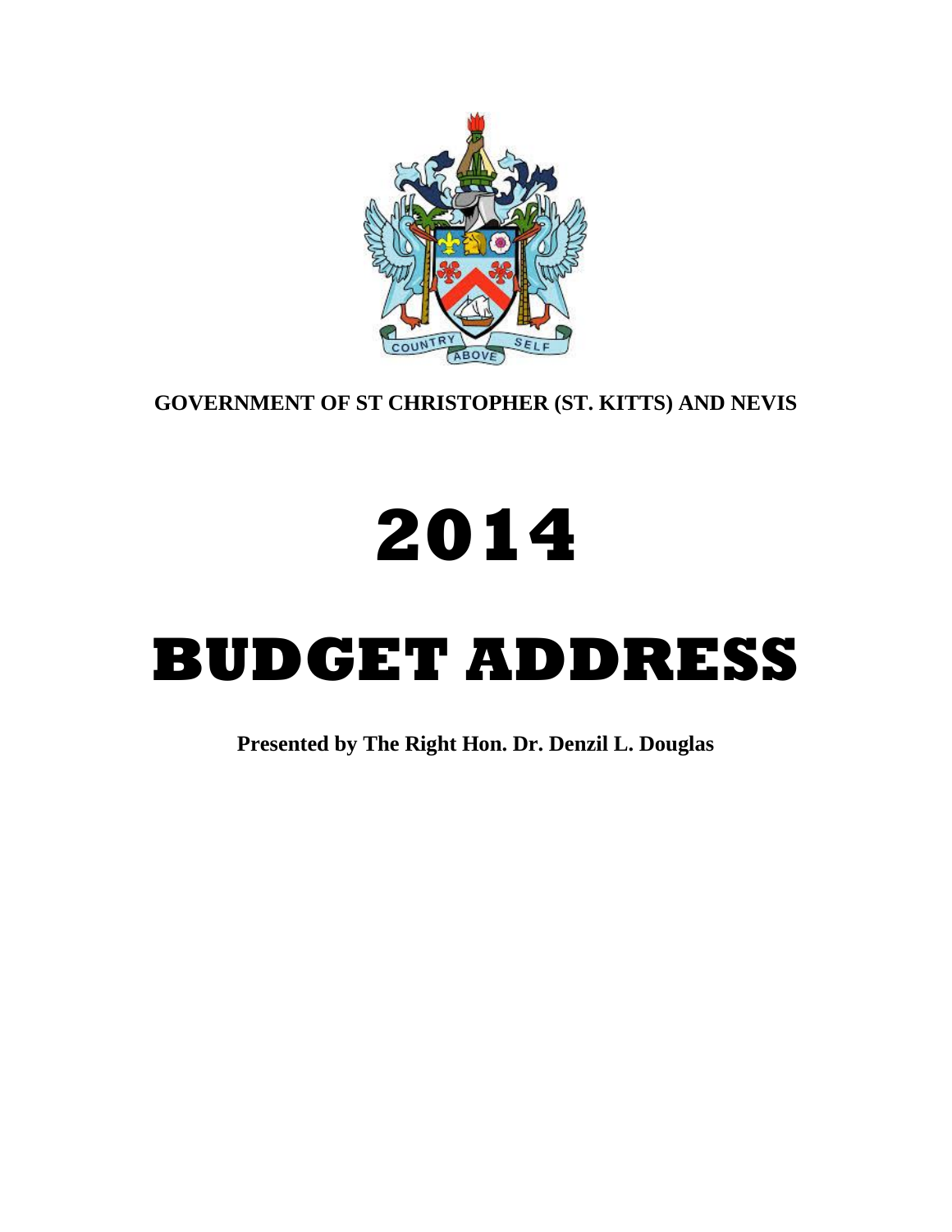**GOVERNMENT OF ST CHRISTOPHER (ST. KITTS) AND NEVIS**

# 2014

# BUDGET ADDRESS

**Presented by The Right Hon. Dr. Denzil L. Douglas**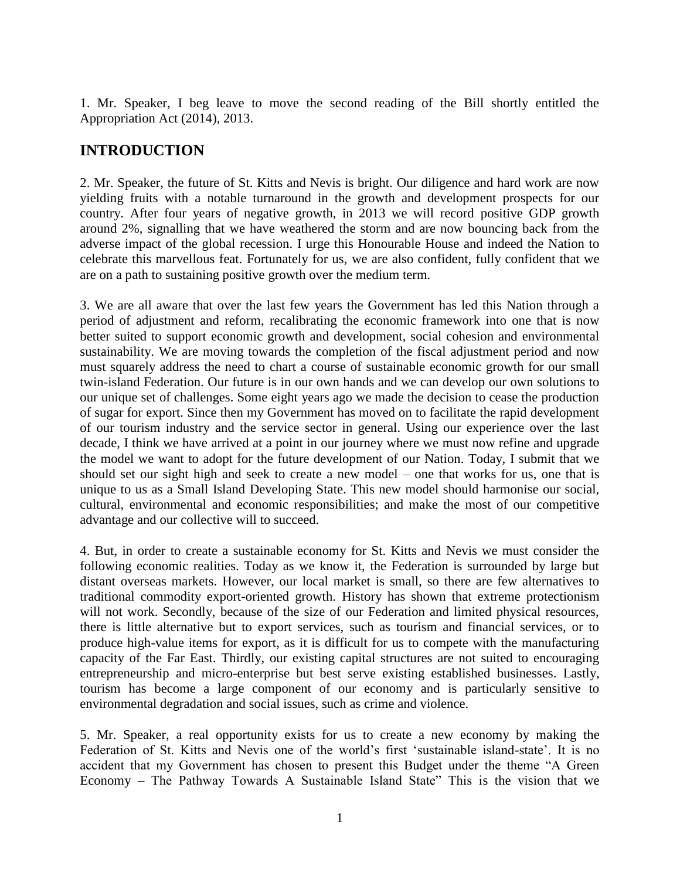1. Mr. Speaker, I beg leave to move the second reading of the Bill shortly entitled the Appropriation Act (2014), 2013.

## INTRODUCTION

2. Mr. Speaker, the future of St. Kitts and Nevis is bright. Our diligence and hard work are now yielding fruits with a notable turnaround in the growth and development prospects for our country. After four years of negative growth, in 2013 we will record positive GDP growth around 2%, signalling that we have weathered the storm and are now bouncing back from the adverse impact of the global recession. I urge this Honourable House and indeed the Nation to celebrate this marvellous feat. Fortunately for us, we are also confident, fully confident that we are on a path to sustaining positive growth over the medium term.

3. We are all aware that over the last few years the Government has led this Nation through a period of adjustment and reform, recalibrating the economic framework into one that is now better suited to support economic growth and development, social cohesion and environmental sustainability. We are moving towards the completion of the fiscal adjustment period and now must squarely address the need to chart a course of sustainable economic growth for our small twin-island Federation. Our future is in our own hands and we can develop our own solutions to our unique set of challenges. Some eight years ago we made the decision to cease the production of sugar for export. Since then my Government has moved on to facilitate the rapid development of our tourism industry and the service sector in general. Using our experience over the last decade, I think we have arrived at a point in our journey where we must now refine and upgrade the model we want to adopt for the future development of our Nation. Today, I submit that we should set our sight high and seek to create a new model – one that works for us, one that is unique to us as a Small Island Developing State. This new model should harmonise our social, cultural, environmental and economic responsibilities; and make the most of our competitive advantage and our collective will to succeed.

4. But, in order to create a sustainable economy for St. Kitts and Nevis we must consider the following economic realities. Today as we know it, the Federation is surrounded by large but distant overseas markets. However, our local market is small, so there are few alternatives to traditional commodity export-oriented growth. History has shown that extreme protectionism will not work. Secondly, because of the size of our Federation and limited physical resources, there is little alternative but to export services, such as tourism and financial services, or to produce high-value items for export, as it is difficult for us to compete with the manufacturing capacity of the Far East. Thirdly, our existing capital structures are not suited to encouraging entrepreneurship and micro-enterprise but best serve existing established businesses. Lastly, tourism has become a large component of our economy and is particularly sensitive to environmental degradation and social issues, such as crime and violence.

5. Mr. Speaker, a real opportunity exists for us to create a new economy by making the Federation of St. Kitts and Nevis one of the world's first 'sustainable island-state'. It is no accident that my Government has chosen to present this Budget under the theme "A Green Economy – The Pathway Towards A Sustainable Island State" This is the vision that we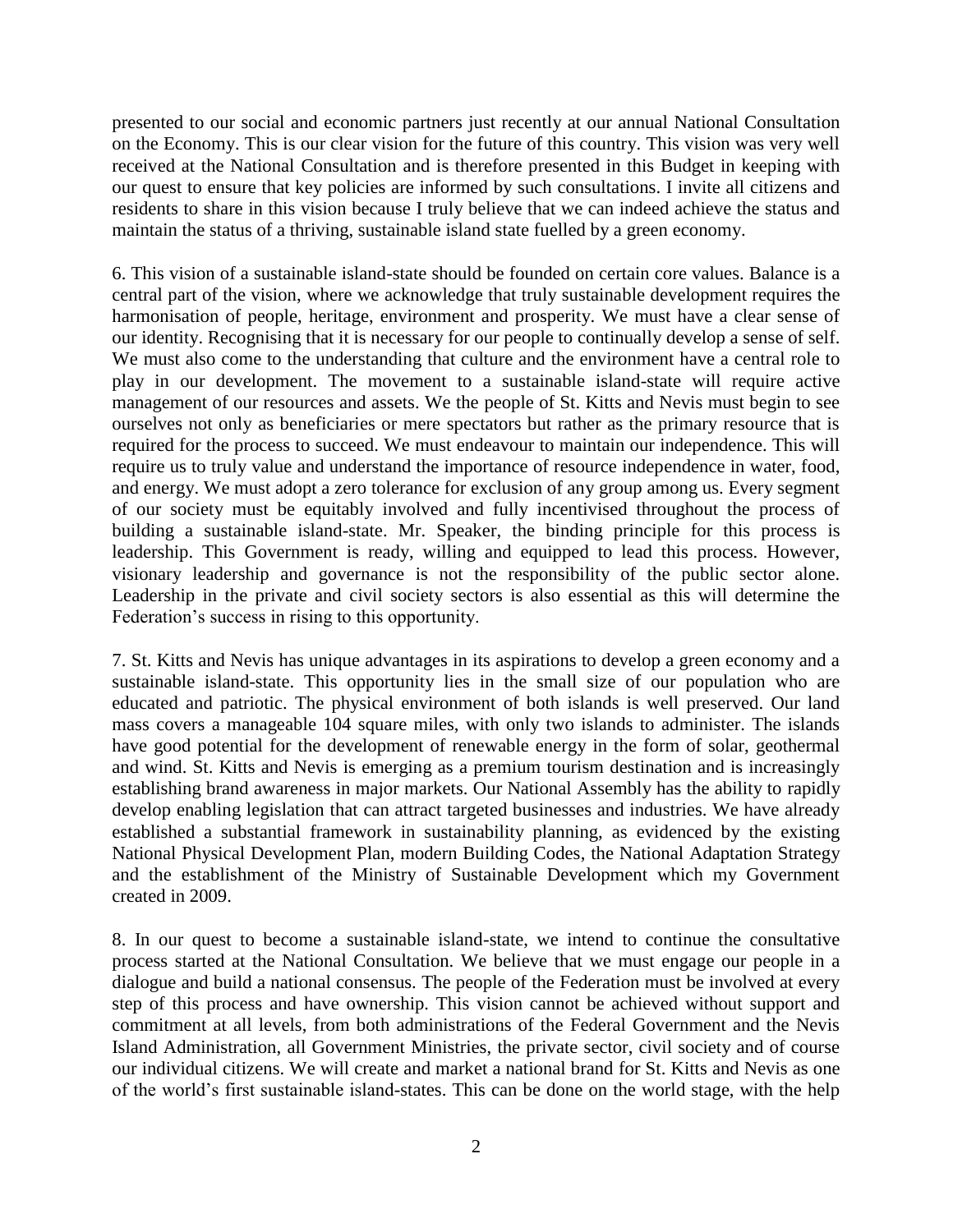presented to our social and economic partners just recently at our annual National Consultation on the Economy. This is our clear vision for the future of this country. This vision was very well received at the National Consultation and is therefore presented in this Budget in keeping with our quest to ensure that key policies are informed by such consultations. I invite all citizens and residents to share in this vision because I truly believe that we can indeed achieve the status and maintain the status of a thriving, sustainable island state fuelled by a green economy.

6. This vision of a sustainable island-state should be founded on certain core values. Balance is a central part of the vision, where we acknowledge that truly sustainable development requires the harmonisation of people, heritage, environment and prosperity. We must have a clear sense of our identity. Recognising that it is necessary for our people to continually develop a sense of self. We must also come to the understanding that culture and the environment have a central role to play in our development. The movement to a sustainable island-state will require active management of our resources and assets. We the people of St. Kitts and Nevis must begin to see ourselves not only as beneficiaries or mere spectators but rather as the primary resource that is required for the process to succeed. We must endeavour to maintain our independence. This will require us to truly value and understand the importance of resource independence in water, food, and energy. We must adopt a zero tolerance for exclusion of any group among us. Every segment of our society must be equitably involved and fully incentivised throughout the process of building a sustainable island-state. Mr. Speaker, the binding principle for this process is leadership. This Government is ready, willing and equipped to lead this process. However, visionary leadership and governance is not the responsibility of the public sector alone. Leadership in the private and civil society sectors is also essential as this will determine the Federation's success in rising to this opportunity.

7. St. Kitts and Nevis has unique advantages in its aspirations to develop a green economy and a sustainable island-state. This opportunity lies in the small size of our population who are educated and patriotic. The physical environment of both islands is well preserved. Our land mass covers a manageable 104 square miles, with only two islands to administer. The islands have good potential for the development of renewable energy in the form of solar, geothermal and wind. St. Kitts and Nevis is emerging as a premium tourism destination and is increasingly establishing brand awareness in major markets. Our National Assembly has the ability to rapidly develop enabling legislation that can attract targeted businesses and industries. We have already established a substantial framework in sustainability planning, as evidenced by the existing National Physical Development Plan, modern Building Codes, the National Adaptation Strategy and the establishment of the Ministry of Sustainable Development which my Government created in 2009.

8. In our quest to become a sustainable island-state, we intend to continue the consultative process started at the National Consultation. We believe that we must engage our people in a dialogue and build a national consensus. The people of the Federation must be involved at every step of this process and have ownership. This vision cannot be achieved without support and commitment at all levels, from both administrations of the Federal Government and the Nevis Island Administration, all Government Ministries, the private sector, civil society and of course our individual citizens. We will create and market a national brand for St. Kitts and Nevis as one of the world's first sustainable island-states. This can be done on the world stage, with the help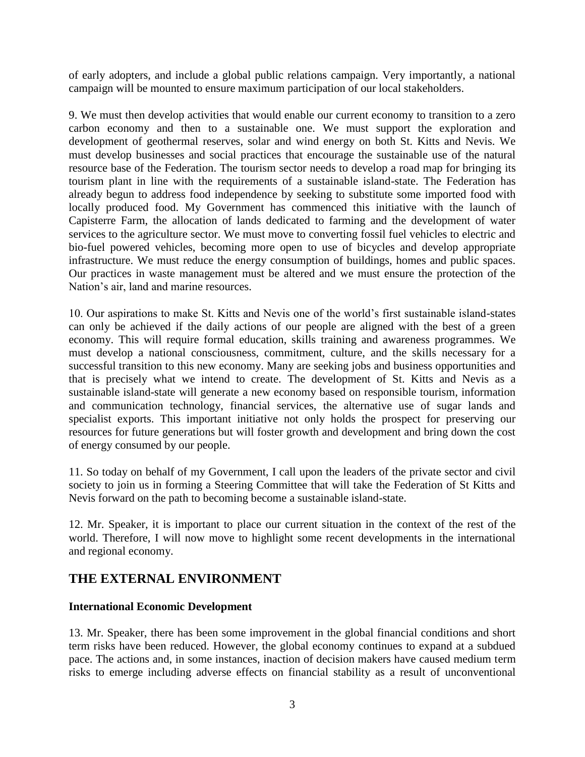of early adopters, and include a global public relations campaign. Very importantly, a national campaign will be mounted to ensure maximum participation of our local stakeholders.

9. We must then develop activities that would enable our current economy to transition to a zero carbon economy and then to a sustainable one. We must support the exploration and development of geothermal reserves, solar and wind energy on both St. Kitts and Nevis. We must develop businesses and social practices that encourage the sustainable use of the natural resource base of the Federation. The tourism sector needs to develop a road map for bringing its tourism plant in line with the requirements of a sustainable island-state. The Federation has already begun to address food independence by seeking to substitute some imported food with locally produced food. My Government has commenced this initiative with the launch of Capisterre Farm, the allocation of lands dedicated to farming and the development of water services to the agriculture sector. We must move to converting fossil fuel vehicles to electric and bio-fuel powered vehicles, becoming more open to use of bicycles and develop appropriate infrastructure. We must reduce the energy consumption of buildings, homes and public spaces. Our practices in waste management must be altered and we must ensure the protection of the Nation's air, land and marine resources.

10. Our aspirations to make St. Kitts and Nevis one of the world's first sustainable island-states can only be achieved if the daily actions of our people are aligned with the best of a green economy. This will require formal education, skills training and awareness programmes. We must develop a national consciousness, commitment, culture, and the skills necessary for a successful transition to this new economy. Many are seeking jobs and business opportunities and that is precisely what we intend to create. The development of St. Kitts and Nevis as a sustainable island-state will generate a new economy based on responsible tourism, information and communication technology, financial services, the alternative use of sugar lands and specialist exports. This important initiative not only holds the prospect for preserving our resources for future generations but will foster growth and development and bring down the cost of energy consumed by our people.

11. So today on behalf of my Government, I call upon the leaders of the private sector and civil society to join us in forming a Steering Committee that will take the Federation of St Kitts and Nevis forward on the path to becoming become a sustainable island-state.

12. Mr. Speaker, it is important to place our current situation in the context of the rest of the world. Therefore, I will now move to highlight some recent developments in the international and regional economy.

## THE EXTERNAL ENVIRONMENT

**International Economic Development**

13. Mr. Speaker, there has been some improvement in the global financial conditions and short term risks have been reduced. However, the global economy continues to expand at a subdued pace. The actions and, in some instances, inaction of decision makers have caused medium term risks to emerge including adverse effects on financial stability as a result of unconventional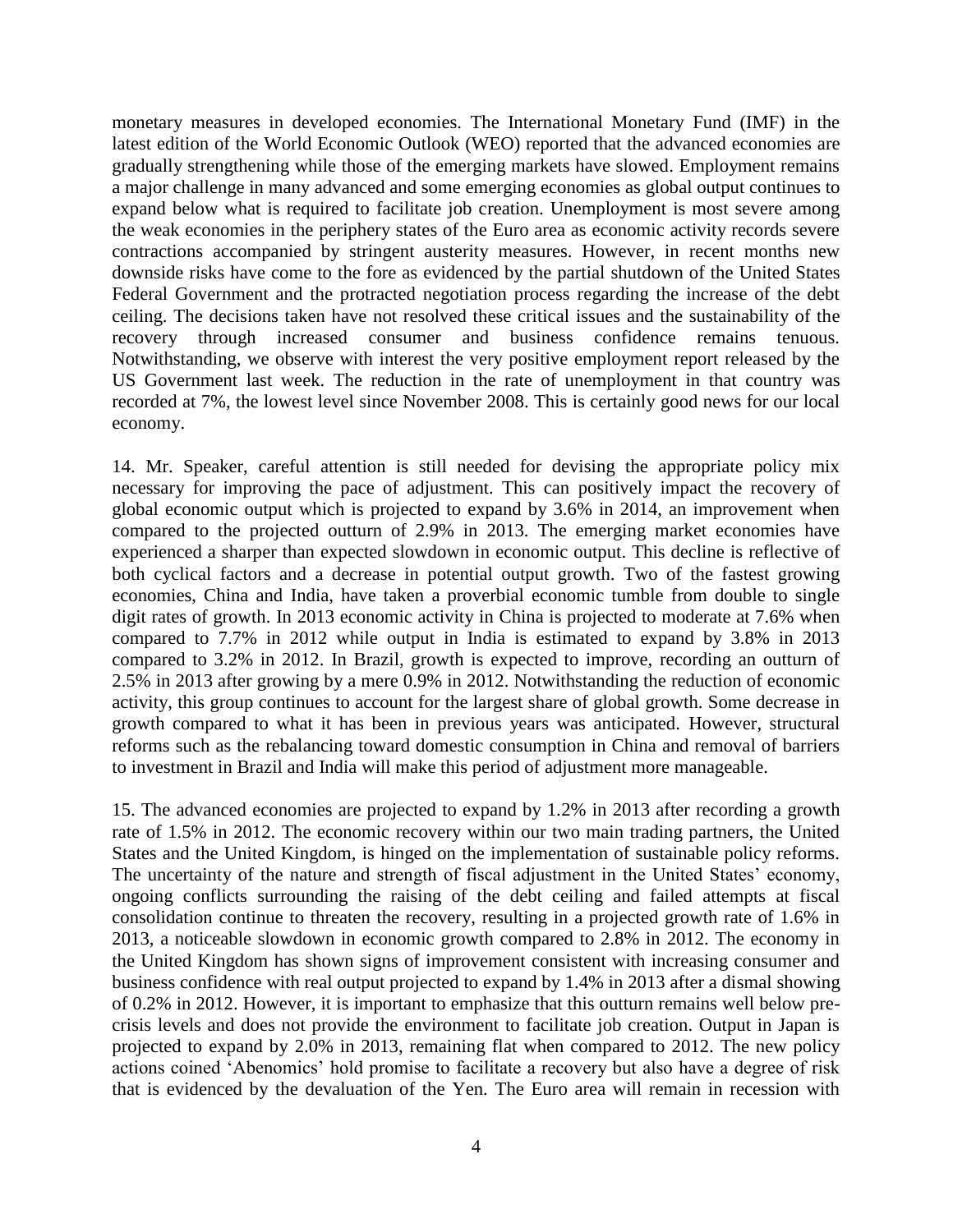monetary measures in developed economies. The International Monetary Fund (IMF) in the latest edition of the World Economic Outlook (WEO) reported that the advanced economies are gradually strengthening while those of the emerging markets have slowed. Employment remains a major challenge in many advanced and some emerging economies as global output continues to expand below what is required to facilitate job creation. Unemployment is most severe among the weak economies in the periphery states of the Euro area as economic activity records severe contractions accompanied by stringent austerity measures. However, in recent months new downside risks have come to the fore as evidenced by the partial shutdown of the United States Federal Government and the protracted negotiation process regarding the increase of the debt ceiling. The decisions taken have not resolved these critical issues and the sustainability of the recovery through increased consumer and business confidence remains tenuous. Notwithstanding, we observe with interest the very positive employment report released by the US Government last week. The reduction in the rate of unemployment in that country was recorded at 7%, the lowest level since November 2008. This is certainly good news for our local economy.

14. Mr. Speaker, careful attention is still needed for devising the appropriate policy mix necessary for improving the pace of adjustment. This can positively impact the recovery of global economic output which is projected to expand by 3.6% in 2014, an improvement when compared to the projected outturn of 2.9% in 2013. The emerging market economies have experienced a sharper than expected slowdown in economic output. This decline is reflective of both cyclical factors and a decrease in potential output growth. Two of the fastest growing economies, China and India, have taken a proverbial economic tumble from double to single digit rates of growth. In 2013 economic activity in China is projected to moderate at 7.6% when compared to 7.7% in 2012 while output in India is estimated to expand by 3.8% in 2013 compared to 3.2% in 2012. In Brazil, growth is expected to improve, recording an outturn of 2.5% in 2013 after growing by a mere 0.9% in 2012. Notwithstanding the reduction of economic activity, this group continues to account for the largest share of global growth. Some decrease in growth compared to what it has been in previous years was anticipated. However, structural reforms such as the rebalancing toward domestic consumption in China and removal of barriers to investment in Brazil and India will make this period of adjustment more manageable.

15. The advanced economies are projected to expand by 1.2% in 2013 after recording a growth rate of 1.5% in 2012. The economic recovery within our two main trading partners, the United States and the United Kingdom, is hinged on the implementation of sustainable policy reforms. The uncertainty of the nature and strength of fiscal adjustment in the United States' economy, ongoing conflicts surrounding the raising of the debt ceiling and failed attempts at fiscal consolidation continue to threaten the recovery, resulting in a projected growth rate of 1.6% in 2013, a noticeable slowdown in economic growth compared to 2.8% in 2012. The economy in the United Kingdom has shown signs of improvement consistent with increasing consumer and business confidence with real output projected to expand by 1.4% in 2013 after a dismal showing of 0.2% in 2012. However, it is important to emphasize that this outturn remains well below pre-crisis levels and does not provide the environment to facilitate job creation. Output in Japan is projected to expand by 2.0% in 2013, remaining flat when compared to 2012. The new policy actions coined 'Abenomics' hold promise to facilitate a recovery but also have a degree of risk that is evidenced by the devaluation of the Yen. The Euro area will remain in recession with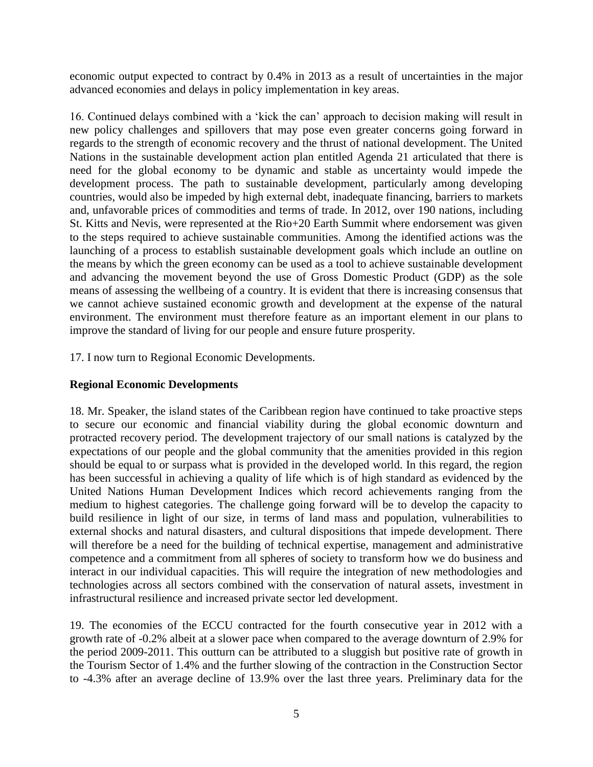economic output expected to contract by 0.4% in 2013 as a result of uncertainties in the major advanced economies and delays in policy implementation in key areas.

16. Continued delays combined with a 'kick the can' approach to decision making will result in new policy challenges and spillovers that may pose even greater concerns going forward in regards to the strength of economic recovery and the thrust of national development. The United Nations in the sustainable development action plan entitled Agenda 21 articulated that there is need for the global economy to be dynamic and stable as uncertainty would impede the development process. The path to sustainable development, particularly among developing countries, would also be impeded by high external debt, inadequate financing, barriers to markets and, unfavorable prices of commodities and terms of trade. In 2012, over 190 nations, including St. Kitts and Nevis, were represented at the Rio+20 Earth Summit where endorsement was given to the steps required to achieve sustainable communities. Among the identified actions was the launching of a process to establish sustainable development goals which include an outline on the means by which the green economy can be used as a tool to achieve sustainable development and advancing the movement beyond the use of Gross Domestic Product (GDP) as the sole means of assessing the wellbeing of a country. It is evident that there is increasing consensus that we cannot achieve sustained economic growth and development at the expense of the natural environment. The environment must therefore feature as an important element in our plans to improve the standard of living for our people and ensure future prosperity.

17. I now turn to Regional Economic Developments.

**Regional Economic Developments**

18. Mr. Speaker, the island states of the Caribbean region have continued to take proactive steps to secure our economic and financial viability during the global economic downturn and protracted recovery period. The development trajectory of our small nations is catalyzed by the expectations of our people and the global community that the amenities provided in this region should be equal to or surpass what is provided in the developed world. In this regard, the region has been successful in achieving a quality of life which is of high standard as evidenced by the United Nations Human Development Indices which record achievements ranging from the medium to highest categories. The challenge going forward will be to develop the capacity to build resilience in light of our size, in terms of land mass and population, vulnerabilities to external shocks and natural disasters, and cultural dispositions that impede development. There will therefore be a need for the building of technical expertise, management and administrative competence and a commitment from all spheres of society to transform how we do business and interact in our individual capacities. This will require the integration of new methodologies and technologies across all sectors combined with the conservation of natural assets, investment in infrastructural resilience and increased private sector led development.

19. The economies of the ECCU contracted for the fourth consecutive year in 2012 with a growth rate of -0.2% albeit at a slower pace when compared to the average downturn of 2.9% for the period 2009-2011. This outturn can be attributed to a sluggish but positive rate of growth in the Tourism Sector of 1.4% and the further slowing of the contraction in the Construction Sector to -4.3% after an average decline of 13.9% over the last three years. Preliminary data for the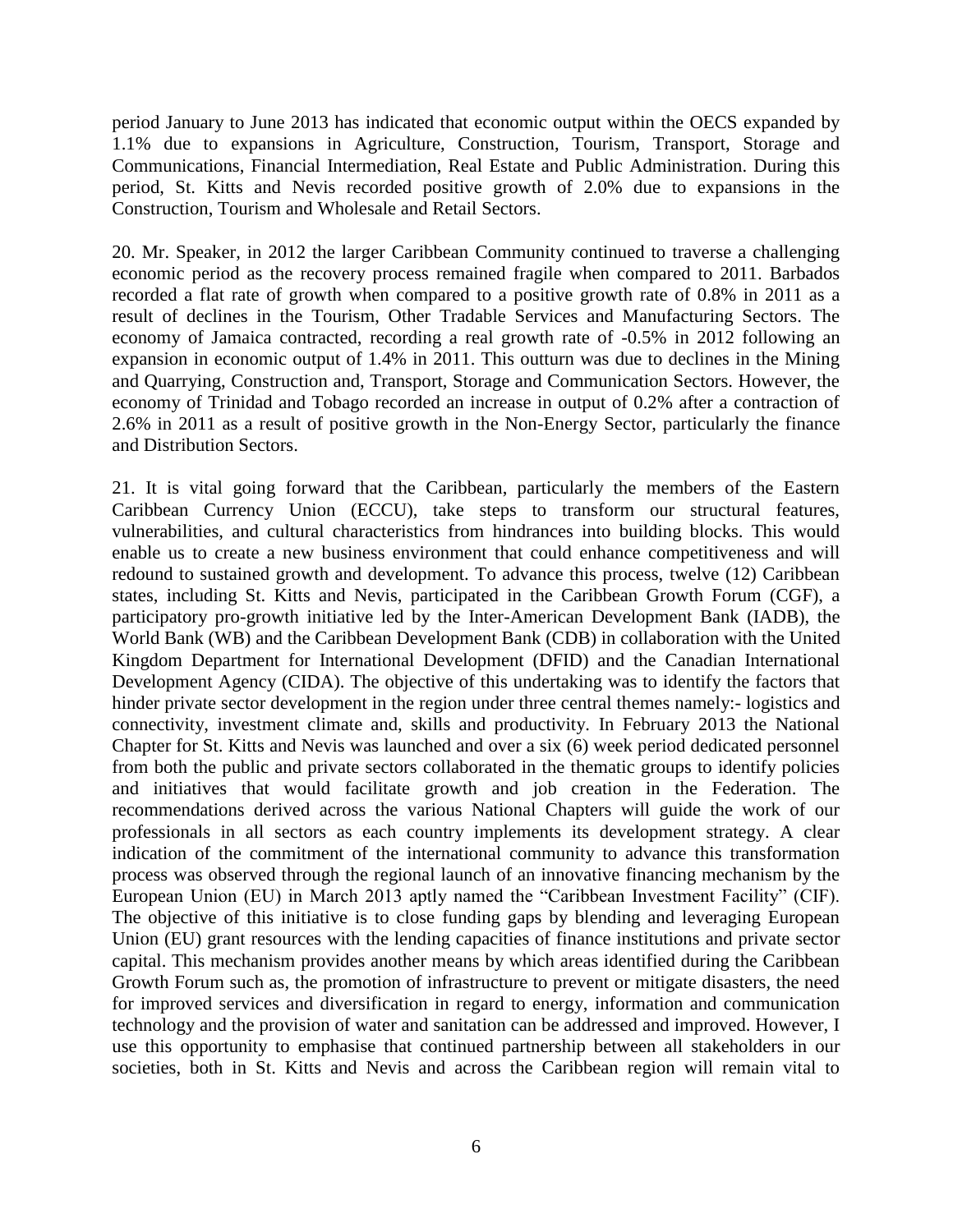period January to June 2013 has indicated that economic output within the OECS expanded by 1.1% due to expansions in Agriculture, Construction, Tourism, Transport, Storage and Communications, Financial Intermediation, Real Estate and Public Administration. During this period, St. Kitts and Nevis recorded positive growth of 2.0% due to expansions in the Construction, Tourism and Wholesale and Retail Sectors.

20. Mr. Speaker, in 2012 the larger Caribbean Community continued to traverse a challenging economic period as the recovery process remained fragile when compared to 2011. Barbados recorded a flat rate of growth when compared to a positive growth rate of 0.8% in 2011 as a result of declines in the Tourism, Other Tradable Services and Manufacturing Sectors. The economy of Jamaica contracted, recording a real growth rate of -0.5% in 2012 following an expansion in economic output of 1.4% in 2011. This outturn was due to declines in the Mining and Quarrying, Construction and, Transport, Storage and Communication Sectors. However, the economy of Trinidad and Tobago recorded an increase in output of 0.2% after a contraction of 2.6% in 2011 as a result of positive growth in the Non-Energy Sector, particularly the finance and Distribution Sectors.

21. It is vital going forward that the Caribbean, particularly the members of the Eastern Caribbean Currency Union (ECCU), take steps to transform our structural features, vulnerabilities, and cultural characteristics from hindrances into building blocks. This would enable us to create a new business environment that could enhance competitiveness and will redound to sustained growth and development. To advance this process, twelve (12) Caribbean states, including St. Kitts and Nevis, participated in the Caribbean Growth Forum (CGF), a participatory pro-growth initiative led by the Inter-American Development Bank (IADB), the World Bank (WB) and the Caribbean Development Bank (CDB) in collaboration with the United Kingdom Department for International Development (DFID) and the Canadian International Development Agency (CIDA). The objective of this undertaking was to identify the factors that hinder private sector development in the region under three central themes namely:- logistics and connectivity, investment climate and, skills and productivity. In February 2013 the National Chapter for St. Kitts and Nevis was launched and over a six (6) week period dedicated personnel from both the public and private sectors collaborated in the thematic groups to identify policies and initiatives that would facilitate growth and job creation in the Federation. The recommendations derived across the various National Chapters will guide the work of our professionals in all sectors as each country implements its development strategy. A clear indication of the commitment of the international community to advance this transformation process was observed through the regional launch of an innovative financing mechanism by the European Union (EU) in March 2013 aptly named the "Caribbean Investment Facility" (CIF). The objective of this initiative is to close funding gaps by blending and leveraging European Union (EU) grant resources with the lending capacities of finance institutions and private sector capital. This mechanism provides another means by which areas identified during the Caribbean Growth Forum such as, the promotion of infrastructure to prevent or mitigate disasters, the need for improved services and diversification in regard to energy, information and communication technology and the provision of water and sanitation can be addressed and improved. However, I use this opportunity to emphasise that continued partnership between all stakeholders in our societies, both in St. Kitts and Nevis and across the Caribbean region will remain vital to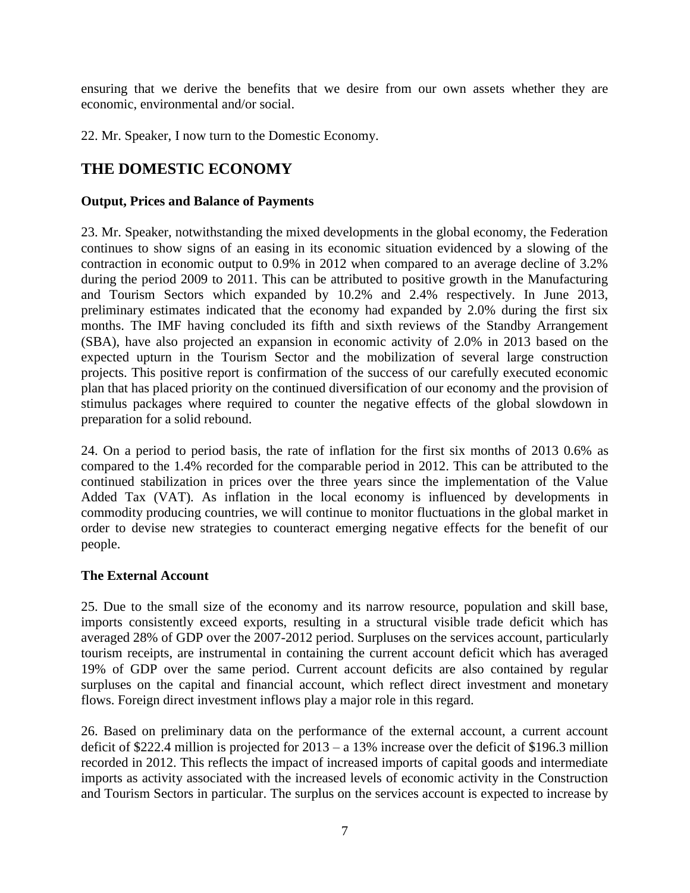ensuring that we derive the benefits that we desire from our own assets whether they are economic, environmental and/or social.

22. Mr. Speaker, I now turn to the Domestic Economy.

## THE DOMESTIC ECONOMY

### Output, Prices and Balance of Payments

23. Mr. Speaker, notwithstanding the mixed developments in the global economy, the Federation continues to show signs of an easing in its economic situation evidenced by a slowing of the contraction in economic output to 0.9% in 2012 when compared to an average decline of 3.2% during the period 2009 to 2011. This can be attributed to positive growth in the Manufacturing and Tourism Sectors which expanded by 10.2% and 2.4% respectively. In June 2013, preliminary estimates indicated that the economy had expanded by 2.0% during the first six months. The IMF having concluded its fifth and sixth reviews of the Standby Arrangement (SBA), have also projected an expansion in economic activity of 2.0% in 2013 based on the expected upturn in the Tourism Sector and the mobilization of several large construction projects. This positive report is confirmation of the success of our carefully executed economic plan that has placed priority on the continued diversification of our economy and the provision of stimulus packages where required to counter the negative effects of the global slowdown in preparation for a solid rebound.

24. On a period to period basis, the rate of inflation for the first six months of 2013 0.6% as compared to the 1.4% recorded for the comparable period in 2012. This can be attributed to the continued stabilization in prices over the three years since the implementation of the Value Added Tax (VAT). As inflation in the local economy is influenced by developments in commodity producing countries, we will continue to monitor fluctuations in the global market in order to devise new strategies to counteract emerging negative effects for the benefit of our people.

### The External Account

25. Due to the small size of the economy and its narrow resource, population and skill base, imports consistently exceed exports, resulting in a structural visible trade deficit which has averaged 28% of GDP over the 2007-2012 period. Surpluses on the services account, particularly tourism receipts, are instrumental in containing the current account deficit which has averaged 19% of GDP over the same period. Current account deficits are also contained by regular surpluses on the capital and financial account, which reflect direct investment and monetary flows. Foreign direct investment inflows play a major role in this regard.

26. Based on preliminary data on the performance of the external account, a current account deficit of $222.4 million is projected for 2013 – a 13% increase over the deficit of $196.3 million recorded in 2012. This reflects the impact of increased imports of capital goods and intermediate imports as activity associated with the increased levels of economic activity in the Construction and Tourism Sectors in particular. The surplus on the services account is expected to increase by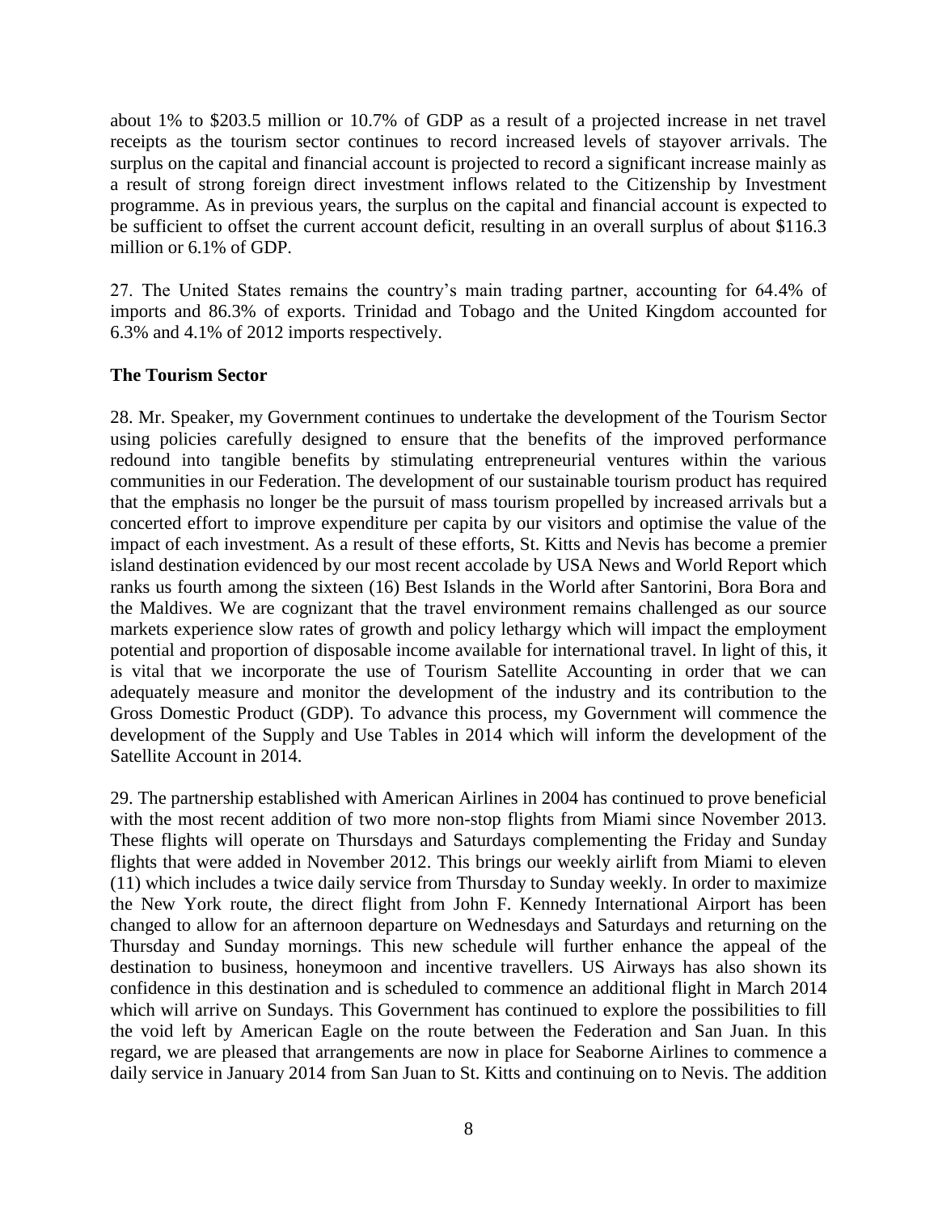about 1% to $203.5 million or 10.7% of GDP as a result of a projected increase in net travel receipts as the tourism sector continues to record increased levels of stayover arrivals. The surplus on the capital and financial account is projected to record a significant increase mainly as a result of strong foreign direct investment inflows related to the Citizenship by Investment programme. As in previous years, the surplus on the capital and financial account is expected to be sufficient to offset the current account deficit, resulting in an overall surplus of about $116.3 million or 6.1% of GDP.

27. The United States remains the country's main trading partner, accounting for 64.4% of imports and 86.3% of exports. Trinidad and Tobago and the United Kingdom accounted for 6.3% and 4.1% of 2012 imports respectively.

**The Tourism Sector**

28. Mr. Speaker, my Government continues to undertake the development of the Tourism Sector using policies carefully designed to ensure that the benefits of the improved performance redound into tangible benefits by stimulating entrepreneurial ventures within the various communities in our Federation. The development of our sustainable tourism product has required that the emphasis no longer be the pursuit of mass tourism propelled by increased arrivals but a concerted effort to improve expenditure per capita by our visitors and optimise the value of the impact of each investment. As a result of these efforts, St. Kitts and Nevis has become a premier island destination evidenced by our most recent accolade by USA News and World Report which ranks us fourth among the sixteen (16) Best Islands in the World after Santorini, Bora Bora and the Maldives. We are cognizant that the travel environment remains challenged as our source markets experience slow rates of growth and policy lethargy which will impact the employment potential and proportion of disposable income available for international travel. In light of this, it is vital that we incorporate the use of Tourism Satellite Accounting in order that we can adequately measure and monitor the development of the industry and its contribution to the Gross Domestic Product (GDP). To advance this process, my Government will commence the development of the Supply and Use Tables in 2014 which will inform the development of the Satellite Account in 2014.

29. The partnership established with American Airlines in 2004 has continued to prove beneficial with the most recent addition of two more non-stop flights from Miami since November 2013. These flights will operate on Thursdays and Saturdays complementing the Friday and Sunday flights that were added in November 2012. This brings our weekly airlift from Miami to eleven (11) which includes a twice daily service from Thursday to Sunday weekly. In order to maximize the New York route, the direct flight from John F. Kennedy International Airport has been changed to allow for an afternoon departure on Wednesdays and Saturdays and returning on the Thursday and Sunday mornings. This new schedule will further enhance the appeal of the destination to business, honeymoon and incentive travellers. US Airways has also shown its confidence in this destination and is scheduled to commence an additional flight in March 2014 which will arrive on Sundays. This Government has continued to explore the possibilities to fill the void left by American Eagle on the route between the Federation and San Juan. In this regard, we are pleased that arrangements are now in place for Seaborne Airlines to commence a daily service in January 2014 from San Juan to St. Kitts and continuing on to Nevis. The addition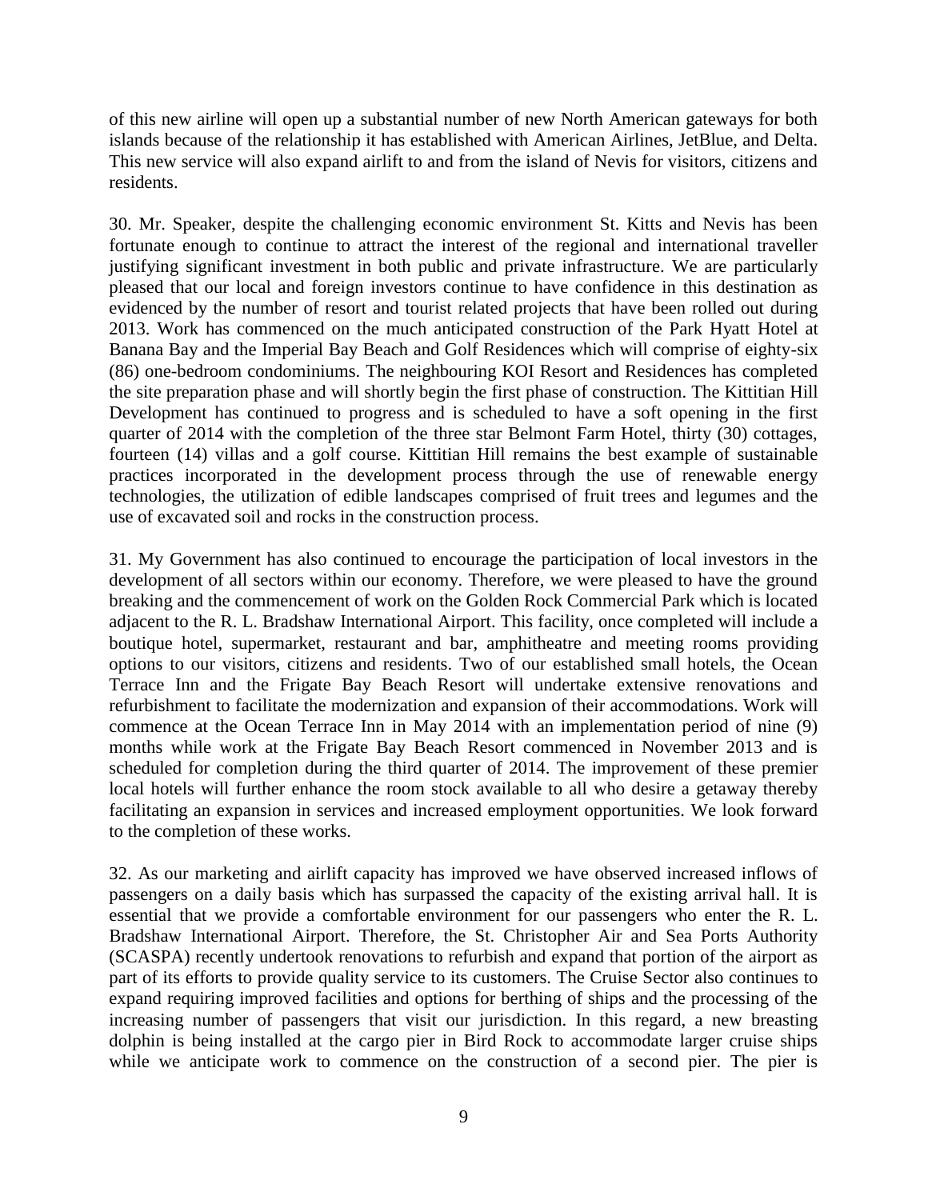of this new airline will open up a substantial number of new North American gateways for both islands because of the relationship it has established with American Airlines, JetBlue, and Delta. This new service will also expand airlift to and from the island of Nevis for visitors, citizens and residents.

30. Mr. Speaker, despite the challenging economic environment St. Kitts and Nevis has been fortunate enough to continue to attract the interest of the regional and international traveller justifying significant investment in both public and private infrastructure. We are particularly pleased that our local and foreign investors continue to have confidence in this destination as evidenced by the number of resort and tourist related projects that have been rolled out during 2013. Work has commenced on the much anticipated construction of the Park Hyatt Hotel at Banana Bay and the Imperial Bay Beach and Golf Residences which will comprise of eighty-six (86) one-bedroom condominiums. The neighbouring KOI Resort and Residences has completed the site preparation phase and will shortly begin the first phase of construction. The Kittitian Hill Development has continued to progress and is scheduled to have a soft opening in the first quarter of 2014 with the completion of the three star Belmont Farm Hotel, thirty (30) cottages, fourteen (14) villas and a golf course. Kittitian Hill remains the best example of sustainable practices incorporated in the development process through the use of renewable energy technologies, the utilization of edible landscapes comprised of fruit trees and legumes and the use of excavated soil and rocks in the construction process.

31. My Government has also continued to encourage the participation of local investors in the development of all sectors within our economy. Therefore, we were pleased to have the ground breaking and the commencement of work on the Golden Rock Commercial Park which is located adjacent to the R. L. Bradshaw International Airport. This facility, once completed will include a boutique hotel, supermarket, restaurant and bar, amphitheatre and meeting rooms providing options to our visitors, citizens and residents. Two of our established small hotels, the Ocean Terrace Inn and the Frigate Bay Beach Resort will undertake extensive renovations and refurbishment to facilitate the modernization and expansion of their accommodations. Work will commence at the Ocean Terrace Inn in May 2014 with an implementation period of nine (9) months while work at the Frigate Bay Beach Resort commenced in November 2013 and is scheduled for completion during the third quarter of 2014. The improvement of these premier local hotels will further enhance the room stock available to all who desire a getaway thereby facilitating an expansion in services and increased employment opportunities. We look forward to the completion of these works.

32. As our marketing and airlift capacity has improved we have observed increased inflows of passengers on a daily basis which has surpassed the capacity of the existing arrival hall. It is essential that we provide a comfortable environment for our passengers who enter the R. L. Bradshaw International Airport. Therefore, the St. Christopher Air and Sea Ports Authority (SCASPA) recently undertook renovations to refurbish and expand that portion of the airport as part of its efforts to provide quality service to its customers. The Cruise Sector also continues to expand requiring improved facilities and options for berthing of ships and the processing of the increasing number of passengers that visit our jurisdiction. In this regard, a new breasting dolphin is being installed at the cargo pier in Bird Rock to accommodate larger cruise ships while we anticipate work to commence on the construction of a second pier. The pier is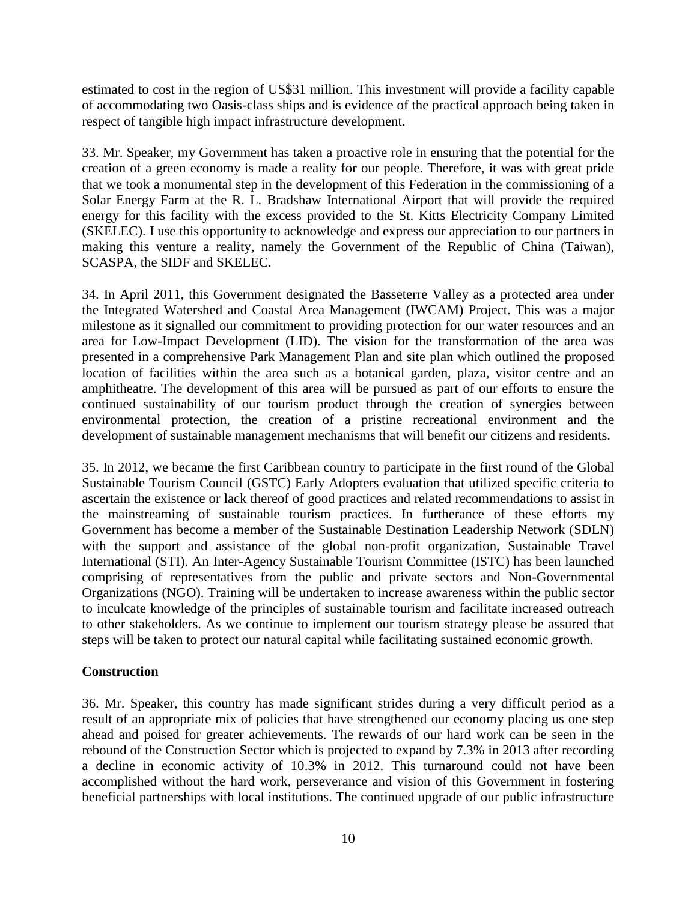estimated to cost in the region of US$31 million. This investment will provide a facility capable of accommodating two Oasis-class ships and is evidence of the practical approach being taken in respect of tangible high impact infrastructure development.

33. Mr. Speaker, my Government has taken a proactive role in ensuring that the potential for the creation of a green economy is made a reality for our people. Therefore, it was with great pride that we took a monumental step in the development of this Federation in the commissioning of a Solar Energy Farm at the R. L. Bradshaw International Airport that will provide the required energy for this facility with the excess provided to the St. Kitts Electricity Company Limited (SKELEC). I use this opportunity to acknowledge and express our appreciation to our partners in making this venture a reality, namely the Government of the Republic of China (Taiwan), SCASPA, the SIDF and SKELEC.

34. In April 2011, this Government designated the Basseterre Valley as a protected area under the Integrated Watershed and Coastal Area Management (IWCAM) Project. This was a major milestone as it signalled our commitment to providing protection for our water resources and an area for Low-Impact Development (LID). The vision for the transformation of the area was presented in a comprehensive Park Management Plan and site plan which outlined the proposed location of facilities within the area such as a botanical garden, plaza, visitor centre and an amphitheatre. The development of this area will be pursued as part of our efforts to ensure the continued sustainability of our tourism product through the creation of synergies between environmental protection, the creation of a pristine recreational environment and the development of sustainable management mechanisms that will benefit our citizens and residents.

35. In 2012, we became the first Caribbean country to participate in the first round of the Global Sustainable Tourism Council (GSTC) Early Adopters evaluation that utilized specific criteria to ascertain the existence or lack thereof of good practices and related recommendations to assist in the mainstreaming of sustainable tourism practices. In furtherance of these efforts my Government has become a member of the Sustainable Destination Leadership Network (SDLN) with the support and assistance of the global non-profit organization, Sustainable Travel International (STI). An Inter-Agency Sustainable Tourism Committee (ISTC) has been launched comprising of representatives from the public and private sectors and Non-Governmental Organizations (NGO). Training will be undertaken to increase awareness within the public sector to inculcate knowledge of the principles of sustainable tourism and facilitate increased outreach to other stakeholders. As we continue to implement our tourism strategy please be assured that steps will be taken to protect our natural capital while facilitating sustained economic growth.

**Construction**

36. Mr. Speaker, this country has made significant strides during a very difficult period as a result of an appropriate mix of policies that have strengthened our economy placing us one step ahead and poised for greater achievements. The rewards of our hard work can be seen in the rebound of the Construction Sector which is projected to expand by 7.3% in 2013 after recording a decline in economic activity of 10.3% in 2012. This turnaround could not have been accomplished without the hard work, perseverance and vision of this Government in fostering beneficial partnerships with local institutions. The continued upgrade of our public infrastructure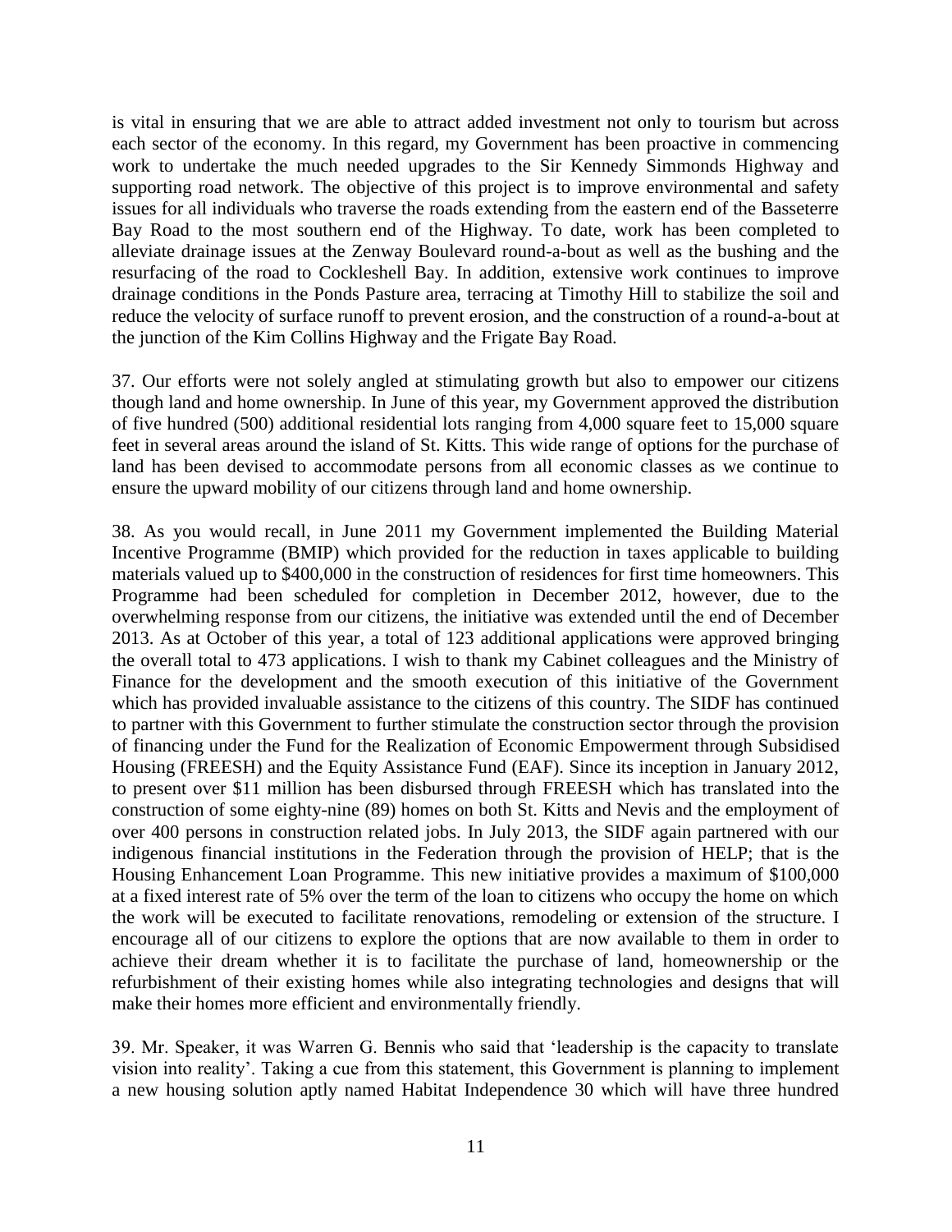is vital in ensuring that we are able to attract added investment not only to tourism but across each sector of the economy. In this regard, my Government has been proactive in commencing work to undertake the much needed upgrades to the Sir Kennedy Simmonds Highway and supporting road network. The objective of this project is to improve environmental and safety issues for all individuals who traverse the roads extending from the eastern end of the Basseterre Bay Road to the most southern end of the Highway. To date, work has been completed to alleviate drainage issues at the Zenway Boulevard round-a-bout as well as the bushing and the resurfacing of the road to Cockleshell Bay. In addition, extensive work continues to improve drainage conditions in the Ponds Pasture area, terracing at Timothy Hill to stabilize the soil and reduce the velocity of surface runoff to prevent erosion, and the construction of a round-a-bout at the junction of the Kim Collins Highway and the Frigate Bay Road.

37. Our efforts were not solely angled at stimulating growth but also to empower our citizens though land and home ownership. In June of this year, my Government approved the distribution of five hundred (500) additional residential lots ranging from 4,000 square feet to 15,000 square feet in several areas around the island of St. Kitts. This wide range of options for the purchase of land has been devised to accommodate persons from all economic classes as we continue to ensure the upward mobility of our citizens through land and home ownership.

38. As you would recall, in June 2011 my Government implemented the Building Material Incentive Programme (BMIP) which provided for the reduction in taxes applicable to building materials valued up to $400,000 in the construction of residences for first time homeowners. This Programme had been scheduled for completion in December 2012, however, due to the overwhelming response from our citizens, the initiative was extended until the end of December 2013. As at October of this year, a total of 123 additional applications were approved bringing the overall total to 473 applications. I wish to thank my Cabinet colleagues and the Ministry of Finance for the development and the smooth execution of this initiative of the Government which has provided invaluable assistance to the citizens of this country. The SIDF has continued to partner with this Government to further stimulate the construction sector through the provision of financing under the Fund for the Realization of Economic Empowerment through Subsidised Housing (FREESH) and the Equity Assistance Fund (EAF). Since its inception in January 2012, to present over $11 million has been disbursed through FREESH which has translated into the construction of some eighty-nine (89) homes on both St. Kitts and Nevis and the employment of over 400 persons in construction related jobs. In July 2013, the SIDF again partnered with our indigenous financial institutions in the Federation through the provision of HELP; that is the Housing Enhancement Loan Programme. This new initiative provides a maximum of $100,000 at a fixed interest rate of 5% over the term of the loan to citizens who occupy the home on which the work will be executed to facilitate renovations, remodeling or extension of the structure. I encourage all of our citizens to explore the options that are now available to them in order to achieve their dream whether it is to facilitate the purchase of land, homeownership or the refurbishment of their existing homes while also integrating technologies and designs that will make their homes more efficient and environmentally friendly.

39. Mr. Speaker, it was Warren G. Bennis who said that 'leadership is the capacity to translate vision into reality'. Taking a cue from this statement, this Government is planning to implement a new housing solution aptly named Habitat Independence 30 which will have three hundred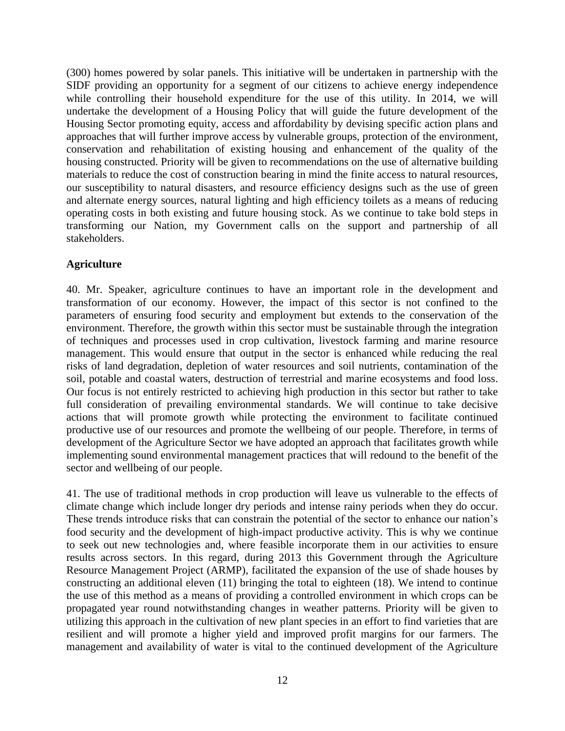(300) homes powered by solar panels. This initiative will be undertaken in partnership with the SIDF providing an opportunity for a segment of our citizens to achieve energy independence while controlling their household expenditure for the use of this utility. In 2014, we will undertake the development of a Housing Policy that will guide the future development of the Housing Sector promoting equity, access and affordability by devising specific action plans and approaches that will further improve access by vulnerable groups, protection of the environment, conservation and rehabilitation of existing housing and enhancement of the quality of the housing constructed. Priority will be given to recommendations on the use of alternative building materials to reduce the cost of construction bearing in mind the finite access to natural resources, our susceptibility to natural disasters, and resource efficiency designs such as the use of green and alternate energy sources, natural lighting and high efficiency toilets as a means of reducing operating costs in both existing and future housing stock. As we continue to take bold steps in transforming our Nation, my Government calls on the support and partnership of all stakeholders.

**Agriculture**

40. Mr. Speaker, agriculture continues to have an important role in the development and transformation of our economy. However, the impact of this sector is not confined to the parameters of ensuring food security and employment but extends to the conservation of the environment. Therefore, the growth within this sector must be sustainable through the integration of techniques and processes used in crop cultivation, livestock farming and marine resource management. This would ensure that output in the sector is enhanced while reducing the real risks of land degradation, depletion of water resources and soil nutrients, contamination of the soil, potable and coastal waters, destruction of terrestrial and marine ecosystems and food loss. Our focus is not entirely restricted to achieving high production in this sector but rather to take full consideration of prevailing environmental standards. We will continue to take decisive actions that will promote growth while protecting the environment to facilitate continued productive use of our resources and promote the wellbeing of our people. Therefore, in terms of development of the Agriculture Sector we have adopted an approach that facilitates growth while implementing sound environmental management practices that will redound to the benefit of the sector and wellbeing of our people.

41. The use of traditional methods in crop production will leave us vulnerable to the effects of climate change which include longer dry periods and intense rainy periods when they do occur. These trends introduce risks that can constrain the potential of the sector to enhance our nation's food security and the development of high-impact productive activity. This is why we continue to seek out new technologies and, where feasible incorporate them in our activities to ensure results across sectors. In this regard, during 2013 this Government through the Agriculture Resource Management Project (ARMP), facilitated the expansion of the use of shade houses by constructing an additional eleven (11) bringing the total to eighteen (18). We intend to continue the use of this method as a means of providing a controlled environment in which crops can be propagated year round notwithstanding changes in weather patterns. Priority will be given to utilizing this approach in the cultivation of new plant species in an effort to find varieties that are resilient and will promote a higher yield and improved profit margins for our farmers. The management and availability of water is vital to the continued development of the Agriculture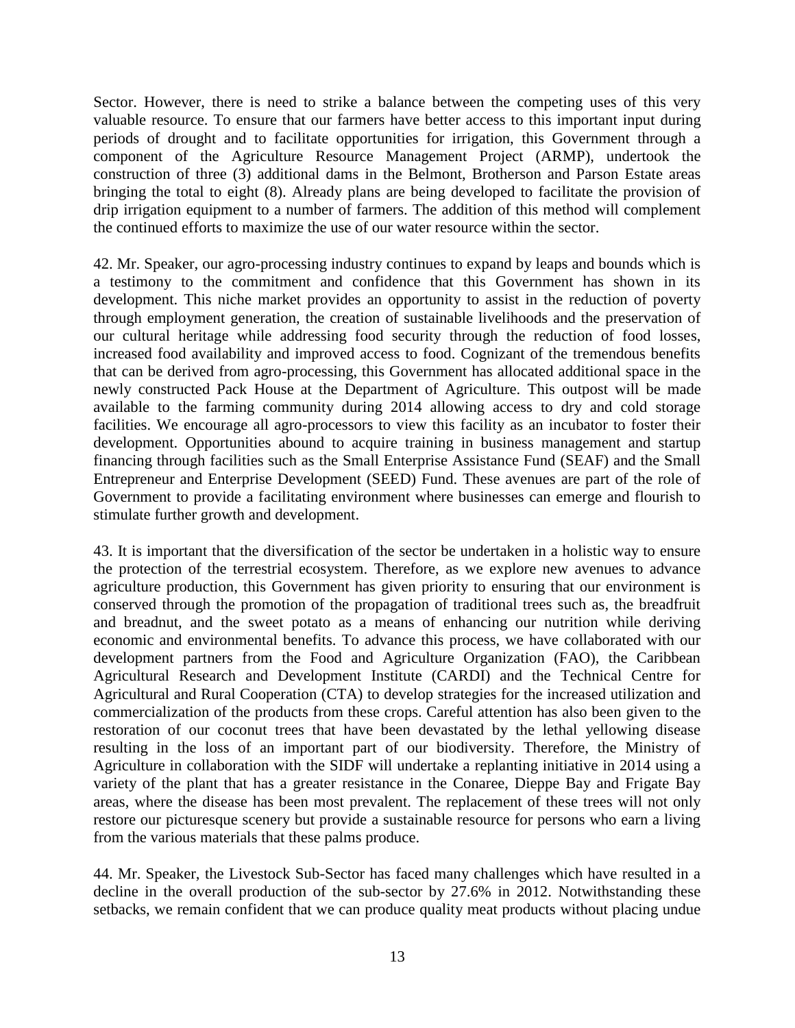Sector. However, there is need to strike a balance between the competing uses of this very valuable resource. To ensure that our farmers have better access to this important input during periods of drought and to facilitate opportunities for irrigation, this Government through a component of the Agriculture Resource Management Project (ARMP), undertook the construction of three (3) additional dams in the Belmont, Brotherson and Parson Estate areas bringing the total to eight (8). Already plans are being developed to facilitate the provision of drip irrigation equipment to a number of farmers. The addition of this method will complement the continued efforts to maximize the use of our water resource within the sector.

42. Mr. Speaker, our agro-processing industry continues to expand by leaps and bounds which is a testimony to the commitment and confidence that this Government has shown in its development. This niche market provides an opportunity to assist in the reduction of poverty through employment generation, the creation of sustainable livelihoods and the preservation of our cultural heritage while addressing food security through the reduction of food losses, increased food availability and improved access to food. Cognizant of the tremendous benefits that can be derived from agro-processing, this Government has allocated additional space in the newly constructed Pack House at the Department of Agriculture. This outpost will be made available to the farming community during 2014 allowing access to dry and cold storage facilities. We encourage all agro-processors to view this facility as an incubator to foster their development. Opportunities abound to acquire training in business management and startup financing through facilities such as the Small Enterprise Assistance Fund (SEAF) and the Small Entrepreneur and Enterprise Development (SEED) Fund. These avenues are part of the role of Government to provide a facilitating environment where businesses can emerge and flourish to stimulate further growth and development.

43. It is important that the diversification of the sector be undertaken in a holistic way to ensure the protection of the terrestrial ecosystem. Therefore, as we explore new avenues to advance agriculture production, this Government has given priority to ensuring that our environment is conserved through the promotion of the propagation of traditional trees such as, the breadfruit and breadnut, and the sweet potato as a means of enhancing our nutrition while deriving economic and environmental benefits. To advance this process, we have collaborated with our development partners from the Food and Agriculture Organization (FAO), the Caribbean Agricultural Research and Development Institute (CARDI) and the Technical Centre for Agricultural and Rural Cooperation (CTA) to develop strategies for the increased utilization and commercialization of the products from these crops. Careful attention has also been given to the restoration of our coconut trees that have been devastated by the lethal yellowing disease resulting in the loss of an important part of our biodiversity. Therefore, the Ministry of Agriculture in collaboration with the SIDF will undertake a replanting initiative in 2014 using a variety of the plant that has a greater resistance in the Conaree, Dieppe Bay and Frigate Bay areas, where the disease has been most prevalent. The replacement of these trees will not only restore our picturesque scenery but provide a sustainable resource for persons who earn a living from the various materials that these palms produce.

44. Mr. Speaker, the Livestock Sub-Sector has faced many challenges which have resulted in a decline in the overall production of the sub-sector by 27.6% in 2012. Notwithstanding these setbacks, we remain confident that we can produce quality meat products without placing undue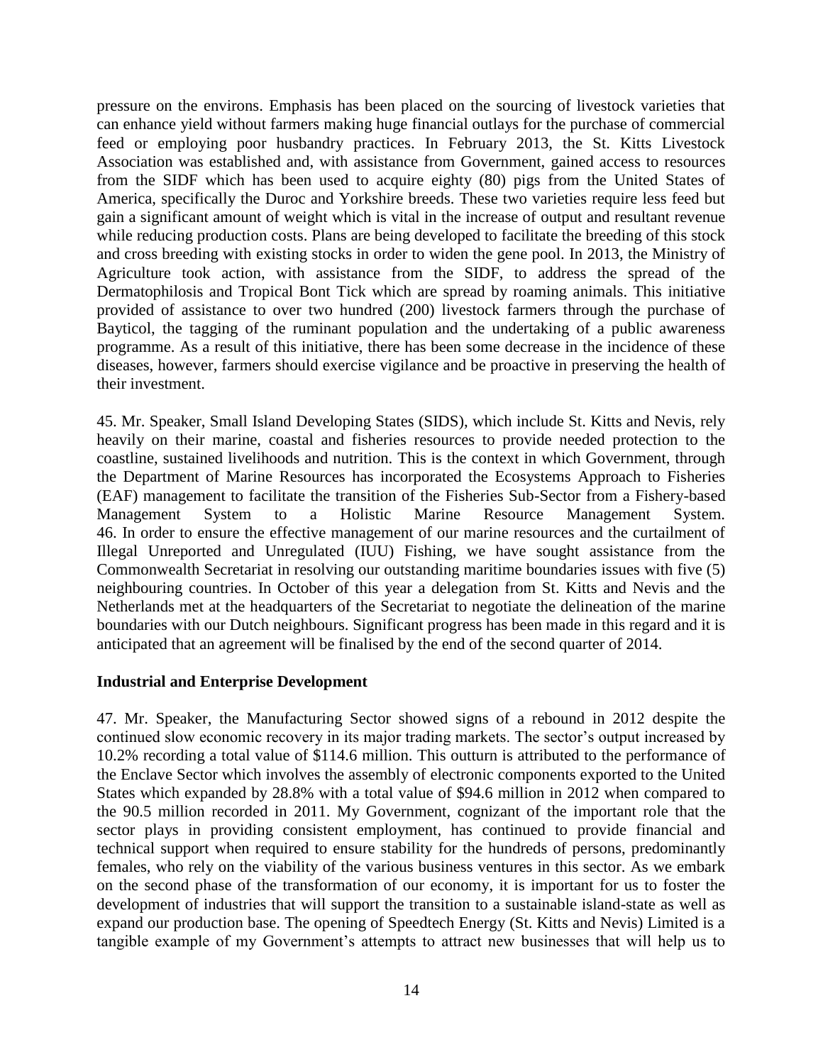pressure on the environs. Emphasis has been placed on the sourcing of livestock varieties that can enhance yield without farmers making huge financial outlays for the purchase of commercial feed or employing poor husbandry practices. In February 2013, the St. Kitts Livestock Association was established and, with assistance from Government, gained access to resources from the SIDF which has been used to acquire eighty (80) pigs from the United States of America, specifically the Duroc and Yorkshire breeds. These two varieties require less feed but gain a significant amount of weight which is vital in the increase of output and resultant revenue while reducing production costs. Plans are being developed to facilitate the breeding of this stock and cross breeding with existing stocks in order to widen the gene pool. In 2013, the Ministry of Agriculture took action, with assistance from the SIDF, to address the spread of the Dermatophilosis and Tropical Bont Tick which are spread by roaming animals. This initiative provided of assistance to over two hundred (200) livestock farmers through the purchase of Bayticol, the tagging of the ruminant population and the undertaking of a public awareness programme. As a result of this initiative, there has been some decrease in the incidence of these diseases, however, farmers should exercise vigilance and be proactive in preserving the health of their investment.

45. Mr. Speaker, Small Island Developing States (SIDS), which include St. Kitts and Nevis, rely heavily on their marine, coastal and fisheries resources to provide needed protection to the coastline, sustained livelihoods and nutrition. This is the context in which Government, through the Department of Marine Resources has incorporated the Ecosystems Approach to Fisheries (EAF) management to facilitate the transition of the Fisheries Sub-Sector from a Fishery-based Management System to a Holistic Marine Resource Management System.

46. In order to ensure the effective management of our marine resources and the curtailment of Illegal Unreported and Unregulated (IUU) Fishing, we have sought assistance from the Commonwealth Secretariat in resolving our outstanding maritime boundaries issues with five (5) neighbouring countries. In October of this year a delegation from St. Kitts and Nevis and the Netherlands met at the headquarters of the Secretariat to negotiate the delineation of the marine boundaries with our Dutch neighbours. Significant progress has been made in this regard and it is anticipated that an agreement will be finalised by the end of the second quarter of 2014.

**Industrial and Enterprise Development**

47. Mr. Speaker, the Manufacturing Sector showed signs of a rebound in 2012 despite the continued slow economic recovery in its major trading markets. The sector's output increased by 10.2% recording a total value of $114.6 million. This outturn is attributed to the performance of the Enclave Sector which involves the assembly of electronic components exported to the United States which expanded by 28.8% with a total value of $94.6 million in 2012 when compared to the 90.5 million recorded in 2011. My Government, cognizant of the important role that the sector plays in providing consistent employment, has continued to provide financial and technical support when required to ensure stability for the hundreds of persons, predominantly females, who rely on the viability of the various business ventures in this sector. As we embark on the second phase of the transformation of our economy, it is important for us to foster the development of industries that will support the transition to a sustainable island-state as well as expand our production base. The opening of Speedtech Energy (St. Kitts and Nevis) Limited is a tangible example of my Government's attempts to attract new businesses that will help us to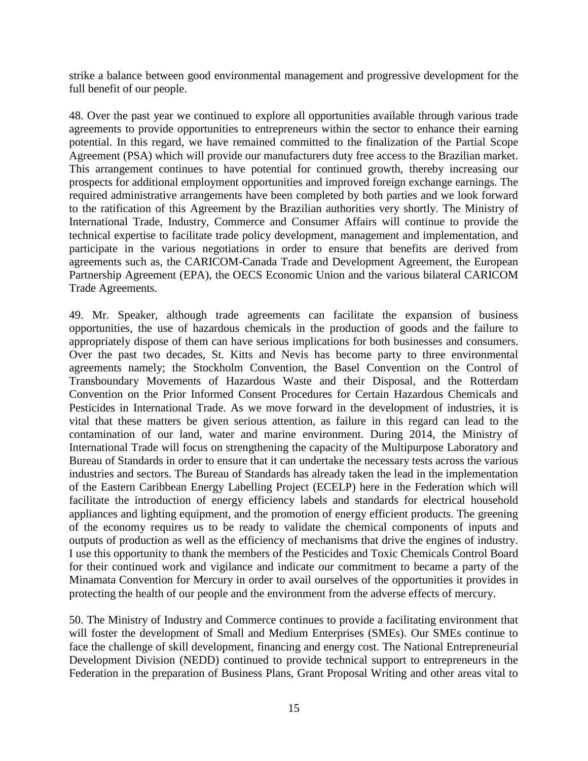strike a balance between good environmental management and progressive development for the full benefit of our people.

48. Over the past year we continued to explore all opportunities available through various trade agreements to provide opportunities to entrepreneurs within the sector to enhance their earning potential. In this regard, we have remained committed to the finalization of the Partial Scope Agreement (PSA) which will provide our manufacturers duty free access to the Brazilian market. This arrangement continues to have potential for continued growth, thereby increasing our prospects for additional employment opportunities and improved foreign exchange earnings. The required administrative arrangements have been completed by both parties and we look forward to the ratification of this Agreement by the Brazilian authorities very shortly. The Ministry of International Trade, Industry, Commerce and Consumer Affairs will continue to provide the technical expertise to facilitate trade policy development, management and implementation, and participate in the various negotiations in order to ensure that benefits are derived from agreements such as, the CARICOM-Canada Trade and Development Agreement, the European Partnership Agreement (EPA), the OECS Economic Union and the various bilateral CARICOM Trade Agreements.

49. Mr. Speaker, although trade agreements can facilitate the expansion of business opportunities, the use of hazardous chemicals in the production of goods and the failure to appropriately dispose of them can have serious implications for both businesses and consumers. Over the past two decades, St. Kitts and Nevis has become party to three environmental agreements namely; the Stockholm Convention, the Basel Convention on the Control of Transboundary Movements of Hazardous Waste and their Disposal, and the Rotterdam Convention on the Prior Informed Consent Procedures for Certain Hazardous Chemicals and Pesticides in International Trade. As we move forward in the development of industries, it is vital that these matters be given serious attention, as failure in this regard can lead to the contamination of our land, water and marine environment. During 2014, the Ministry of International Trade will focus on strengthening the capacity of the Multipurpose Laboratory and Bureau of Standards in order to ensure that it can undertake the necessary tests across the various industries and sectors. The Bureau of Standards has already taken the lead in the implementation of the Eastern Caribbean Energy Labelling Project (ECELP) here in the Federation which will facilitate the introduction of energy efficiency labels and standards for electrical household appliances and lighting equipment, and the promotion of energy efficient products. The greening of the economy requires us to be ready to validate the chemical components of inputs and outputs of production as well as the efficiency of mechanisms that drive the engines of industry. I use this opportunity to thank the members of the Pesticides and Toxic Chemicals Control Board for their continued work and vigilance and indicate our commitment to became a party of the Minamata Convention for Mercury in order to avail ourselves of the opportunities it provides in protecting the health of our people and the environment from the adverse effects of mercury.

50. The Ministry of Industry and Commerce continues to provide a facilitating environment that will foster the development of Small and Medium Enterprises (SMEs). Our SMEs continue to face the challenge of skill development, financing and energy cost. The National Entrepreneurial Development Division (NEDD) continued to provide technical support to entrepreneurs in the Federation in the preparation of Business Plans, Grant Proposal Writing and other areas vital to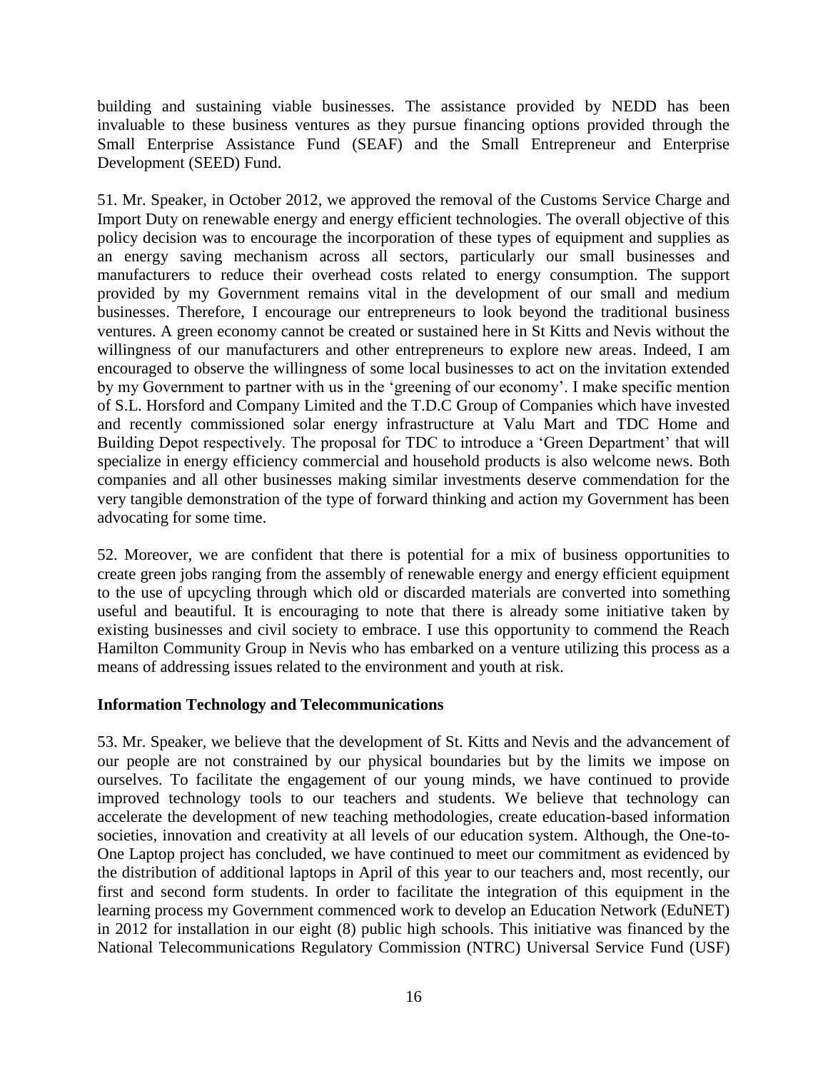building and sustaining viable businesses. The assistance provided by NEDD has been invaluable to these business ventures as they pursue financing options provided through the Small Enterprise Assistance Fund (SEAF) and the Small Entrepreneur and Enterprise Development (SEED) Fund.

51. Mr. Speaker, in October 2012, we approved the removal of the Customs Service Charge and Import Duty on renewable energy and energy efficient technologies. The overall objective of this policy decision was to encourage the incorporation of these types of equipment and supplies as an energy saving mechanism across all sectors, particularly our small businesses and manufacturers to reduce their overhead costs related to energy consumption. The support provided by my Government remains vital in the development of our small and medium businesses. Therefore, I encourage our entrepreneurs to look beyond the traditional business ventures. A green economy cannot be created or sustained here in St Kitts and Nevis without the willingness of our manufacturers and other entrepreneurs to explore new areas. Indeed, I am encouraged to observe the willingness of some local businesses to act on the invitation extended by my Government to partner with us in the 'greening of our economy'. I make specific mention of S.L. Horsford and Company Limited and the T.D.C Group of Companies which have invested and recently commissioned solar energy infrastructure at Valu Mart and TDC Home and Building Depot respectively. The proposal for TDC to introduce a 'Green Department' that will specialize in energy efficiency commercial and household products is also welcome news. Both companies and all other businesses making similar investments deserve commendation for the very tangible demonstration of the type of forward thinking and action my Government has been advocating for some time.

52. Moreover, we are confident that there is potential for a mix of business opportunities to create green jobs ranging from the assembly of renewable energy and energy efficient equipment to the use of upcycling through which old or discarded materials are converted into something useful and beautiful. It is encouraging to note that there is already some initiative taken by existing businesses and civil society to embrace. I use this opportunity to commend the Reach Hamilton Community Group in Nevis who has embarked on a venture utilizing this process as a means of addressing issues related to the environment and youth at risk.

### Information Technology and Telecommunications

53. Mr. Speaker, we believe that the development of St. Kitts and Nevis and the advancement of our people are not constrained by our physical boundaries but by the limits we impose on ourselves. To facilitate the engagement of our young minds, we have continued to provide improved technology tools to our teachers and students. We believe that technology can accelerate the development of new teaching methodologies, create education-based information societies, innovation and creativity at all levels of our education system. Although, the One-to-One Laptop project has concluded, we have continued to meet our commitment as evidenced by the distribution of additional laptops in April of this year to our teachers and, most recently, our first and second form students. In order to facilitate the integration of this equipment in the learning process my Government commenced work to develop an Education Network (EduNET) in 2012 for installation in our eight (8) public high schools. This initiative was financed by the National Telecommunications Regulatory Commission (NTRC) Universal Service Fund (USF)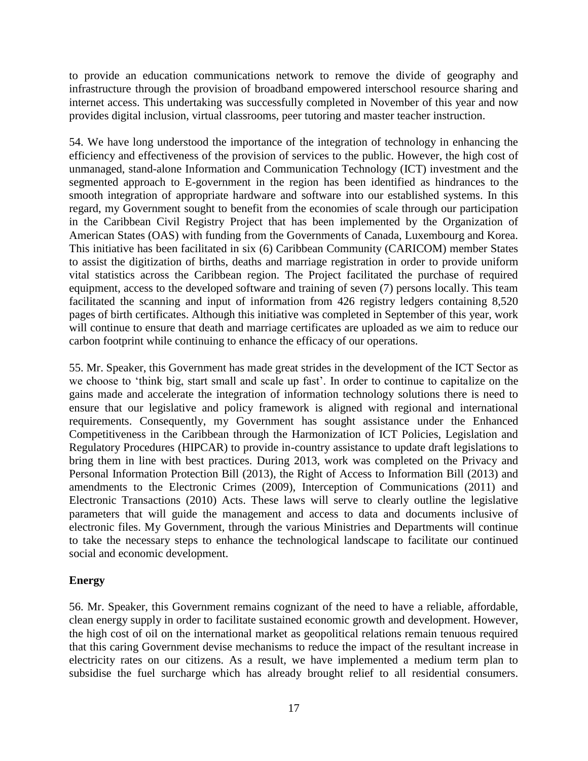to provide an education communications network to remove the divide of geography and infrastructure through the provision of broadband empowered interschool resource sharing and internet access. This undertaking was successfully completed in November of this year and now provides digital inclusion, virtual classrooms, peer tutoring and master teacher instruction.

54. We have long understood the importance of the integration of technology in enhancing the efficiency and effectiveness of the provision of services to the public. However, the high cost of unmanaged, stand-alone Information and Communication Technology (ICT) investment and the segmented approach to E-government in the region has been identified as hindrances to the smooth integration of appropriate hardware and software into our established systems. In this regard, my Government sought to benefit from the economies of scale through our participation in the Caribbean Civil Registry Project that has been implemented by the Organization of American States (OAS) with funding from the Governments of Canada, Luxembourg and Korea. This initiative has been facilitated in six (6) Caribbean Community (CARICOM) member States to assist the digitization of births, deaths and marriage registration in order to provide uniform vital statistics across the Caribbean region. The Project facilitated the purchase of required equipment, access to the developed software and training of seven (7) persons locally. This team facilitated the scanning and input of information from 426 registry ledgers containing 8,520 pages of birth certificates. Although this initiative was completed in September of this year, work will continue to ensure that death and marriage certificates are uploaded as we aim to reduce our carbon footprint while continuing to enhance the efficacy of our operations.

55. Mr. Speaker, this Government has made great strides in the development of the ICT Sector as we choose to 'think big, start small and scale up fast'. In order to continue to capitalize on the gains made and accelerate the integration of information technology solutions there is need to ensure that our legislative and policy framework is aligned with regional and international requirements. Consequently, my Government has sought assistance under the Enhanced Competitiveness in the Caribbean through the Harmonization of ICT Policies, Legislation and Regulatory Procedures (HIPCAR) to provide in-country assistance to update draft legislations to bring them in line with best practices. During 2013, work was completed on the Privacy and Personal Information Protection Bill (2013), the Right of Access to Information Bill (2013) and amendments to the Electronic Crimes (2009), Interception of Communications (2011) and Electronic Transactions (2010) Acts. These laws will serve to clearly outline the legislative parameters that will guide the management and access to data and documents inclusive of electronic files. My Government, through the various Ministries and Departments will continue to take the necessary steps to enhance the technological landscape to facilitate our continued social and economic development.

**Energy**

56. Mr. Speaker, this Government remains cognizant of the need to have a reliable, affordable, clean energy supply in order to facilitate sustained economic growth and development. However, the high cost of oil on the international market as geopolitical relations remain tenuous required that this caring Government devise mechanisms to reduce the impact of the resultant increase in electricity rates on our citizens. As a result, we have implemented a medium term plan to subsidise the fuel surcharge which has already brought relief to all residential consumers.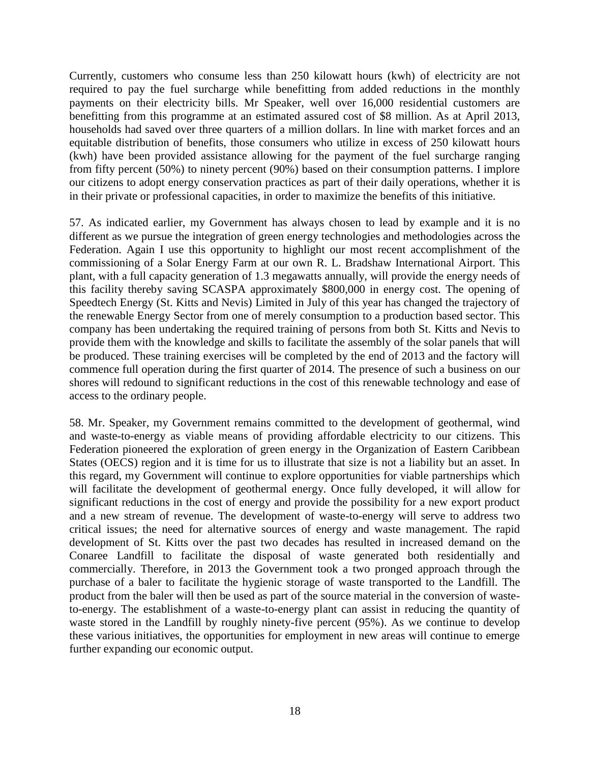Currently, customers who consume less than 250 kilowatt hours (kwh) of electricity are not required to pay the fuel surcharge while benefitting from added reductions in the monthly payments on their electricity bills. Mr Speaker, well over 16,000 residential customers are benefitting from this programme at an estimated assured cost of $8 million. As at April 2013, households had saved over three quarters of a million dollars. In line with market forces and an equitable distribution of benefits, those consumers who utilize in excess of 250 kilowatt hours (kwh) have been provided assistance allowing for the payment of the fuel surcharge ranging from fifty percent (50%) to ninety percent (90%) based on their consumption patterns. I implore our citizens to adopt energy conservation practices as part of their daily operations, whether it is in their private or professional capacities, in order to maximize the benefits of this initiative.

57. As indicated earlier, my Government has always chosen to lead by example and it is no different as we pursue the integration of green energy technologies and methodologies across the Federation. Again I use this opportunity to highlight our most recent accomplishment of the commissioning of a Solar Energy Farm at our own R. L. Bradshaw International Airport. This plant, with a full capacity generation of 1.3 megawatts annually, will provide the energy needs of this facility thereby saving SCASPA approximately $800,000 in energy cost. The opening of Speedtech Energy (St. Kitts and Nevis) Limited in July of this year has changed the trajectory of the renewable Energy Sector from one of merely consumption to a production based sector. This company has been undertaking the required training of persons from both St. Kitts and Nevis to provide them with the knowledge and skills to facilitate the assembly of the solar panels that will be produced. These training exercises will be completed by the end of 2013 and the factory will commence full operation during the first quarter of 2014. The presence of such a business on our shores will redound to significant reductions in the cost of this renewable technology and ease of access to the ordinary people.

58. Mr. Speaker, my Government remains committed to the development of geothermal, wind and waste-to-energy as viable means of providing affordable electricity to our citizens. This Federation pioneered the exploration of green energy in the Organization of Eastern Caribbean States (OECS) region and it is time for us to illustrate that size is not a liability but an asset. In this regard, my Government will continue to explore opportunities for viable partnerships which will facilitate the development of geothermal energy. Once fully developed, it will allow for significant reductions in the cost of energy and provide the possibility for a new export product and a new stream of revenue. The development of waste-to-energy will serve to address two critical issues; the need for alternative sources of energy and waste management. The rapid development of St. Kitts over the past two decades has resulted in increased demand on the Conaree Landfill to facilitate the disposal of waste generated both residentially and commercially. Therefore, in 2013 the Government took a two pronged approach through the purchase of a baler to facilitate the hygienic storage of waste transported to the Landfill. The product from the baler will then be used as part of the source material in the conversion of waste-to-energy. The establishment of a waste-to-energy plant can assist in reducing the quantity of waste stored in the Landfill by roughly ninety-five percent (95%). As we continue to develop these various initiatives, the opportunities for employment in new areas will continue to emerge further expanding our economic output.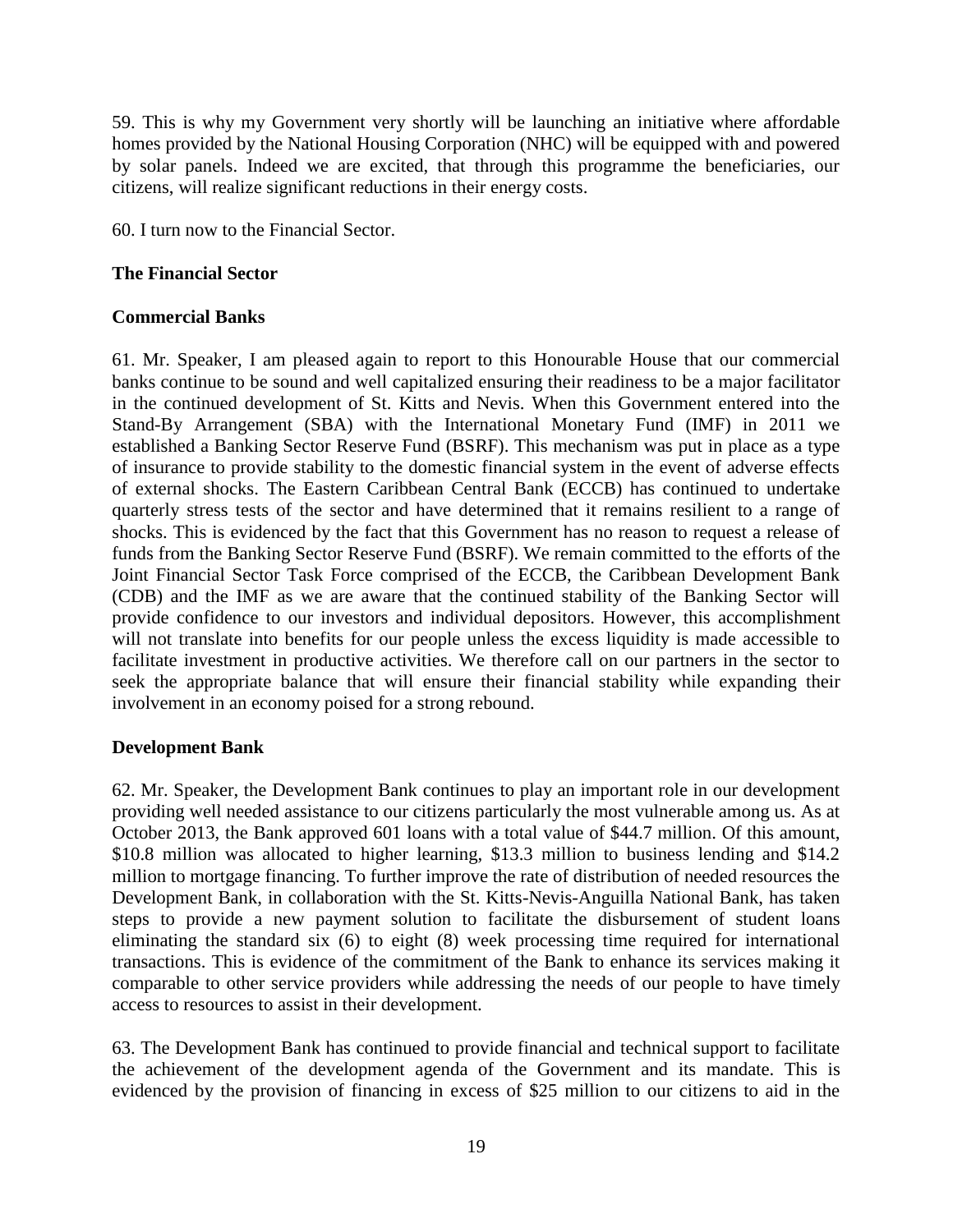59. This is why my Government very shortly will be launching an initiative where affordable homes provided by the National Housing Corporation (NHC) will be equipped with and powered by solar panels. Indeed we are excited, that through this programme the beneficiaries, our citizens, will realize significant reductions in their energy costs.

60. I turn now to the Financial Sector.

## The Financial Sector

### Commercial Banks

61. Mr. Speaker, I am pleased again to report to this Honourable House that our commercial banks continue to be sound and well capitalized ensuring their readiness to be a major facilitator in the continued development of St. Kitts and Nevis. When this Government entered into the Stand-By Arrangement (SBA) with the International Monetary Fund (IMF) in 2011 we established a Banking Sector Reserve Fund (BSRF). This mechanism was put in place as a type of insurance to provide stability to the domestic financial system in the event of adverse effects of external shocks. The Eastern Caribbean Central Bank (ECCB) has continued to undertake quarterly stress tests of the sector and have determined that it remains resilient to a range of shocks. This is evidenced by the fact that this Government has no reason to request a release of funds from the Banking Sector Reserve Fund (BSRF). We remain committed to the efforts of the Joint Financial Sector Task Force comprised of the ECCB, the Caribbean Development Bank (CDB) and the IMF as we are aware that the continued stability of the Banking Sector will provide confidence to our investors and individual depositors. However, this accomplishment will not translate into benefits for our people unless the excess liquidity is made accessible to facilitate investment in productive activities. We therefore call on our partners in the sector to seek the appropriate balance that will ensure their financial stability while expanding their involvement in an economy poised for a strong rebound.

### Development Bank

62. Mr. Speaker, the Development Bank continues to play an important role in our development providing well needed assistance to our citizens particularly the most vulnerable among us. As at October 2013, the Bank approved 601 loans with a total value of $44.7 million. Of this amount, $10.8 million was allocated to higher learning, $13.3 million to business lending and $14.2 million to mortgage financing. To further improve the rate of distribution of needed resources the Development Bank, in collaboration with the St. Kitts-Nevis-Anguilla National Bank, has taken steps to provide a new payment solution to facilitate the disbursement of student loans eliminating the standard six (6) to eight (8) week processing time required for international transactions. This is evidence of the commitment of the Bank to enhance its services making it comparable to other service providers while addressing the needs of our people to have timely access to resources to assist in their development.

63. The Development Bank has continued to provide financial and technical support to facilitate the achievement of the development agenda of the Government and its mandate. This is evidenced by the provision of financing in excess of $25 million to our citizens to aid in the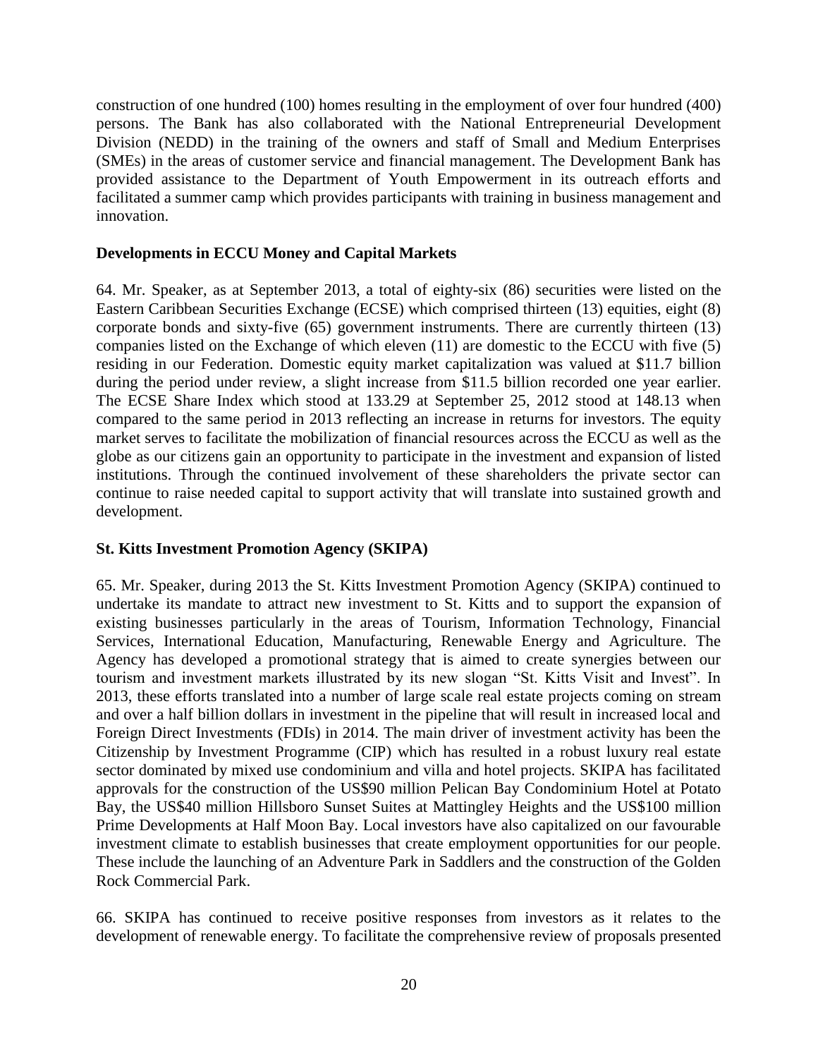construction of one hundred (100) homes resulting in the employment of over four hundred (400) persons. The Bank has also collaborated with the National Entrepreneurial Development Division (NEDD) in the training of the owners and staff of Small and Medium Enterprises (SMEs) in the areas of customer service and financial management. The Development Bank has provided assistance to the Department of Youth Empowerment in its outreach efforts and facilitated a summer camp which provides participants with training in business management and innovation.

**Developments in ECCU Money and Capital Markets**

64. Mr. Speaker, as at September 2013, a total of eighty-six (86) securities were listed on the Eastern Caribbean Securities Exchange (ECSE) which comprised thirteen (13) equities, eight (8) corporate bonds and sixty-five (65) government instruments. There are currently thirteen (13) companies listed on the Exchange of which eleven (11) are domestic to the ECCU with five (5) residing in our Federation. Domestic equity market capitalization was valued at $11.7 billion during the period under review, a slight increase from $11.5 billion recorded one year earlier. The ECSE Share Index which stood at 133.29 at September 25, 2012 stood at 148.13 when compared to the same period in 2013 reflecting an increase in returns for investors. The equity market serves to facilitate the mobilization of financial resources across the ECCU as well as the globe as our citizens gain an opportunity to participate in the investment and expansion of listed institutions. Through the continued involvement of these shareholders the private sector can continue to raise needed capital to support activity that will translate into sustained growth and development.

**St. Kitts Investment Promotion Agency (SKIPA)**

65. Mr. Speaker, during 2013 the St. Kitts Investment Promotion Agency (SKIPA) continued to undertake its mandate to attract new investment to St. Kitts and to support the expansion of existing businesses particularly in the areas of Tourism, Information Technology, Financial Services, International Education, Manufacturing, Renewable Energy and Agriculture. The Agency has developed a promotional strategy that is aimed to create synergies between our tourism and investment markets illustrated by its new slogan "St. Kitts Visit and Invest". In 2013, these efforts translated into a number of large scale real estate projects coming on stream and over a half billion dollars in investment in the pipeline that will result in increased local and Foreign Direct Investments (FDIs) in 2014. The main driver of investment activity has been the Citizenship by Investment Programme (CIP) which has resulted in a robust luxury real estate sector dominated by mixed use condominium and villa and hotel projects. SKIPA has facilitated approvals for the construction of the US$90 million Pelican Bay Condominium Hotel at Potato Bay, the US$40 million Hillsboro Sunset Suites at Mattingley Heights and the US$100 million Prime Developments at Half Moon Bay. Local investors have also capitalized on our favourable investment climate to establish businesses that create employment opportunities for our people. These include the launching of an Adventure Park in Saddlers and the construction of the Golden Rock Commercial Park.

66. SKIPA has continued to receive positive responses from investors as it relates to the development of renewable energy. To facilitate the comprehensive review of proposals presented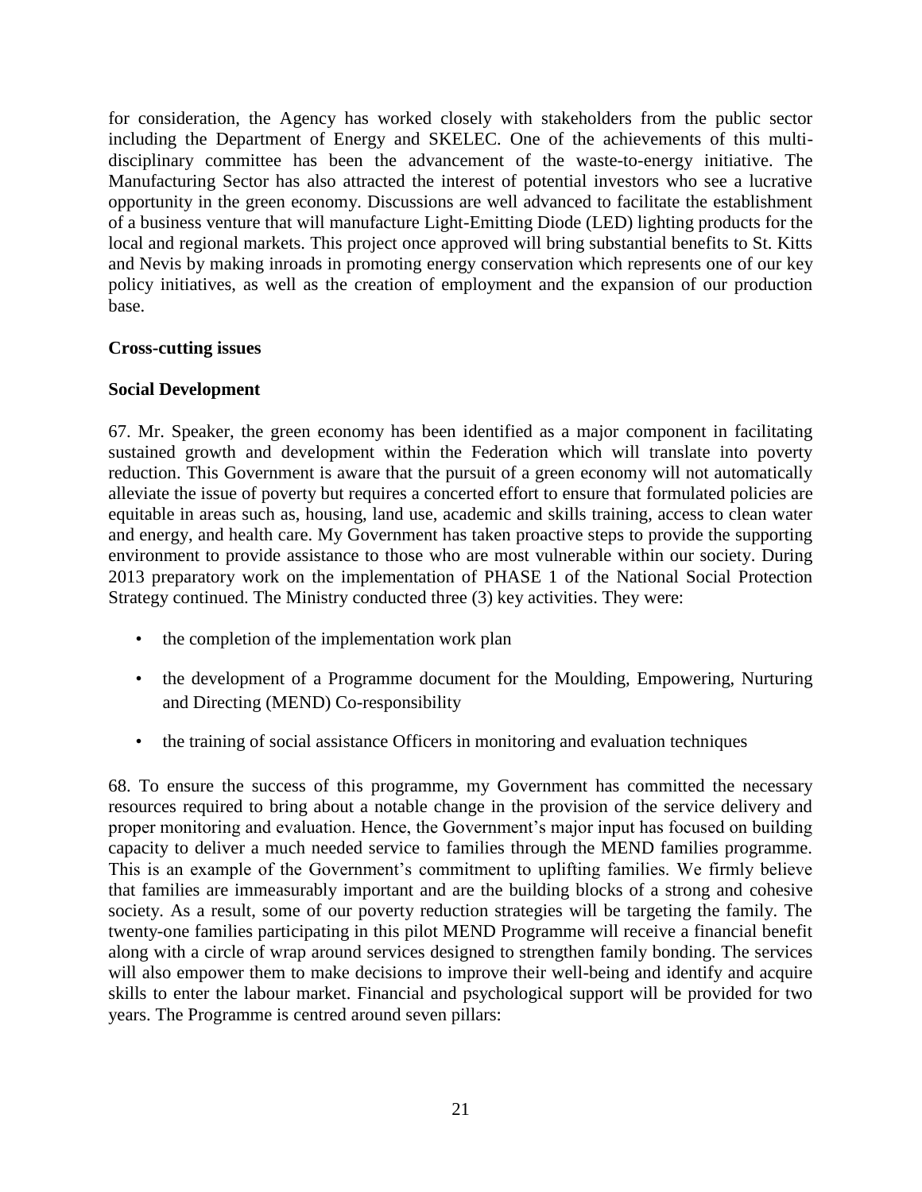for consideration, the Agency has worked closely with stakeholders from the public sector including the Department of Energy and SKELEC. One of the achievements of this multi-disciplinary committee has been the advancement of the waste-to-energy initiative. The Manufacturing Sector has also attracted the interest of potential investors who see a lucrative opportunity in the green economy. Discussions are well advanced to facilitate the establishment of a business venture that will manufacture Light-Emitting Diode (LED) lighting products for the local and regional markets. This project once approved will bring substantial benefits to St. Kitts and Nevis by making inroads in promoting energy conservation which represents one of our key policy initiatives, as well as the creation of employment and the expansion of our production base.

**Cross-cutting issues**

**Social Development**

67. Mr. Speaker, the green economy has been identified as a major component in facilitating sustained growth and development within the Federation which will translate into poverty reduction. This Government is aware that the pursuit of a green economy will not automatically alleviate the issue of poverty but requires a concerted effort to ensure that formulated policies are equitable in areas such as, housing, land use, academic and skills training, access to clean water and energy, and health care. My Government has taken proactive steps to provide the supporting environment to provide assistance to those who are most vulnerable within our society. During 2013 preparatory work on the implementation of PHASE 1 of the National Social Protection Strategy continued. The Ministry conducted three (3) key activities. They were:

- the completion of the implementation work plan
- the development of a Programme document for the Moulding, Empowering, Nurturing and Directing (MEND) Co-responsibility
- the training of social assistance Officers in monitoring and evaluation techniques

68. To ensure the success of this programme, my Government has committed the necessary resources required to bring about a notable change in the provision of the service delivery and proper monitoring and evaluation. Hence, the Government's major input has focused on building capacity to deliver a much needed service to families through the MEND families programme. This is an example of the Government's commitment to uplifting families. We firmly believe that families are immeasurably important and are the building blocks of a strong and cohesive society. As a result, some of our poverty reduction strategies will be targeting the family. The twenty-one families participating in this pilot MEND Programme will receive a financial benefit along with a circle of wrap around services designed to strengthen family bonding. The services will also empower them to make decisions to improve their well-being and identify and acquire skills to enter the labour market. Financial and psychological support will be provided for two years. The Programme is centred around seven pillars: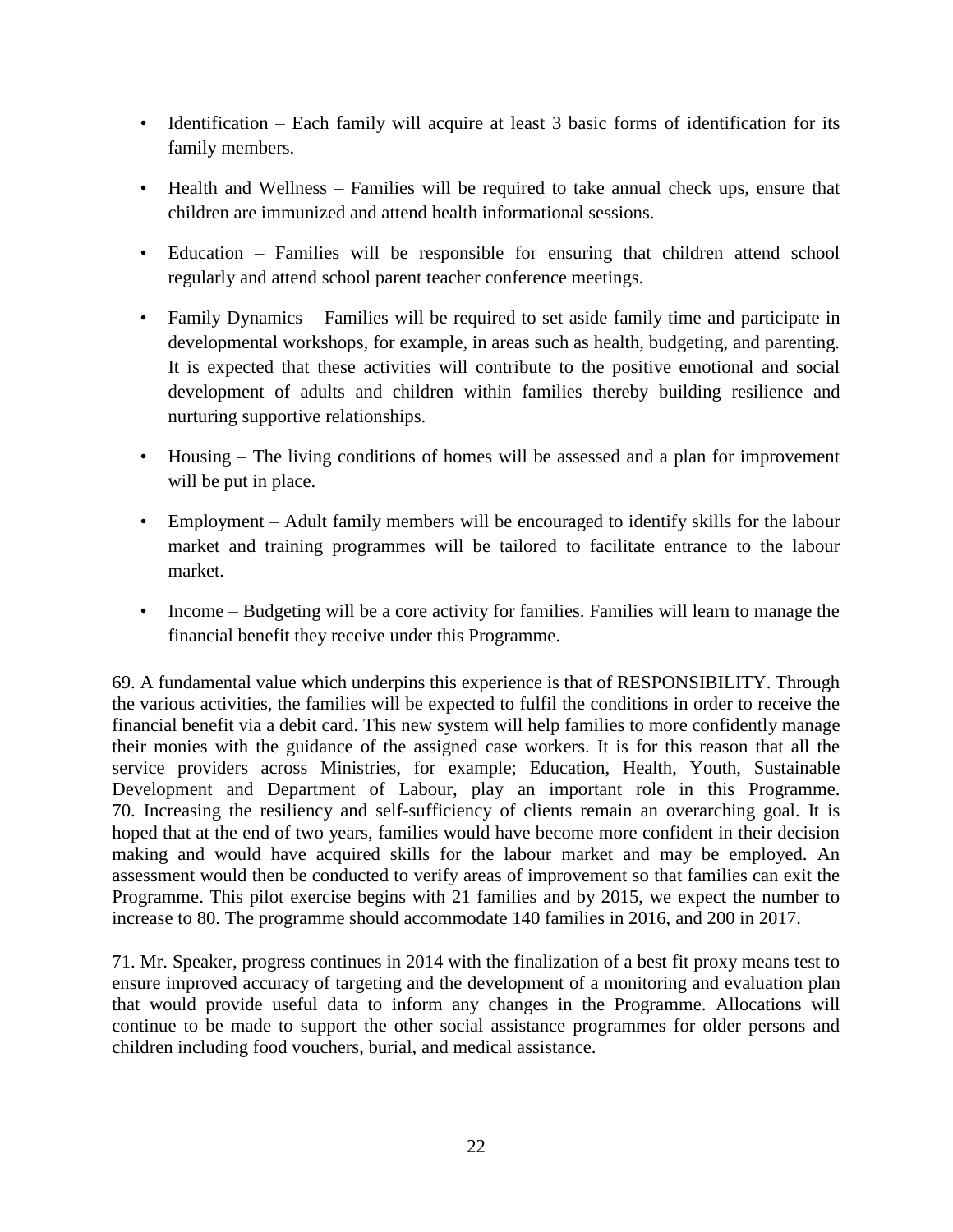- Identification – Each family will acquire at least 3 basic forms of identification for its family members.
- Health and Wellness – Families will be required to take annual check ups, ensure that children are immunized and attend health informational sessions.
- Education – Families will be responsible for ensuring that children attend school regularly and attend school parent teacher conference meetings.
- Family Dynamics – Families will be required to set aside family time and participate in developmental workshops, for example, in areas such as health, budgeting, and parenting. It is expected that these activities will contribute to the positive emotional and social development of adults and children within families thereby building resilience and nurturing supportive relationships.
- Housing – The living conditions of homes will be assessed and a plan for improvement will be put in place.
- Employment – Adult family members will be encouraged to identify skills for the labour market and training programmes will be tailored to facilitate entrance to the labour market.
- Income – Budgeting will be a core activity for families. Families will learn to manage the financial benefit they receive under this Programme.

69. A fundamental value which underpins this experience is that of RESPONSIBILITY. Through the various activities, the families will be expected to fulfil the conditions in order to receive the financial benefit via a debit card. This new system will help families to more confidently manage their monies with the guidance of the assigned case workers. It is for this reason that all the service providers across Ministries, for example; Education, Health, Youth, Sustainable Development and Department of Labour, play an important role in this Programme.

70. Increasing the resiliency and self-sufficiency of clients remain an overarching goal. It is hoped that at the end of two years, families would have become more confident in their decision making and would have acquired skills for the labour market and may be employed. An assessment would then be conducted to verify areas of improvement so that families can exit the Programme. This pilot exercise begins with 21 families and by 2015, we expect the number to increase to 80. The programme should accommodate 140 families in 2016, and 200 in 2017.

71. Mr. Speaker, progress continues in 2014 with the finalization of a best fit proxy means test to ensure improved accuracy of targeting and the development of a monitoring and evaluation plan that would provide useful data to inform any changes in the Programme. Allocations will continue to be made to support the other social assistance programmes for older persons and children including food vouchers, burial, and medical assistance.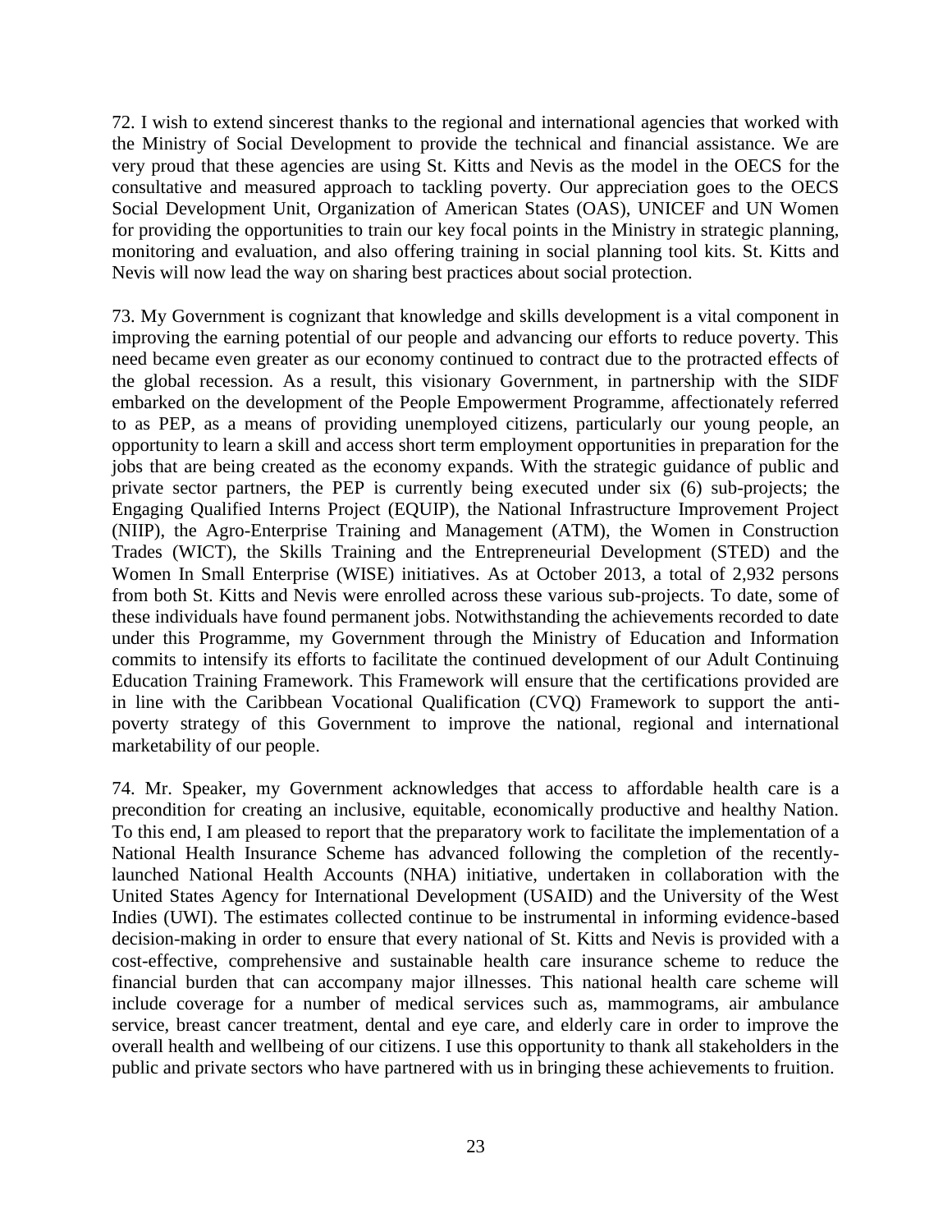72. I wish to extend sincerest thanks to the regional and international agencies that worked with the Ministry of Social Development to provide the technical and financial assistance. We are very proud that these agencies are using St. Kitts and Nevis as the model in the OECS for the consultative and measured approach to tackling poverty. Our appreciation goes to the OECS Social Development Unit, Organization of American States (OAS), UNICEF and UN Women for providing the opportunities to train our key focal points in the Ministry in strategic planning, monitoring and evaluation, and also offering training in social planning tool kits. St. Kitts and Nevis will now lead the way on sharing best practices about social protection.

73. My Government is cognizant that knowledge and skills development is a vital component in improving the earning potential of our people and advancing our efforts to reduce poverty. This need became even greater as our economy continued to contract due to the protracted effects of the global recession. As a result, this visionary Government, in partnership with the SIDF embarked on the development of the People Empowerment Programme, affectionately referred to as PEP, as a means of providing unemployed citizens, particularly our young people, an opportunity to learn a skill and access short term employment opportunities in preparation for the jobs that are being created as the economy expands. With the strategic guidance of public and private sector partners, the PEP is currently being executed under six (6) sub-projects; the Engaging Qualified Interns Project (EQUIP), the National Infrastructure Improvement Project (NIIP), the Agro-Enterprise Training and Management (ATM), the Women in Construction Trades (WICT), the Skills Training and the Entrepreneurial Development (STED) and the Women In Small Enterprise (WISE) initiatives. As at October 2013, a total of 2,932 persons from both St. Kitts and Nevis were enrolled across these various sub-projects. To date, some of these individuals have found permanent jobs. Notwithstanding the achievements recorded to date under this Programme, my Government through the Ministry of Education and Information commits to intensify its efforts to facilitate the continued development of our Adult Continuing Education Training Framework. This Framework will ensure that the certifications provided are in line with the Caribbean Vocational Qualification (CVQ) Framework to support the anti-poverty strategy of this Government to improve the national, regional and international marketability of our people.

74. Mr. Speaker, my Government acknowledges that access to affordable health care is a precondition for creating an inclusive, equitable, economically productive and healthy Nation. To this end, I am pleased to report that the preparatory work to facilitate the implementation of a National Health Insurance Scheme has advanced following the completion of the recently-launched National Health Accounts (NHA) initiative, undertaken in collaboration with the United States Agency for International Development (USAID) and the University of the West Indies (UWI). The estimates collected continue to be instrumental in informing evidence-based decision-making in order to ensure that every national of St. Kitts and Nevis is provided with a cost-effective, comprehensive and sustainable health care insurance scheme to reduce the financial burden that can accompany major illnesses. This national health care scheme will include coverage for a number of medical services such as, mammograms, air ambulance service, breast cancer treatment, dental and eye care, and elderly care in order to improve the overall health and wellbeing of our citizens. I use this opportunity to thank all stakeholders in the public and private sectors who have partnered with us in bringing these achievements to fruition.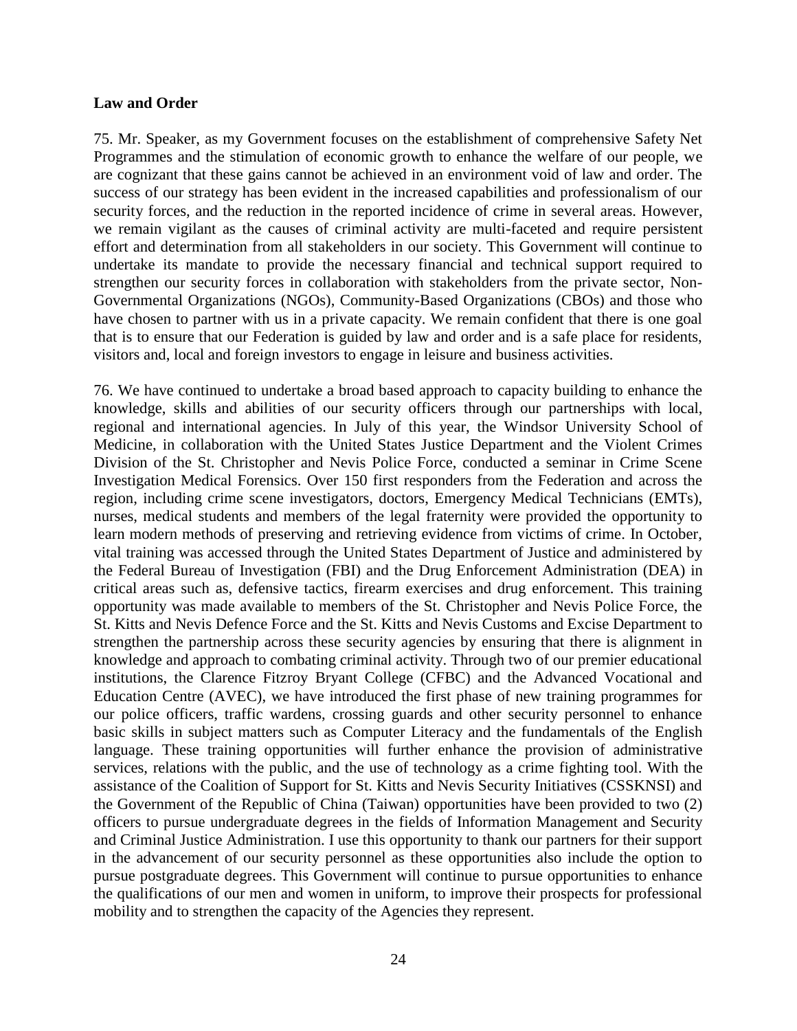**Law and Order**

75. Mr. Speaker, as my Government focuses on the establishment of comprehensive Safety Net Programmes and the stimulation of economic growth to enhance the welfare of our people, we are cognizant that these gains cannot be achieved in an environment void of law and order. The success of our strategy has been evident in the increased capabilities and professionalism of our security forces, and the reduction in the reported incidence of crime in several areas. However, we remain vigilant as the causes of criminal activity are multi-faceted and require persistent effort and determination from all stakeholders in our society. This Government will continue to undertake its mandate to provide the necessary financial and technical support required to strengthen our security forces in collaboration with stakeholders from the private sector, Non-Governmental Organizations (NGOs), Community-Based Organizations (CBOs) and those who have chosen to partner with us in a private capacity. We remain confident that there is one goal that is to ensure that our Federation is guided by law and order and is a safe place for residents, visitors and, local and foreign investors to engage in leisure and business activities.

76. We have continued to undertake a broad based approach to capacity building to enhance the knowledge, skills and abilities of our security officers through our partnerships with local, regional and international agencies. In July of this year, the Windsor University School of Medicine, in collaboration with the United States Justice Department and the Violent Crimes Division of the St. Christopher and Nevis Police Force, conducted a seminar in Crime Scene Investigation Medical Forensics. Over 150 first responders from the Federation and across the region, including crime scene investigators, doctors, Emergency Medical Technicians (EMTs), nurses, medical students and members of the legal fraternity were provided the opportunity to learn modern methods of preserving and retrieving evidence from victims of crime. In October, vital training was accessed through the United States Department of Justice and administered by the Federal Bureau of Investigation (FBI) and the Drug Enforcement Administration (DEA) in critical areas such as, defensive tactics, firearm exercises and drug enforcement. This training opportunity was made available to members of the St. Christopher and Nevis Police Force, the St. Kitts and Nevis Defence Force and the St. Kitts and Nevis Customs and Excise Department to strengthen the partnership across these security agencies by ensuring that there is alignment in knowledge and approach to combating criminal activity. Through two of our premier educational institutions, the Clarence Fitzroy Bryant College (CFBC) and the Advanced Vocational and Education Centre (AVEC), we have introduced the first phase of new training programmes for our police officers, traffic wardens, crossing guards and other security personnel to enhance basic skills in subject matters such as Computer Literacy and the fundamentals of the English language. These training opportunities will further enhance the provision of administrative services, relations with the public, and the use of technology as a crime fighting tool. With the assistance of the Coalition of Support for St. Kitts and Nevis Security Initiatives (CSSKNSI) and the Government of the Republic of China (Taiwan) opportunities have been provided to two (2) officers to pursue undergraduate degrees in the fields of Information Management and Security and Criminal Justice Administration. I use this opportunity to thank our partners for their support in the advancement of our security personnel as these opportunities also include the option to pursue postgraduate degrees. This Government will continue to pursue opportunities to enhance the qualifications of our men and women in uniform, to improve their prospects for professional mobility and to strengthen the capacity of the Agencies they represent.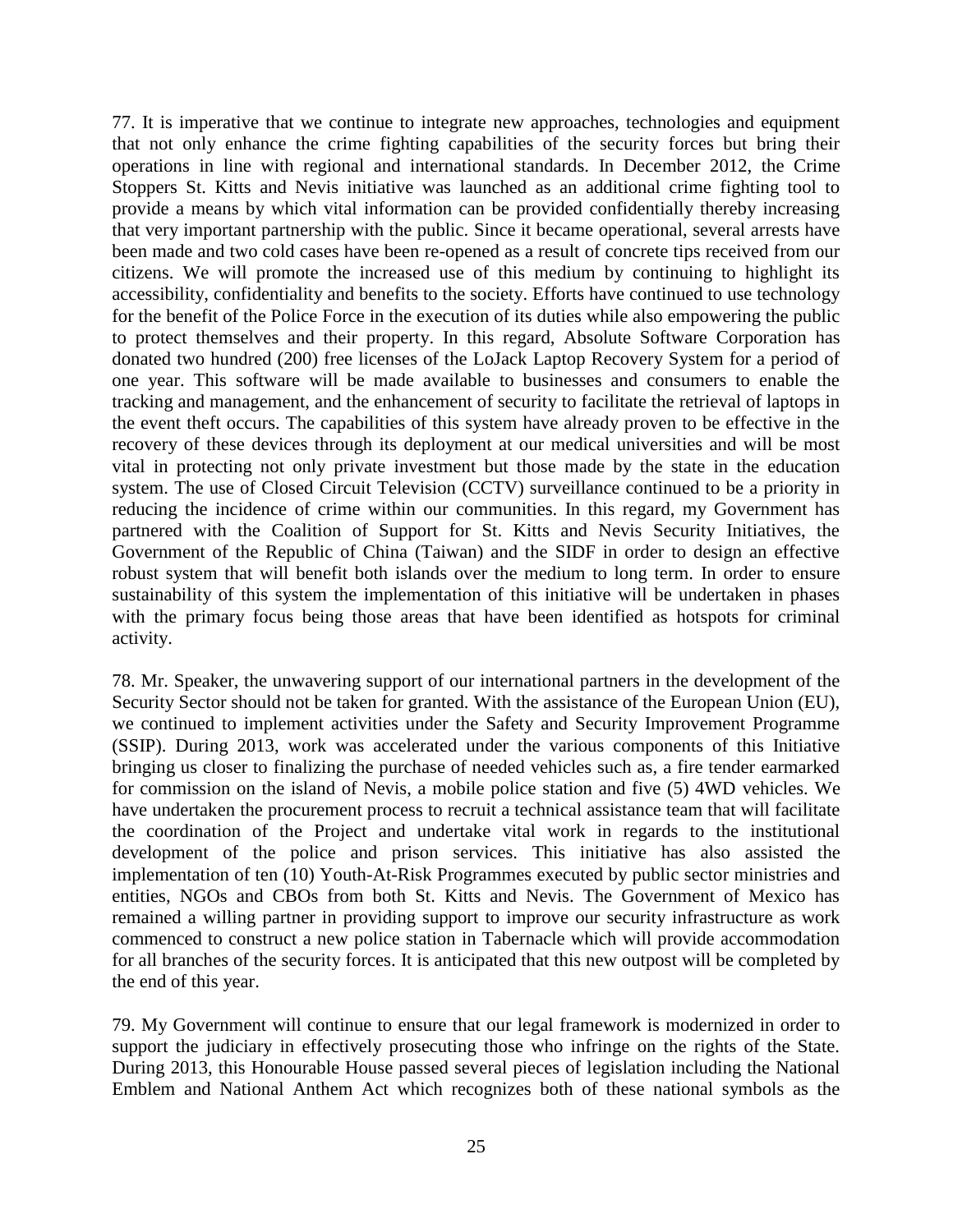77. It is imperative that we continue to integrate new approaches, technologies and equipment that not only enhance the crime fighting capabilities of the security forces but bring their operations in line with regional and international standards. In December 2012, the Crime Stoppers St. Kitts and Nevis initiative was launched as an additional crime fighting tool to provide a means by which vital information can be provided confidentially thereby increasing that very important partnership with the public. Since it became operational, several arrests have been made and two cold cases have been re-opened as a result of concrete tips received from our citizens. We will promote the increased use of this medium by continuing to highlight its accessibility, confidentiality and benefits to the society. Efforts have continued to use technology for the benefit of the Police Force in the execution of its duties while also empowering the public to protect themselves and their property. In this regard, Absolute Software Corporation has donated two hundred (200) free licenses of the LoJack Laptop Recovery System for a period of one year. This software will be made available to businesses and consumers to enable the tracking and management, and the enhancement of security to facilitate the retrieval of laptops in the event theft occurs. The capabilities of this system have already proven to be effective in the recovery of these devices through its deployment at our medical universities and will be most vital in protecting not only private investment but those made by the state in the education system. The use of Closed Circuit Television (CCTV) surveillance continued to be a priority in reducing the incidence of crime within our communities. In this regard, my Government has partnered with the Coalition of Support for St. Kitts and Nevis Security Initiatives, the Government of the Republic of China (Taiwan) and the SIDF in order to design an effective robust system that will benefit both islands over the medium to long term. In order to ensure sustainability of this system the implementation of this initiative will be undertaken in phases with the primary focus being those areas that have been identified as hotspots for criminal activity.

78. Mr. Speaker, the unwavering support of our international partners in the development of the Security Sector should not be taken for granted. With the assistance of the European Union (EU), we continued to implement activities under the Safety and Security Improvement Programme (SSIP). During 2013, work was accelerated under the various components of this Initiative bringing us closer to finalizing the purchase of needed vehicles such as, a fire tender earmarked for commission on the island of Nevis, a mobile police station and five (5) 4WD vehicles. We have undertaken the procurement process to recruit a technical assistance team that will facilitate the coordination of the Project and undertake vital work in regards to the institutional development of the police and prison services. This initiative has also assisted the implementation of ten (10) Youth-At-Risk Programmes executed by public sector ministries and entities, NGOs and CBOs from both St. Kitts and Nevis. The Government of Mexico has remained a willing partner in providing support to improve our security infrastructure as work commenced to construct a new police station in Tabernacle which will provide accommodation for all branches of the security forces. It is anticipated that this new outpost will be completed by the end of this year.

79. My Government will continue to ensure that our legal framework is modernized in order to support the judiciary in effectively prosecuting those who infringe on the rights of the State. During 2013, this Honourable House passed several pieces of legislation including the National Emblem and National Anthem Act which recognizes both of these national symbols as the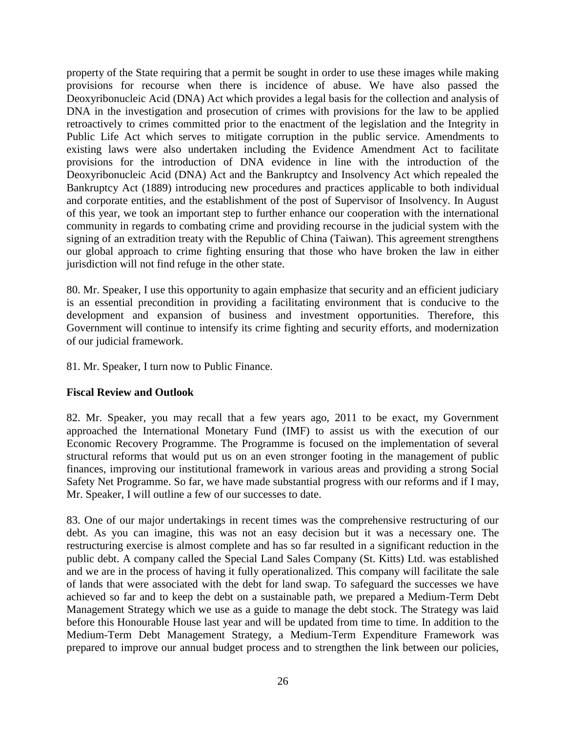property of the State requiring that a permit be sought in order to use these images while making provisions for recourse when there is incidence of abuse. We have also passed the Deoxyribonucleic Acid (DNA) Act which provides a legal basis for the collection and analysis of DNA in the investigation and prosecution of crimes with provisions for the law to be applied retroactively to crimes committed prior to the enactment of the legislation and the Integrity in Public Life Act which serves to mitigate corruption in the public service. Amendments to existing laws were also undertaken including the Evidence Amendment Act to facilitate provisions for the introduction of DNA evidence in line with the introduction of the Deoxyribonucleic Acid (DNA) Act and the Bankruptcy and Insolvency Act which repealed the Bankruptcy Act (1889) introducing new procedures and practices applicable to both individual and corporate entities, and the establishment of the post of Supervisor of Insolvency. In August of this year, we took an important step to further enhance our cooperation with the international community in regards to combating crime and providing recourse in the judicial system with the signing of an extradition treaty with the Republic of China (Taiwan). This agreement strengthens our global approach to crime fighting ensuring that those who have broken the law in either jurisdiction will not find refuge in the other state.

80. Mr. Speaker, I use this opportunity to again emphasize that security and an efficient judiciary is an essential precondition in providing a facilitating environment that is conducive to the development and expansion of business and investment opportunities. Therefore, this Government will continue to intensify its crime fighting and security efforts, and modernization of our judicial framework.

81. Mr. Speaker, I turn now to Public Finance.

**Fiscal Review and Outlook**

82. Mr. Speaker, you may recall that a few years ago, 2011 to be exact, my Government approached the International Monetary Fund (IMF) to assist us with the execution of our Economic Recovery Programme. The Programme is focused on the implementation of several structural reforms that would put us on an even stronger footing in the management of public finances, improving our institutional framework in various areas and providing a strong Social Safety Net Programme. So far, we have made substantial progress with our reforms and if I may, Mr. Speaker, I will outline a few of our successes to date.

83. One of our major undertakings in recent times was the comprehensive restructuring of our debt. As you can imagine, this was not an easy decision but it was a necessary one. The restructuring exercise is almost complete and has so far resulted in a significant reduction in the public debt. A company called the Special Land Sales Company (St. Kitts) Ltd. was established and we are in the process of having it fully operationalized. This company will facilitate the sale of lands that were associated with the debt for land swap. To safeguard the successes we have achieved so far and to keep the debt on a sustainable path, we prepared a Medium-Term Debt Management Strategy which we use as a guide to manage the debt stock. The Strategy was laid before this Honourable House last year and will be updated from time to time. In addition to the Medium-Term Debt Management Strategy, a Medium-Term Expenditure Framework was prepared to improve our annual budget process and to strengthen the link between our policies,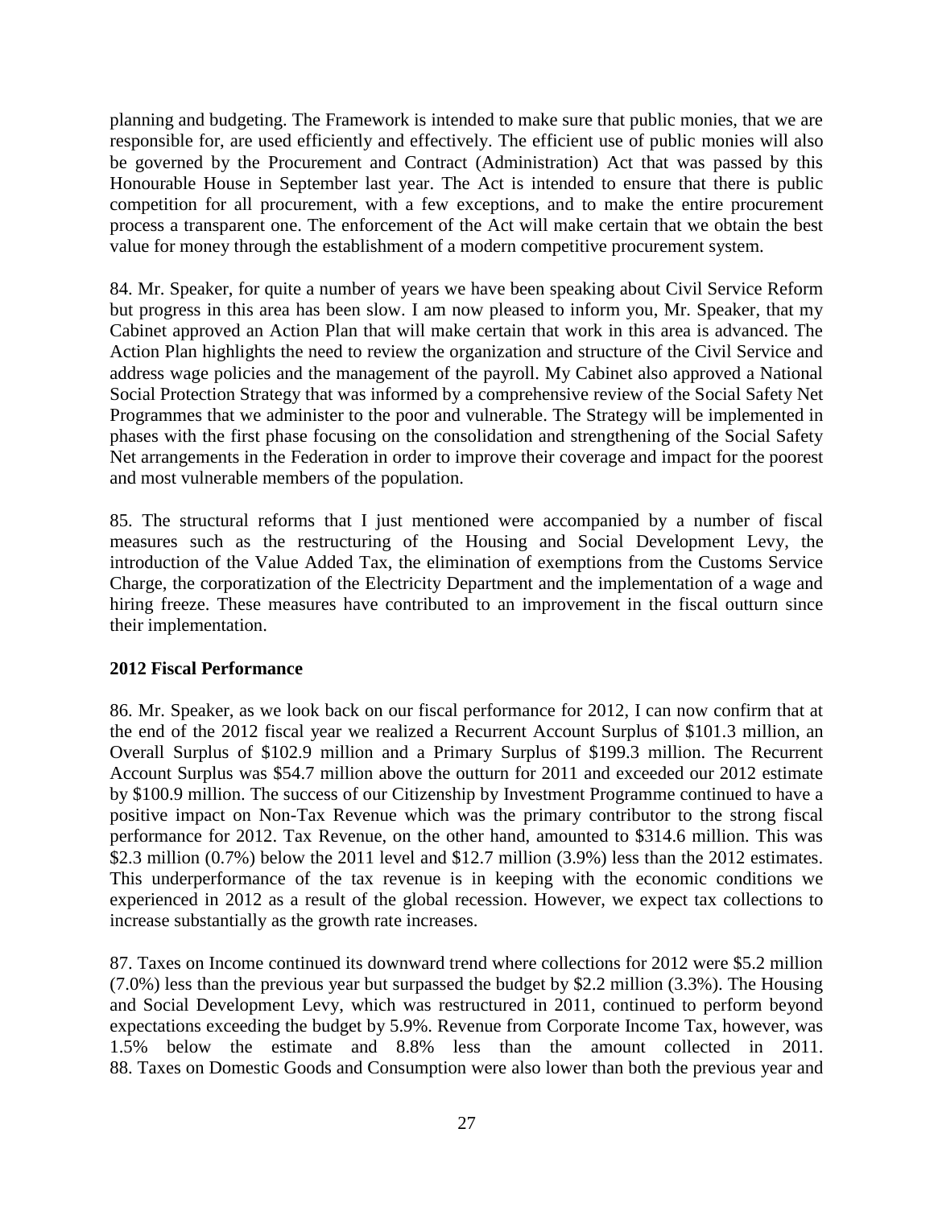planning and budgeting. The Framework is intended to make sure that public monies, that we are responsible for, are used efficiently and effectively. The efficient use of public monies will also be governed by the Procurement and Contract (Administration) Act that was passed by this Honourable House in September last year. The Act is intended to ensure that there is public competition for all procurement, with a few exceptions, and to make the entire procurement process a transparent one. The enforcement of the Act will make certain that we obtain the best value for money through the establishment of a modern competitive procurement system.

84. Mr. Speaker, for quite a number of years we have been speaking about Civil Service Reform but progress in this area has been slow. I am now pleased to inform you, Mr. Speaker, that my Cabinet approved an Action Plan that will make certain that work in this area is advanced. The Action Plan highlights the need to review the organization and structure of the Civil Service and address wage policies and the management of the payroll. My Cabinet also approved a National Social Protection Strategy that was informed by a comprehensive review of the Social Safety Net Programmes that we administer to the poor and vulnerable. The Strategy will be implemented in phases with the first phase focusing on the consolidation and strengthening of the Social Safety Net arrangements in the Federation in order to improve their coverage and impact for the poorest and most vulnerable members of the population.

85. The structural reforms that I just mentioned were accompanied by a number of fiscal measures such as the restructuring of the Housing and Social Development Levy, the introduction of the Value Added Tax, the elimination of exemptions from the Customs Service Charge, the corporatization of the Electricity Department and the implementation of a wage and hiring freeze. These measures have contributed to an improvement in the fiscal outturn since their implementation.

**2012 Fiscal Performance**

86. Mr. Speaker, as we look back on our fiscal performance for 2012, I can now confirm that at the end of the 2012 fiscal year we realized a Recurrent Account Surplus of $101.3 million, an Overall Surplus of $102.9 million and a Primary Surplus of $199.3 million. The Recurrent Account Surplus was $54.7 million above the outturn for 2011 and exceeded our 2012 estimate by $100.9 million. The success of our Citizenship by Investment Programme continued to have a positive impact on Non-Tax Revenue which was the primary contributor to the strong fiscal performance for 2012. Tax Revenue, on the other hand, amounted to $314.6 million. This was $2.3 million (0.7%) below the 2011 level and $12.7 million (3.9%) less than the 2012 estimates. This underperformance of the tax revenue is in keeping with the economic conditions we experienced in 2012 as a result of the global recession. However, we expect tax collections to increase substantially as the growth rate increases.

87. Taxes on Income continued its downward trend where collections for 2012 were $5.2 million (7.0%) less than the previous year but surpassed the budget by $2.2 million (3.3%). The Housing and Social Development Levy, which was restructured in 2011, continued to perform beyond expectations exceeding the budget by 5.9%. Revenue from Corporate Income Tax, however, was 1.5% below the estimate and 8.8% less than the amount collected in 2011.

88. Taxes on Domestic Goods and Consumption were also lower than both the previous year and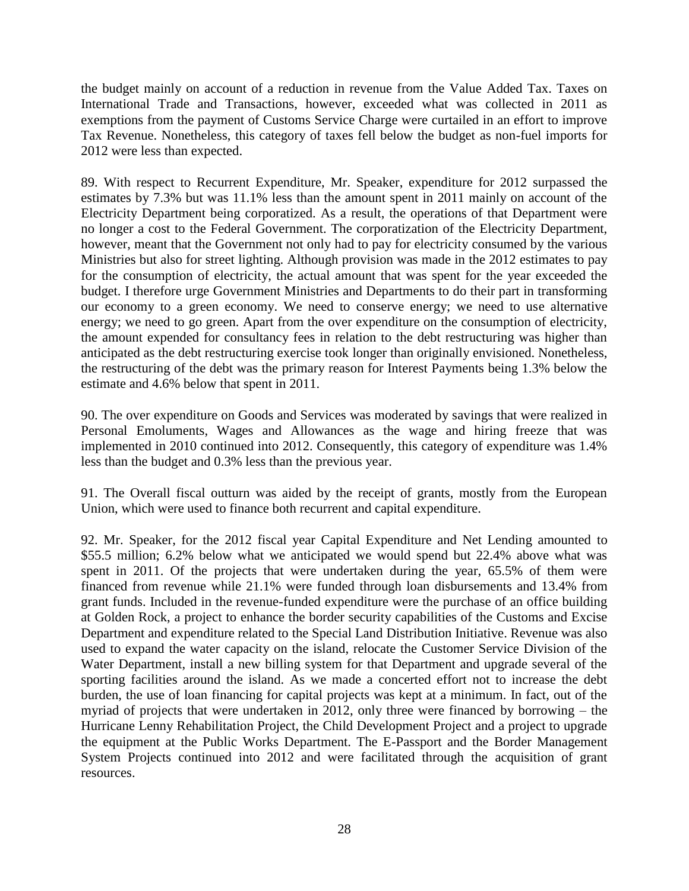the budget mainly on account of a reduction in revenue from the Value Added Tax. Taxes on International Trade and Transactions, however, exceeded what was collected in 2011 as exemptions from the payment of Customs Service Charge were curtailed in an effort to improve Tax Revenue. Nonetheless, this category of taxes fell below the budget as non-fuel imports for 2012 were less than expected.

89. With respect to Recurrent Expenditure, Mr. Speaker, expenditure for 2012 surpassed the estimates by 7.3% but was 11.1% less than the amount spent in 2011 mainly on account of the Electricity Department being corporatized. As a result, the operations of that Department were no longer a cost to the Federal Government. The corporatization of the Electricity Department, however, meant that the Government not only had to pay for electricity consumed by the various Ministries but also for street lighting. Although provision was made in the 2012 estimates to pay for the consumption of electricity, the actual amount that was spent for the year exceeded the budget. I therefore urge Government Ministries and Departments to do their part in transforming our economy to a green economy. We need to conserve energy; we need to use alternative energy; we need to go green. Apart from the over expenditure on the consumption of electricity, the amount expended for consultancy fees in relation to the debt restructuring was higher than anticipated as the debt restructuring exercise took longer than originally envisioned. Nonetheless, the restructuring of the debt was the primary reason for Interest Payments being 1.3% below the estimate and 4.6% below that spent in 2011.

90. The over expenditure on Goods and Services was moderated by savings that were realized in Personal Emoluments, Wages and Allowances as the wage and hiring freeze that was implemented in 2010 continued into 2012. Consequently, this category of expenditure was 1.4% less than the budget and 0.3% less than the previous year.

91. The Overall fiscal outturn was aided by the receipt of grants, mostly from the European Union, which were used to finance both recurrent and capital expenditure.

92. Mr. Speaker, for the 2012 fiscal year Capital Expenditure and Net Lending amounted to $55.5 million; 6.2% below what we anticipated we would spend but 22.4% above what was spent in 2011. Of the projects that were undertaken during the year, 65.5% of them were financed from revenue while 21.1% were funded through loan disbursements and 13.4% from grant funds. Included in the revenue-funded expenditure were the purchase of an office building at Golden Rock, a project to enhance the border security capabilities of the Customs and Excise Department and expenditure related to the Special Land Distribution Initiative. Revenue was also used to expand the water capacity on the island, relocate the Customer Service Division of the Water Department, install a new billing system for that Department and upgrade several of the sporting facilities around the island. As we made a concerted effort not to increase the debt burden, the use of loan financing for capital projects was kept at a minimum. In fact, out of the myriad of projects that were undertaken in 2012, only three were financed by borrowing – the Hurricane Lenny Rehabilitation Project, the Child Development Project and a project to upgrade the equipment at the Public Works Department. The E-Passport and the Border Management System Projects continued into 2012 and were facilitated through the acquisition of grant resources.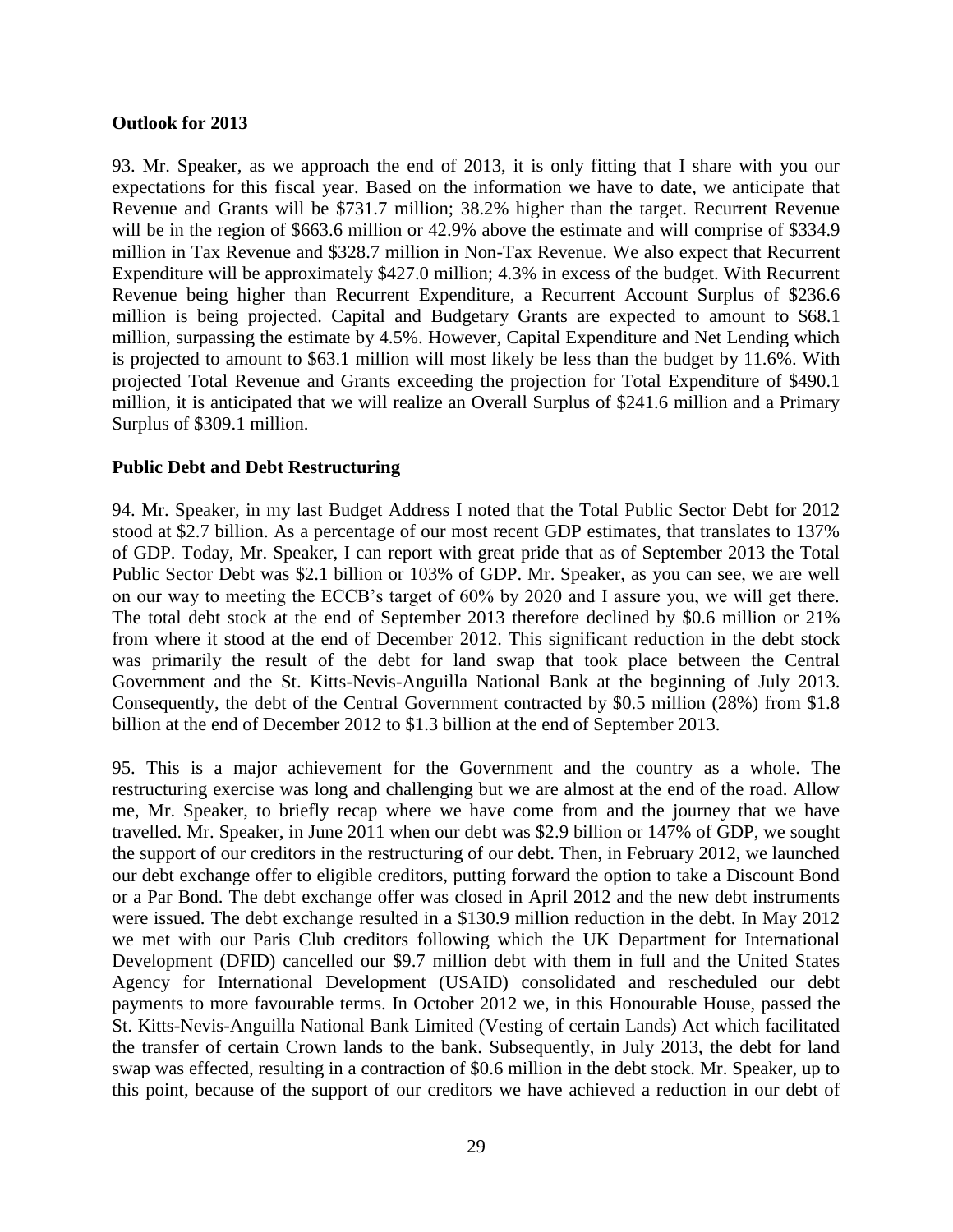**Outlook for 2013**

93. Mr. Speaker, as we approach the end of 2013, it is only fitting that I share with you our expectations for this fiscal year. Based on the information we have to date, we anticipate that Revenue and Grants will be $731.7 million; 38.2% higher than the target. Recurrent Revenue will be in the region of $663.6 million or 42.9% above the estimate and will comprise of $334.9 million in Tax Revenue and $328.7 million in Non-Tax Revenue. We also expect that Recurrent Expenditure will be approximately $427.0 million; 4.3% in excess of the budget. With Recurrent Revenue being higher than Recurrent Expenditure, a Recurrent Account Surplus of $236.6 million is being projected. Capital and Budgetary Grants are expected to amount to $68.1 million, surpassing the estimate by 4.5%. However, Capital Expenditure and Net Lending which is projected to amount to $63.1 million will most likely be less than the budget by 11.6%. With projected Total Revenue and Grants exceeding the projection for Total Expenditure of $490.1 million, it is anticipated that we will realize an Overall Surplus of $241.6 million and a Primary Surplus of $309.1 million.

**Public Debt and Debt Restructuring**

94. Mr. Speaker, in my last Budget Address I noted that the Total Public Sector Debt for 2012 stood at $2.7 billion. As a percentage of our most recent GDP estimates, that translates to 137% of GDP. Today, Mr. Speaker, I can report with great pride that as of September 2013 the Total Public Sector Debt was $2.1 billion or 103% of GDP. Mr. Speaker, as you can see, we are well on our way to meeting the ECCB's target of 60% by 2020 and I assure you, we will get there. The total debt stock at the end of September 2013 therefore declined by $0.6 million or 21% from where it stood at the end of December 2012. This significant reduction in the debt stock was primarily the result of the debt for land swap that took place between the Central Government and the St. Kitts-Nevis-Anguilla National Bank at the beginning of July 2013. Consequently, the debt of the Central Government contracted by $0.5 million (28%) from $1.8 billion at the end of December 2012 to $1.3 billion at the end of September 2013.

95. This is a major achievement for the Government and the country as a whole. The restructuring exercise was long and challenging but we are almost at the end of the road. Allow me, Mr. Speaker, to briefly recap where we have come from and the journey that we have travelled. Mr. Speaker, in June 2011 when our debt was $2.9 billion or 147% of GDP, we sought the support of our creditors in the restructuring of our debt. Then, in February 2012, we launched our debt exchange offer to eligible creditors, putting forward the option to take a Discount Bond or a Par Bond. The debt exchange offer was closed in April 2012 and the new debt instruments were issued. The debt exchange resulted in a $130.9 million reduction in the debt. In May 2012 we met with our Paris Club creditors following which the UK Department for International Development (DFID) cancelled our $9.7 million debt with them in full and the United States Agency for International Development (USAID) consolidated and rescheduled our debt payments to more favourable terms. In October 2012 we, in this Honourable House, passed the St. Kitts-Nevis-Anguilla National Bank Limited (Vesting of certain Lands) Act which facilitated the transfer of certain Crown lands to the bank. Subsequently, in July 2013, the debt for land swap was effected, resulting in a contraction of $0.6 million in the debt stock. Mr. Speaker, up to this point, because of the support of our creditors we have achieved a reduction in our debt of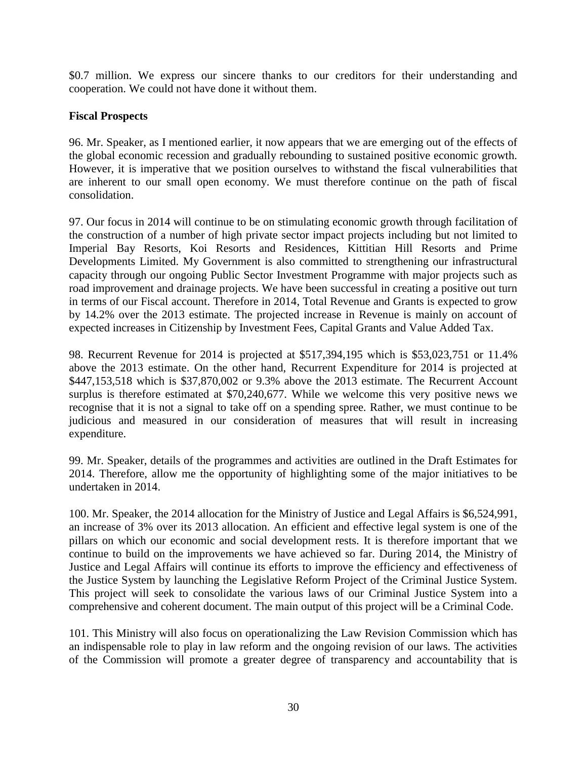$0.7 million. We express our sincere thanks to our creditors for their understanding and cooperation. We could not have done it without them.

**Fiscal Prospects**

96. Mr. Speaker, as I mentioned earlier, it now appears that we are emerging out of the effects of the global economic recession and gradually rebounding to sustained positive economic growth. However, it is imperative that we position ourselves to withstand the fiscal vulnerabilities that are inherent to our small open economy. We must therefore continue on the path of fiscal consolidation.

97. Our focus in 2014 will continue to be on stimulating economic growth through facilitation of the construction of a number of high private sector impact projects including but not limited to Imperial Bay Resorts, Koi Resorts and Residences, Kittitian Hill Resorts and Prime Developments Limited. My Government is also committed to strengthening our infrastructural capacity through our ongoing Public Sector Investment Programme with major projects such as road improvement and drainage projects. We have been successful in creating a positive out turn in terms of our Fiscal account. Therefore in 2014, Total Revenue and Grants is expected to grow by 14.2% over the 2013 estimate. The projected increase in Revenue is mainly on account of expected increases in Citizenship by Investment Fees, Capital Grants and Value Added Tax.

98. Recurrent Revenue for 2014 is projected at $517,394,195 which is $53,023,751 or 11.4% above the 2013 estimate. On the other hand, Recurrent Expenditure for 2014 is projected at $447,153,518 which is $37,870,002 or 9.3% above the 2013 estimate. The Recurrent Account surplus is therefore estimated at $70,240,677. While we welcome this very positive news we recognise that it is not a signal to take off on a spending spree. Rather, we must continue to be judicious and measured in our consideration of measures that will result in increasing expenditure.

99. Mr. Speaker, details of the programmes and activities are outlined in the Draft Estimates for 2014. Therefore, allow me the opportunity of highlighting some of the major initiatives to be undertaken in 2014.

100. Mr. Speaker, the 2014 allocation for the Ministry of Justice and Legal Affairs is $6,524,991, an increase of 3% over its 2013 allocation. An efficient and effective legal system is one of the pillars on which our economic and social development rests. It is therefore important that we continue to build on the improvements we have achieved so far. During 2014, the Ministry of Justice and Legal Affairs will continue its efforts to improve the efficiency and effectiveness of the Justice System by launching the Legislative Reform Project of the Criminal Justice System. This project will seek to consolidate the various laws of our Criminal Justice System into a comprehensive and coherent document. The main output of this project will be a Criminal Code.

101. This Ministry will also focus on operationalizing the Law Revision Commission which has an indispensable role to play in law reform and the ongoing revision of our laws. The activities of the Commission will promote a greater degree of transparency and accountability that is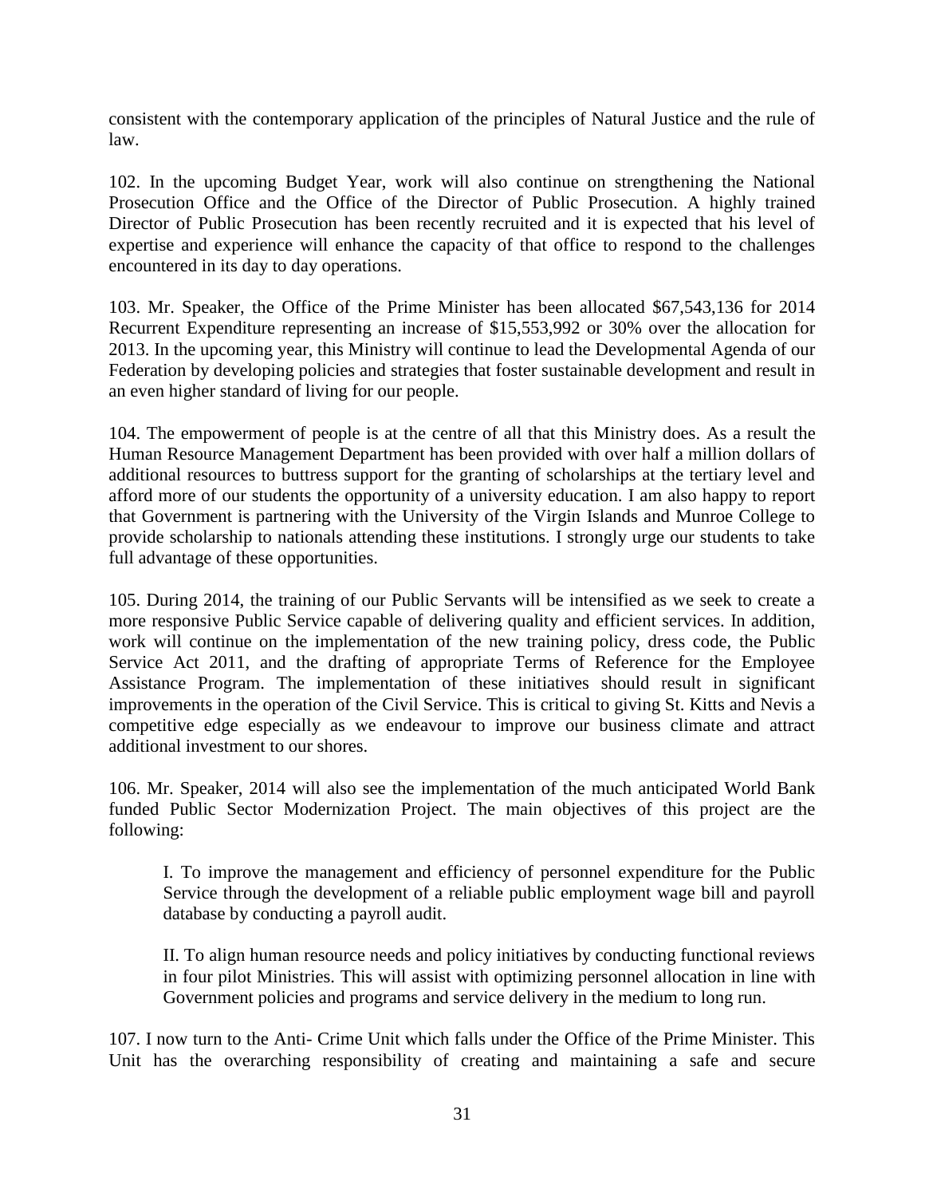consistent with the contemporary application of the principles of Natural Justice and the rule of law.

102. In the upcoming Budget Year, work will also continue on strengthening the National Prosecution Office and the Office of the Director of Public Prosecution. A highly trained Director of Public Prosecution has been recently recruited and it is expected that his level of expertise and experience will enhance the capacity of that office to respond to the challenges encountered in its day to day operations.

103. Mr. Speaker, the Office of the Prime Minister has been allocated $67,543,136 for 2014 Recurrent Expenditure representing an increase of $15,553,992 or 30% over the allocation for 2013. In the upcoming year, this Ministry will continue to lead the Developmental Agenda of our Federation by developing policies and strategies that foster sustainable development and result in an even higher standard of living for our people.

104. The empowerment of people is at the centre of all that this Ministry does. As a result the Human Resource Management Department has been provided with over half a million dollars of additional resources to buttress support for the granting of scholarships at the tertiary level and afford more of our students the opportunity of a university education. I am also happy to report that Government is partnering with the University of the Virgin Islands and Munroe College to provide scholarship to nationals attending these institutions. I strongly urge our students to take full advantage of these opportunities.

105. During 2014, the training of our Public Servants will be intensified as we seek to create a more responsive Public Service capable of delivering quality and efficient services. In addition, work will continue on the implementation of the new training policy, dress code, the Public Service Act 2011, and the drafting of appropriate Terms of Reference for the Employee Assistance Program. The implementation of these initiatives should result in significant improvements in the operation of the Civil Service. This is critical to giving St. Kitts and Nevis a competitive edge especially as we endeavour to improve our business climate and attract additional investment to our shores.

106. Mr. Speaker, 2014 will also see the implementation of the much anticipated World Bank funded Public Sector Modernization Project. The main objectives of this project are the following:

I. To improve the management and efficiency of personnel expenditure for the Public Service through the development of a reliable public employment wage bill and payroll database by conducting a payroll audit.

II. To align human resource needs and policy initiatives by conducting functional reviews in four pilot Ministries. This will assist with optimizing personnel allocation in line with Government policies and programs and service delivery in the medium to long run.

107. I now turn to the Anti- Crime Unit which falls under the Office of the Prime Minister. This Unit has the overarching responsibility of creating and maintaining a safe and secure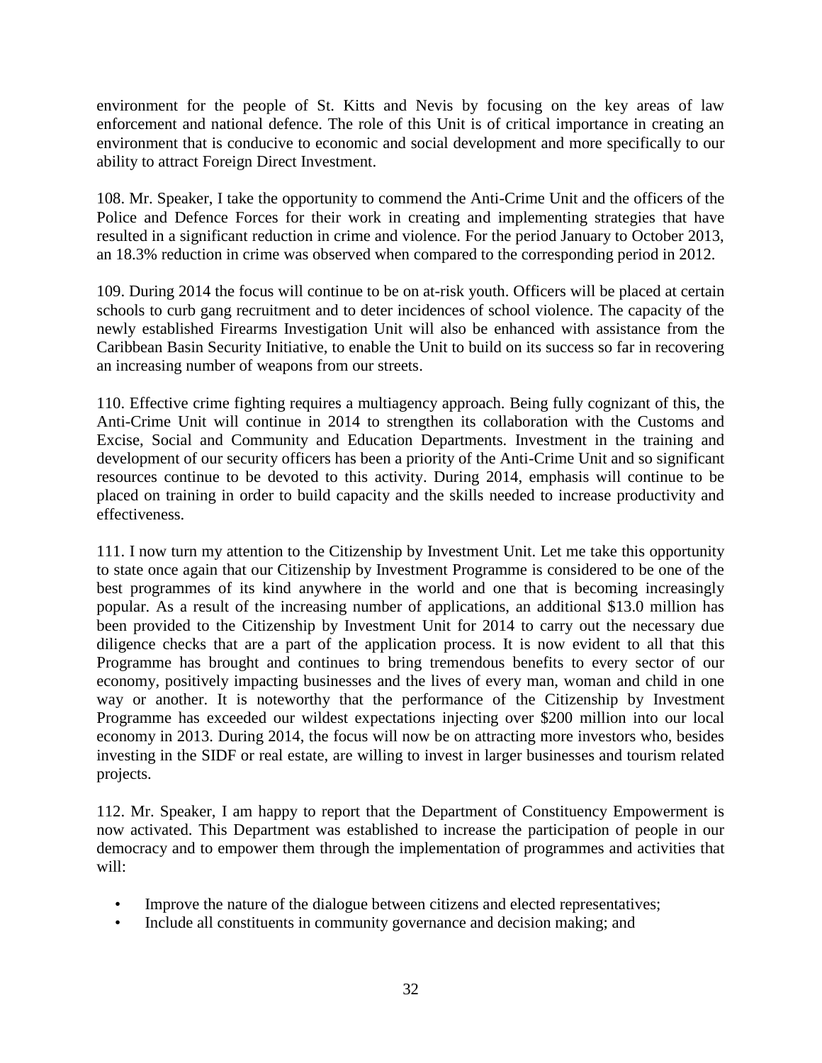environment for the people of St. Kitts and Nevis by focusing on the key areas of law enforcement and national defence. The role of this Unit is of critical importance in creating an environment that is conducive to economic and social development and more specifically to our ability to attract Foreign Direct Investment.

108. Mr. Speaker, I take the opportunity to commend the Anti-Crime Unit and the officers of the Police and Defence Forces for their work in creating and implementing strategies that have resulted in a significant reduction in crime and violence. For the period January to October 2013, an 18.3% reduction in crime was observed when compared to the corresponding period in 2012.

109. During 2014 the focus will continue to be on at-risk youth. Officers will be placed at certain schools to curb gang recruitment and to deter incidences of school violence. The capacity of the newly established Firearms Investigation Unit will also be enhanced with assistance from the Caribbean Basin Security Initiative, to enable the Unit to build on its success so far in recovering an increasing number of weapons from our streets.

110. Effective crime fighting requires a multiagency approach. Being fully cognizant of this, the Anti-Crime Unit will continue in 2014 to strengthen its collaboration with the Customs and Excise, Social and Community and Education Departments. Investment in the training and development of our security officers has been a priority of the Anti-Crime Unit and so significant resources continue to be devoted to this activity. During 2014, emphasis will continue to be placed on training in order to build capacity and the skills needed to increase productivity and effectiveness.

111. I now turn my attention to the Citizenship by Investment Unit. Let me take this opportunity to state once again that our Citizenship by Investment Programme is considered to be one of the best programmes of its kind anywhere in the world and one that is becoming increasingly popular. As a result of the increasing number of applications, an additional $13.0 million has been provided to the Citizenship by Investment Unit for 2014 to carry out the necessary due diligence checks that are a part of the application process. It is now evident to all that this Programme has brought and continues to bring tremendous benefits to every sector of our economy, positively impacting businesses and the lives of every man, woman and child in one way or another. It is noteworthy that the performance of the Citizenship by Investment Programme has exceeded our wildest expectations injecting over $200 million into our local economy in 2013. During 2014, the focus will now be on attracting more investors who, besides investing in the SIDF or real estate, are willing to invest in larger businesses and tourism related projects.

112. Mr. Speaker, I am happy to report that the Department of Constituency Empowerment is now activated. This Department was established to increase the participation of people in our democracy and to empower them through the implementation of programmes and activities that will:

- Improve the nature of the dialogue between citizens and elected representatives;
- Include all constituents in community governance and decision making; and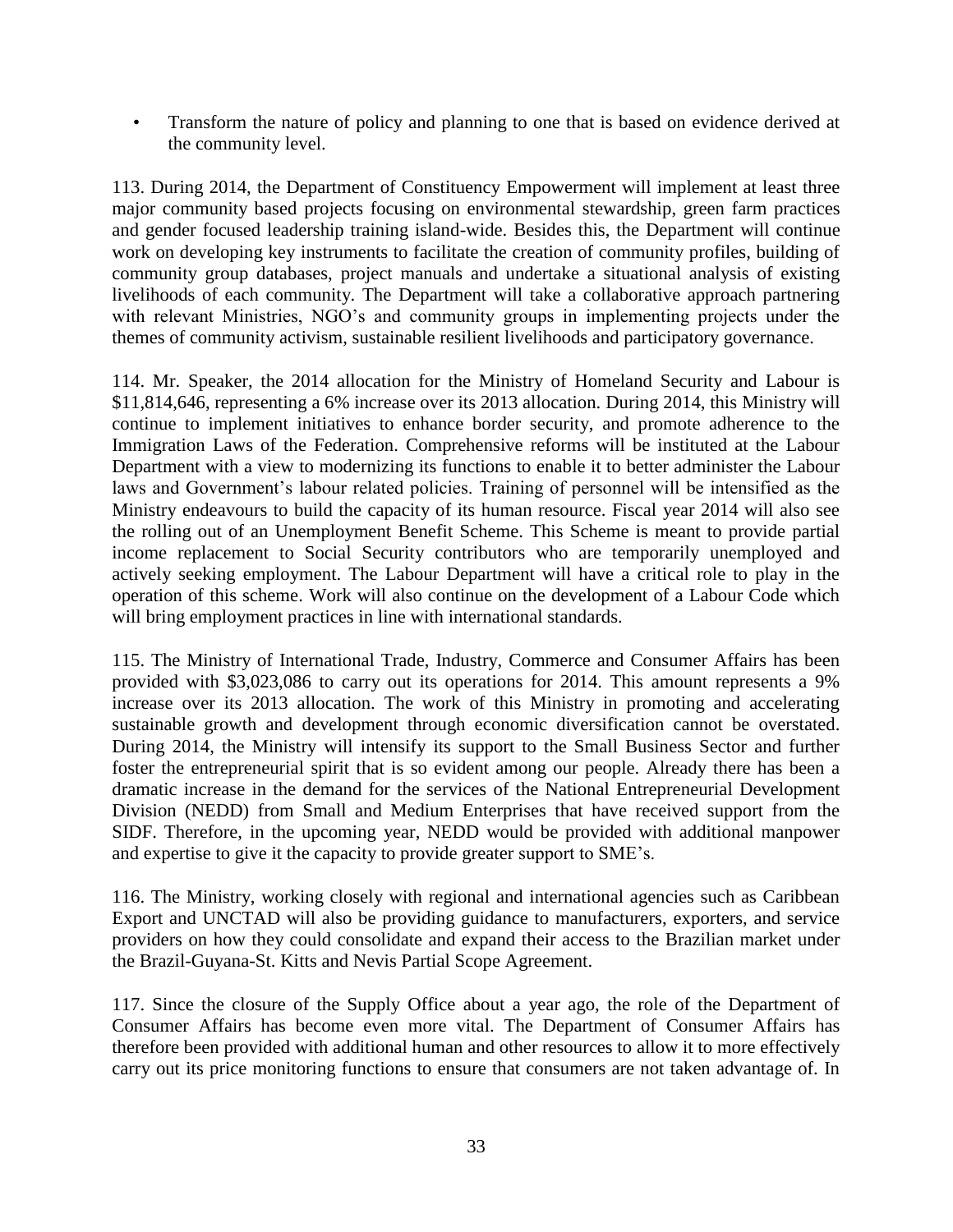- Transform the nature of policy and planning to one that is based on evidence derived at the community level.

113. During 2014, the Department of Constituency Empowerment will implement at least three major community based projects focusing on environmental stewardship, green farm practices and gender focused leadership training island-wide. Besides this, the Department will continue work on developing key instruments to facilitate the creation of community profiles, building of community group databases, project manuals and undertake a situational analysis of existing livelihoods of each community. The Department will take a collaborative approach partnering with relevant Ministries, NGO's and community groups in implementing projects under the themes of community activism, sustainable resilient livelihoods and participatory governance.

114. Mr. Speaker, the 2014 allocation for the Ministry of Homeland Security and Labour is $11,814,646, representing a 6% increase over its 2013 allocation. During 2014, this Ministry will continue to implement initiatives to enhance border security, and promote adherence to the Immigration Laws of the Federation. Comprehensive reforms will be instituted at the Labour Department with a view to modernizing its functions to enable it to better administer the Labour laws and Government's labour related policies. Training of personnel will be intensified as the Ministry endeavours to build the capacity of its human resource. Fiscal year 2014 will also see the rolling out of an Unemployment Benefit Scheme. This Scheme is meant to provide partial income replacement to Social Security contributors who are temporarily unemployed and actively seeking employment. The Labour Department will have a critical role to play in the operation of this scheme. Work will also continue on the development of a Labour Code which will bring employment practices in line with international standards.

115. The Ministry of International Trade, Industry, Commerce and Consumer Affairs has been provided with $3,023,086 to carry out its operations for 2014. This amount represents a 9% increase over its 2013 allocation. The work of this Ministry in promoting and accelerating sustainable growth and development through economic diversification cannot be overstated. During 2014, the Ministry will intensify its support to the Small Business Sector and further foster the entrepreneurial spirit that is so evident among our people. Already there has been a dramatic increase in the demand for the services of the National Entrepreneurial Development Division (NEDD) from Small and Medium Enterprises that have received support from the SIDF. Therefore, in the upcoming year, NEDD would be provided with additional manpower and expertise to give it the capacity to provide greater support to SME's.

116. The Ministry, working closely with regional and international agencies such as Caribbean Export and UNCTAD will also be providing guidance to manufacturers, exporters, and service providers on how they could consolidate and expand their access to the Brazilian market under the Brazil-Guyana-St. Kitts and Nevis Partial Scope Agreement.

117. Since the closure of the Supply Office about a year ago, the role of the Department of Consumer Affairs has become even more vital. The Department of Consumer Affairs has therefore been provided with additional human and other resources to allow it to more effectively carry out its price monitoring functions to ensure that consumers are not taken advantage of. In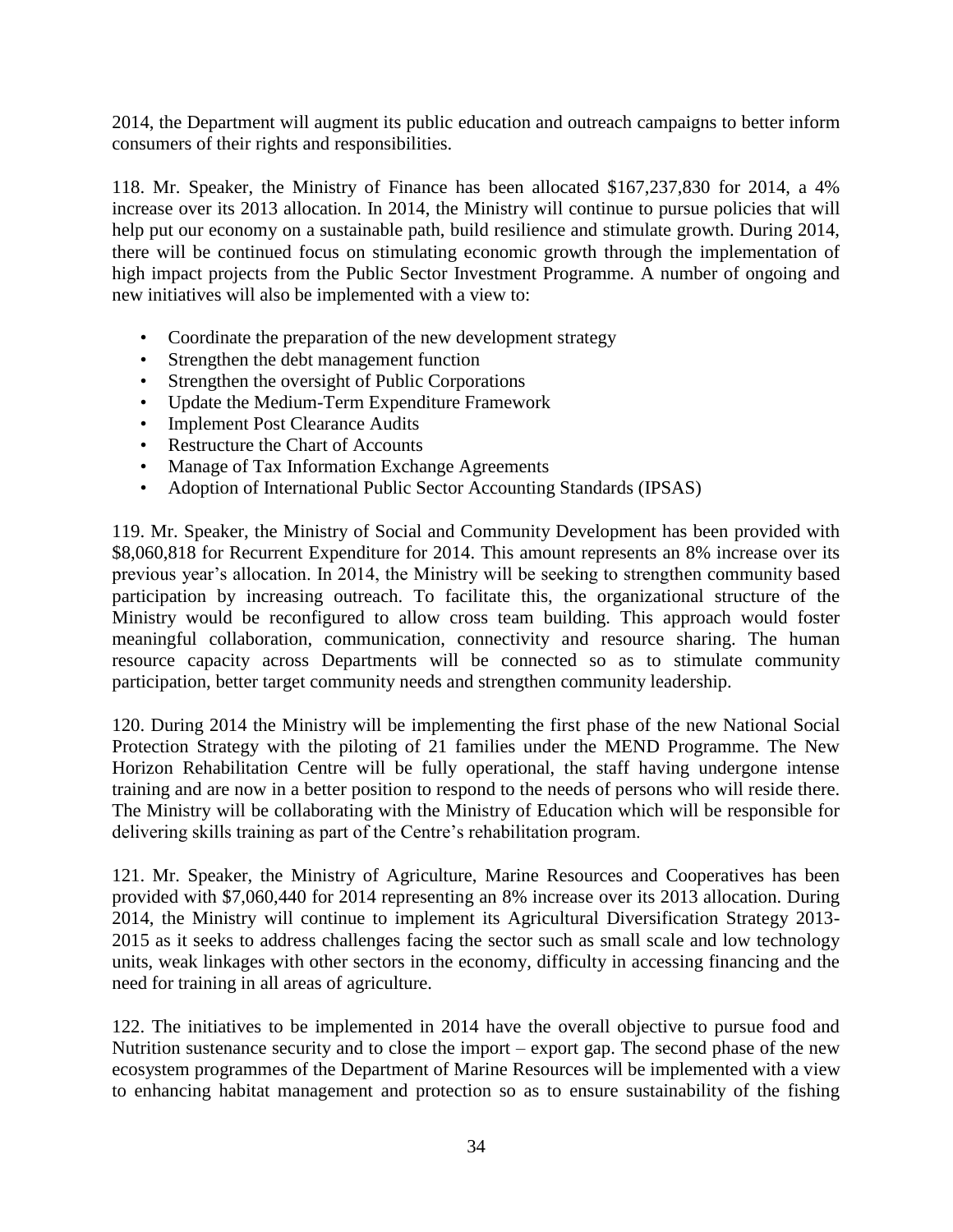2014, the Department will augment its public education and outreach campaigns to better inform consumers of their rights and responsibilities.

118. Mr. Speaker, the Ministry of Finance has been allocated $167,237,830 for 2014, a 4% increase over its 2013 allocation. In 2014, the Ministry will continue to pursue policies that will help put our economy on a sustainable path, build resilience and stimulate growth. During 2014, there will be continued focus on stimulating economic growth through the implementation of high impact projects from the Public Sector Investment Programme. A number of ongoing and new initiatives will also be implemented with a view to:

- Coordinate the preparation of the new development strategy
- Strengthen the debt management function
- Strengthen the oversight of Public Corporations
- Update the Medium-Term Expenditure Framework
- Implement Post Clearance Audits
- Restructure the Chart of Accounts
- Manage of Tax Information Exchange Agreements
- Adoption of International Public Sector Accounting Standards (IPSAS)

119. Mr. Speaker, the Ministry of Social and Community Development has been provided with $8,060,818 for Recurrent Expenditure for 2014. This amount represents an 8% increase over its previous year's allocation. In 2014, the Ministry will be seeking to strengthen community based participation by increasing outreach. To facilitate this, the organizational structure of the Ministry would be reconfigured to allow cross team building. This approach would foster meaningful collaboration, communication, connectivity and resource sharing. The human resource capacity across Departments will be connected so as to stimulate community participation, better target community needs and strengthen community leadership.

120. During 2014 the Ministry will be implementing the first phase of the new National Social Protection Strategy with the piloting of 21 families under the MEND Programme. The New Horizon Rehabilitation Centre will be fully operational, the staff having undergone intense training and are now in a better position to respond to the needs of persons who will reside there. The Ministry will be collaborating with the Ministry of Education which will be responsible for delivering skills training as part of the Centre's rehabilitation program.

121. Mr. Speaker, the Ministry of Agriculture, Marine Resources and Cooperatives has been provided with $7,060,440 for 2014 representing an 8% increase over its 2013 allocation. During 2014, the Ministry will continue to implement its Agricultural Diversification Strategy 2013-2015 as it seeks to address challenges facing the sector such as small scale and low technology units, weak linkages with other sectors in the economy, difficulty in accessing financing and the need for training in all areas of agriculture.

122. The initiatives to be implemented in 2014 have the overall objective to pursue food and Nutrition sustenance security and to close the import – export gap. The second phase of the new ecosystem programmes of the Department of Marine Resources will be implemented with a view to enhancing habitat management and protection so as to ensure sustainability of the fishing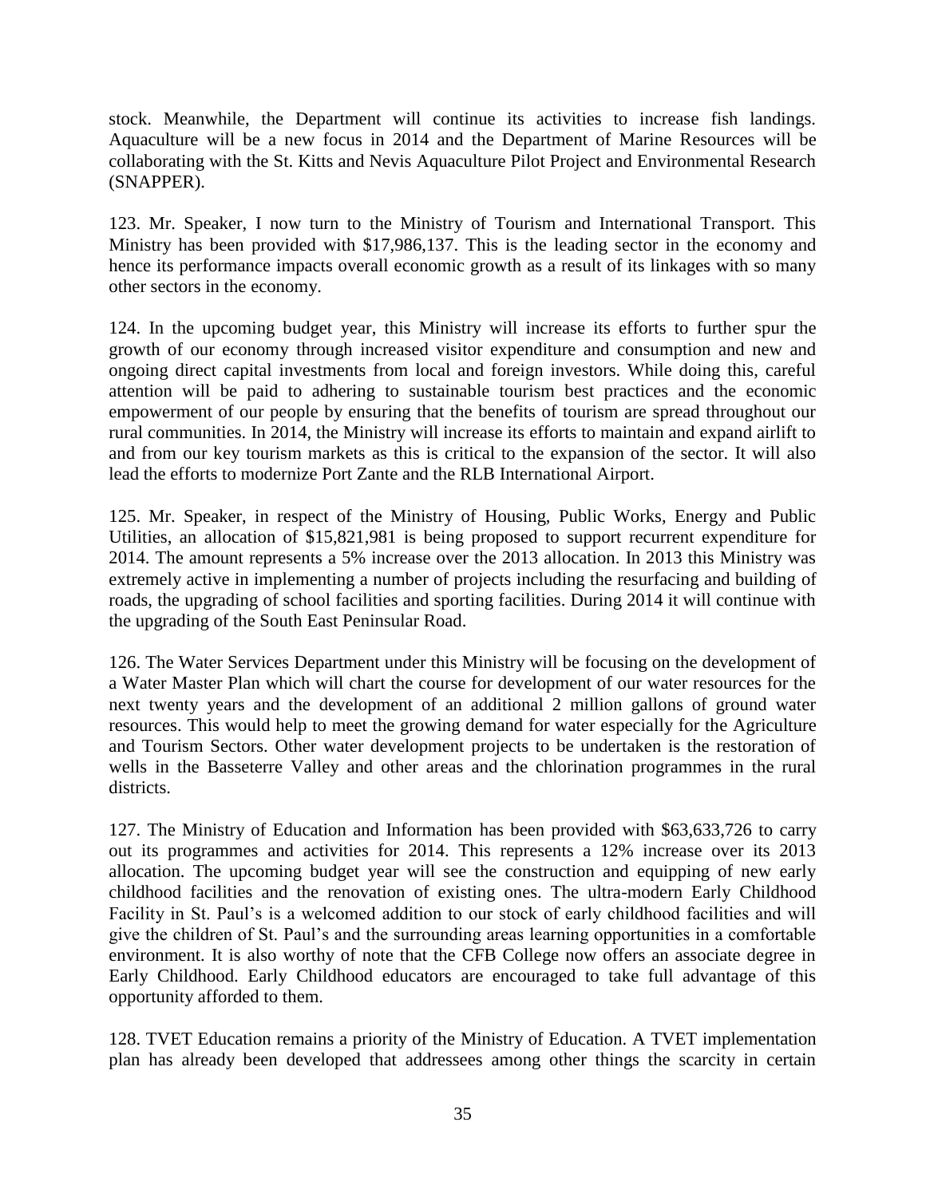stock. Meanwhile, the Department will continue its activities to increase fish landings. Aquaculture will be a new focus in 2014 and the Department of Marine Resources will be collaborating with the St. Kitts and Nevis Aquaculture Pilot Project and Environmental Research (SNAPPER).

123. Mr. Speaker, I now turn to the Ministry of Tourism and International Transport. This Ministry has been provided with $17,986,137. This is the leading sector in the economy and hence its performance impacts overall economic growth as a result of its linkages with so many other sectors in the economy.

124. In the upcoming budget year, this Ministry will increase its efforts to further spur the growth of our economy through increased visitor expenditure and consumption and new and ongoing direct capital investments from local and foreign investors. While doing this, careful attention will be paid to adhering to sustainable tourism best practices and the economic empowerment of our people by ensuring that the benefits of tourism are spread throughout our rural communities. In 2014, the Ministry will increase its efforts to maintain and expand airlift to and from our key tourism markets as this is critical to the expansion of the sector. It will also lead the efforts to modernize Port Zante and the RLB International Airport.

125. Mr. Speaker, in respect of the Ministry of Housing, Public Works, Energy and Public Utilities, an allocation of $15,821,981 is being proposed to support recurrent expenditure for 2014. The amount represents a 5% increase over the 2013 allocation. In 2013 this Ministry was extremely active in implementing a number of projects including the resurfacing and building of roads, the upgrading of school facilities and sporting facilities. During 2014 it will continue with the upgrading of the South East Peninsular Road.

126. The Water Services Department under this Ministry will be focusing on the development of a Water Master Plan which will chart the course for development of our water resources for the next twenty years and the development of an additional 2 million gallons of ground water resources. This would help to meet the growing demand for water especially for the Agriculture and Tourism Sectors. Other water development projects to be undertaken is the restoration of wells in the Basseterre Valley and other areas and the chlorination programmes in the rural districts.

127. The Ministry of Education and Information has been provided with $63,633,726 to carry out its programmes and activities for 2014. This represents a 12% increase over its 2013 allocation. The upcoming budget year will see the construction and equipping of new early childhood facilities and the renovation of existing ones. The ultra-modern Early Childhood Facility in St. Paul's is a welcomed addition to our stock of early childhood facilities and will give the children of St. Paul's and the surrounding areas learning opportunities in a comfortable environment. It is also worthy of note that the CFB College now offers an associate degree in Early Childhood. Early Childhood educators are encouraged to take full advantage of this opportunity afforded to them.

128. TVET Education remains a priority of the Ministry of Education. A TVET implementation plan has already been developed that addressees among other things the scarcity in certain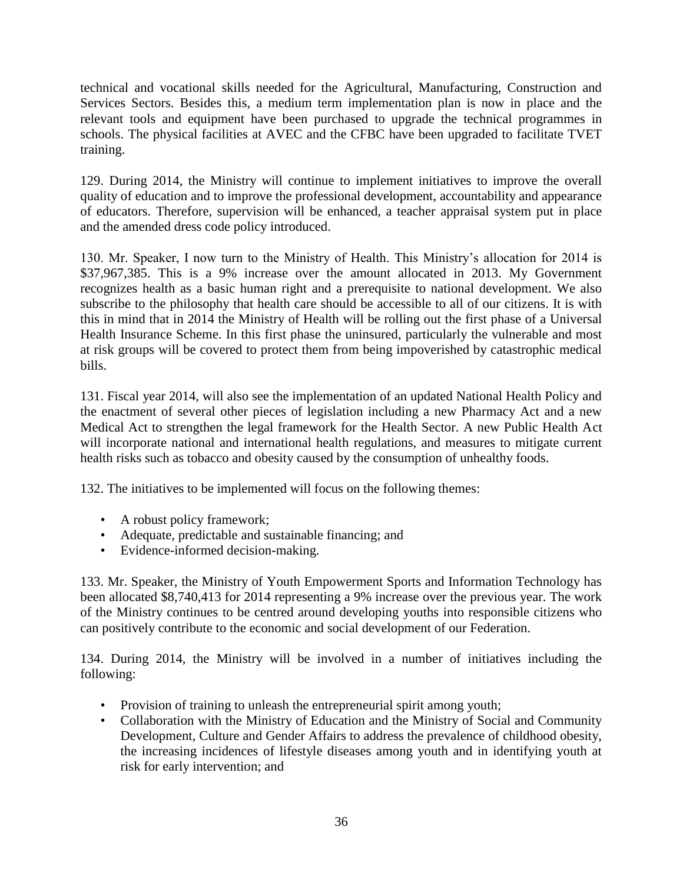technical and vocational skills needed for the Agricultural, Manufacturing, Construction and Services Sectors. Besides this, a medium term implementation plan is now in place and the relevant tools and equipment have been purchased to upgrade the technical programmes in schools. The physical facilities at AVEC and the CFBC have been upgraded to facilitate TVET training.

129. During 2014, the Ministry will continue to implement initiatives to improve the overall quality of education and to improve the professional development, accountability and appearance of educators. Therefore, supervision will be enhanced, a teacher appraisal system put in place and the amended dress code policy introduced.

130. Mr. Speaker, I now turn to the Ministry of Health. This Ministry's allocation for 2014 is $37,967,385. This is a 9% increase over the amount allocated in 2013. My Government recognizes health as a basic human right and a prerequisite to national development. We also subscribe to the philosophy that health care should be accessible to all of our citizens. It is with this in mind that in 2014 the Ministry of Health will be rolling out the first phase of a Universal Health Insurance Scheme. In this first phase the uninsured, particularly the vulnerable and most at risk groups will be covered to protect them from being impoverished by catastrophic medical bills.

131. Fiscal year 2014, will also see the implementation of an updated National Health Policy and the enactment of several other pieces of legislation including a new Pharmacy Act and a new Medical Act to strengthen the legal framework for the Health Sector. A new Public Health Act will incorporate national and international health regulations, and measures to mitigate current health risks such as tobacco and obesity caused by the consumption of unhealthy foods.

132. The initiatives to be implemented will focus on the following themes:

- A robust policy framework;
- Adequate, predictable and sustainable financing; and
- Evidence-informed decision-making.

133. Mr. Speaker, the Ministry of Youth Empowerment Sports and Information Technology has been allocated $8,740,413 for 2014 representing a 9% increase over the previous year. The work of the Ministry continues to be centred around developing youths into responsible citizens who can positively contribute to the economic and social development of our Federation.

134. During 2014, the Ministry will be involved in a number of initiatives including the following:

- Provision of training to unleash the entrepreneurial spirit among youth;
- Collaboration with the Ministry of Education and the Ministry of Social and Community Development, Culture and Gender Affairs to address the prevalence of childhood obesity, the increasing incidences of lifestyle diseases among youth and in identifying youth at risk for early intervention; and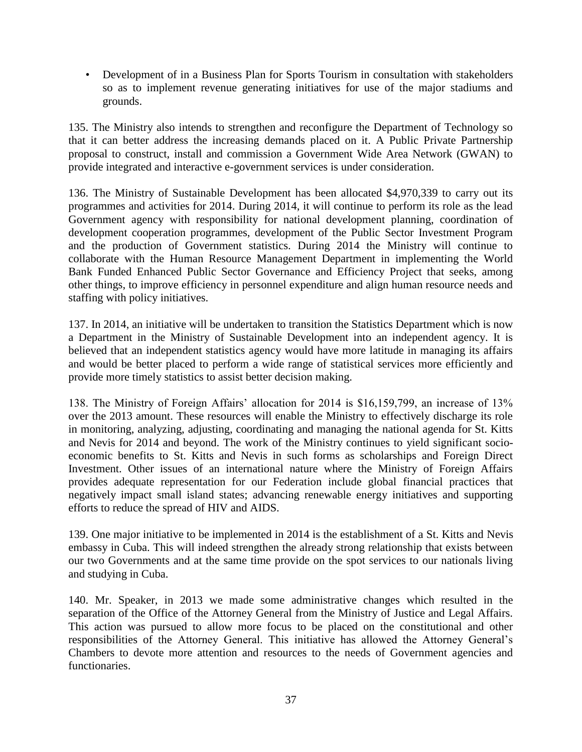- Development of in a Business Plan for Sports Tourism in consultation with stakeholders so as to implement revenue generating initiatives for use of the major stadiums and grounds.

135. The Ministry also intends to strengthen and reconfigure the Department of Technology so that it can better address the increasing demands placed on it. A Public Private Partnership proposal to construct, install and commission a Government Wide Area Network (GWAN) to provide integrated and interactive e-government services is under consideration.

136. The Ministry of Sustainable Development has been allocated $4,970,339 to carry out its programmes and activities for 2014. During 2014, it will continue to perform its role as the lead Government agency with responsibility for national development planning, coordination of development cooperation programmes, development of the Public Sector Investment Program and the production of Government statistics. During 2014 the Ministry will continue to collaborate with the Human Resource Management Department in implementing the World Bank Funded Enhanced Public Sector Governance and Efficiency Project that seeks, among other things, to improve efficiency in personnel expenditure and align human resource needs and staffing with policy initiatives.

137. In 2014, an initiative will be undertaken to transition the Statistics Department which is now a Department in the Ministry of Sustainable Development into an independent agency. It is believed that an independent statistics agency would have more latitude in managing its affairs and would be better placed to perform a wide range of statistical services more efficiently and provide more timely statistics to assist better decision making.

138. The Ministry of Foreign Affairs' allocation for 2014 is $16,159,799, an increase of 13% over the 2013 amount. These resources will enable the Ministry to effectively discharge its role in monitoring, analyzing, adjusting, coordinating and managing the national agenda for St. Kitts and Nevis for 2014 and beyond. The work of the Ministry continues to yield significant socio-economic benefits to St. Kitts and Nevis in such forms as scholarships and Foreign Direct Investment. Other issues of an international nature where the Ministry of Foreign Affairs provides adequate representation for our Federation include global financial practices that negatively impact small island states; advancing renewable energy initiatives and supporting efforts to reduce the spread of HIV and AIDS.

139. One major initiative to be implemented in 2014 is the establishment of a St. Kitts and Nevis embassy in Cuba. This will indeed strengthen the already strong relationship that exists between our two Governments and at the same time provide on the spot services to our nationals living and studying in Cuba.

140. Mr. Speaker, in 2013 we made some administrative changes which resulted in the separation of the Office of the Attorney General from the Ministry of Justice and Legal Affairs. This action was pursued to allow more focus to be placed on the constitutional and other responsibilities of the Attorney General. This initiative has allowed the Attorney General's Chambers to devote more attention and resources to the needs of Government agencies and functionaries.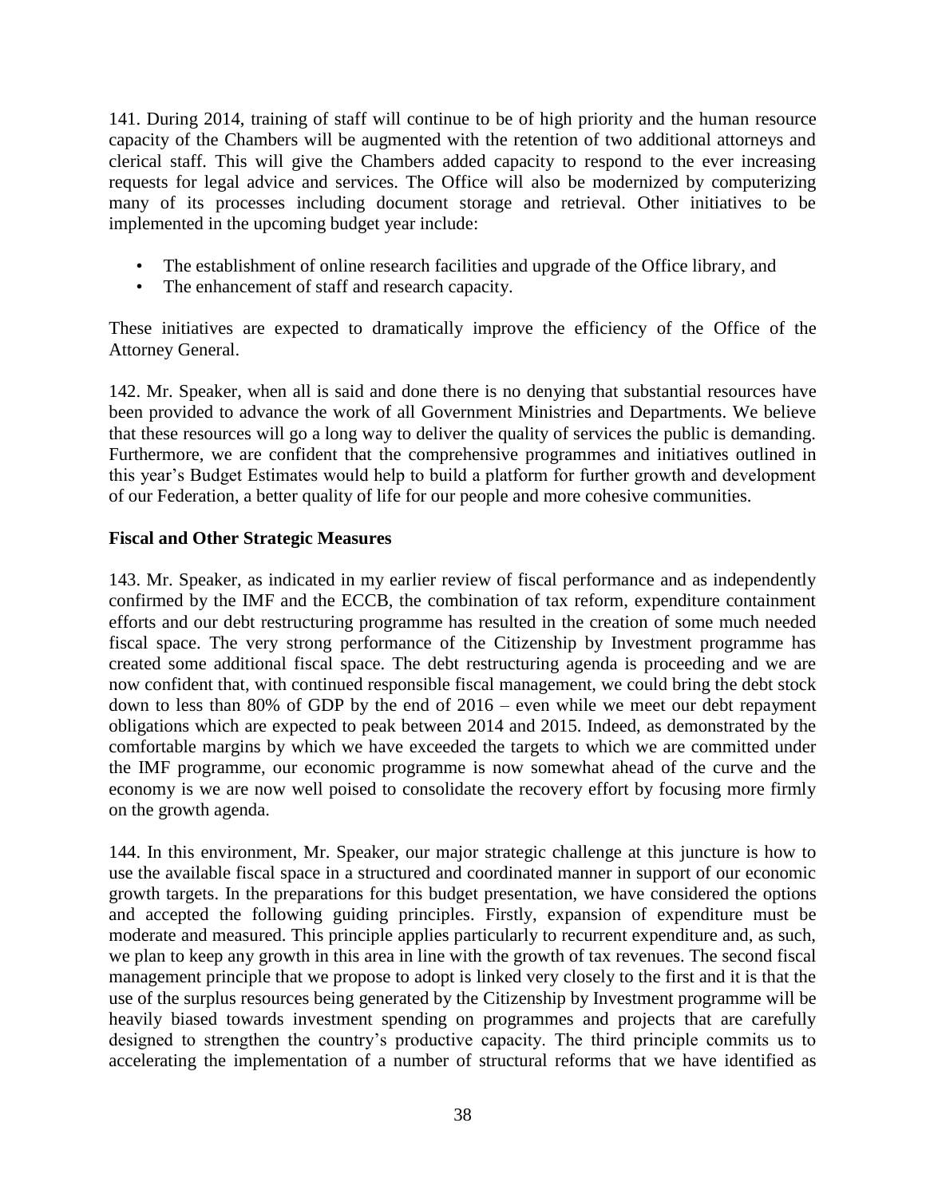141. During 2014, training of staff will continue to be of high priority and the human resource capacity of the Chambers will be augmented with the retention of two additional attorneys and clerical staff. This will give the Chambers added capacity to respond to the ever increasing requests for legal advice and services. The Office will also be modernized by computerizing many of its processes including document storage and retrieval. Other initiatives to be implemented in the upcoming budget year include:

- The establishment of online research facilities and upgrade of the Office library, and
- The enhancement of staff and research capacity.

These initiatives are expected to dramatically improve the efficiency of the Office of the Attorney General.

142. Mr. Speaker, when all is said and done there is no denying that substantial resources have been provided to advance the work of all Government Ministries and Departments. We believe that these resources will go a long way to deliver the quality of services the public is demanding. Furthermore, we are confident that the comprehensive programmes and initiatives outlined in this year's Budget Estimates would help to build a platform for further growth and development of our Federation, a better quality of life for our people and more cohesive communities.

**Fiscal and Other Strategic Measures**

143. Mr. Speaker, as indicated in my earlier review of fiscal performance and as independently confirmed by the IMF and the ECCB, the combination of tax reform, expenditure containment efforts and our debt restructuring programme has resulted in the creation of some much needed fiscal space. The very strong performance of the Citizenship by Investment programme has created some additional fiscal space. The debt restructuring agenda is proceeding and we are now confident that, with continued responsible fiscal management, we could bring the debt stock down to less than 80% of GDP by the end of 2016 – even while we meet our debt repayment obligations which are expected to peak between 2014 and 2015. Indeed, as demonstrated by the comfortable margins by which we have exceeded the targets to which we are committed under the IMF programme, our economic programme is now somewhat ahead of the curve and the economy is we are now well poised to consolidate the recovery effort by focusing more firmly on the growth agenda.

144. In this environment, Mr. Speaker, our major strategic challenge at this juncture is how to use the available fiscal space in a structured and coordinated manner in support of our economic growth targets. In the preparations for this budget presentation, we have considered the options and accepted the following guiding principles. Firstly, expansion of expenditure must be moderate and measured. This principle applies particularly to recurrent expenditure and, as such, we plan to keep any growth in this area in line with the growth of tax revenues. The second fiscal management principle that we propose to adopt is linked very closely to the first and it is that the use of the surplus resources being generated by the Citizenship by Investment programme will be heavily biased towards investment spending on programmes and projects that are carefully designed to strengthen the country's productive capacity. The third principle commits us to accelerating the implementation of a number of structural reforms that we have identified as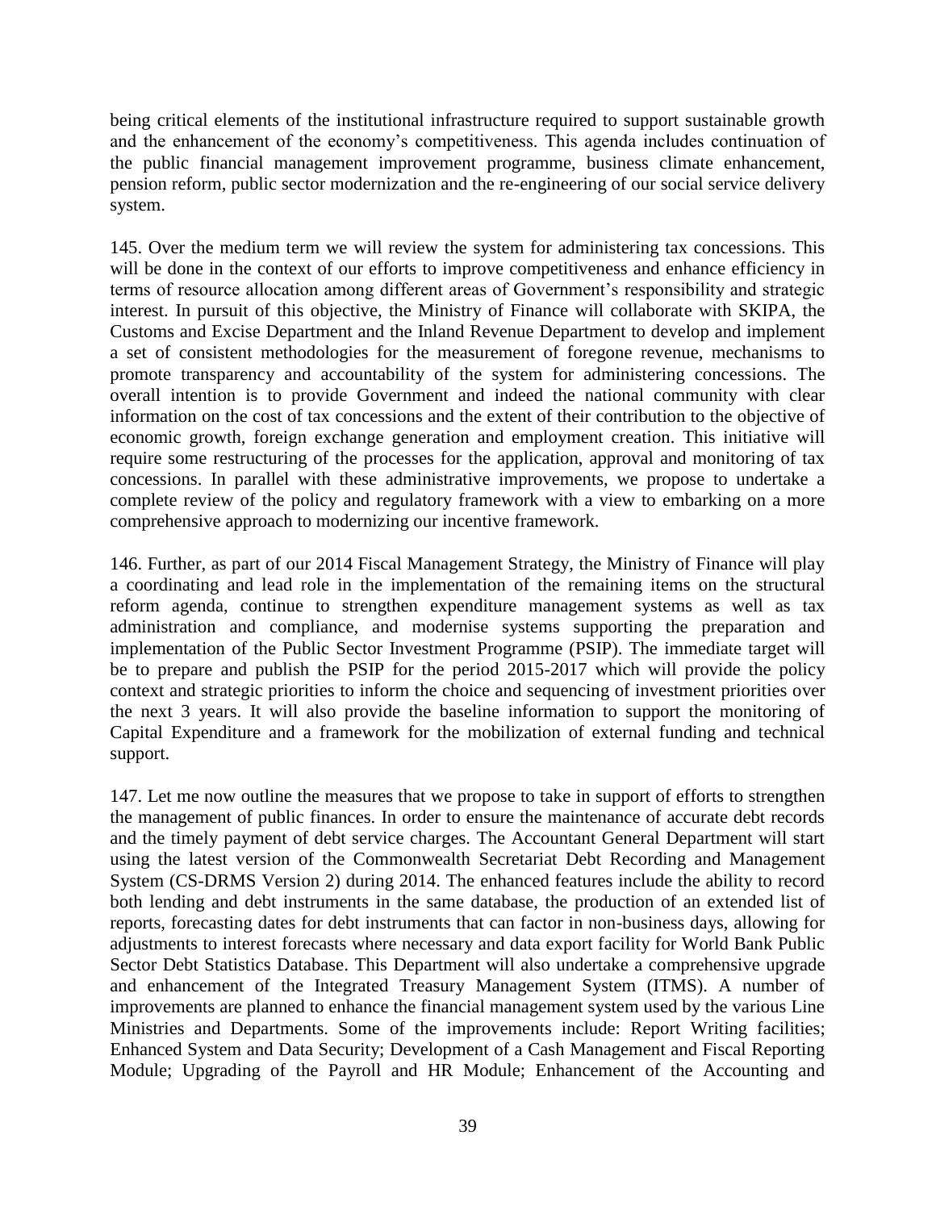being critical elements of the institutional infrastructure required to support sustainable growth and the enhancement of the economy's competitiveness. This agenda includes continuation of the public financial management improvement programme, business climate enhancement, pension reform, public sector modernization and the re-engineering of our social service delivery system.

145. Over the medium term we will review the system for administering tax concessions. This will be done in the context of our efforts to improve competitiveness and enhance efficiency in terms of resource allocation among different areas of Government's responsibility and strategic interest. In pursuit of this objective, the Ministry of Finance will collaborate with SKIPA, the Customs and Excise Department and the Inland Revenue Department to develop and implement a set of consistent methodologies for the measurement of foregone revenue, mechanisms to promote transparency and accountability of the system for administering concessions. The overall intention is to provide Government and indeed the national community with clear information on the cost of tax concessions and the extent of their contribution to the objective of economic growth, foreign exchange generation and employment creation. This initiative will require some restructuring of the processes for the application, approval and monitoring of tax concessions. In parallel with these administrative improvements, we propose to undertake a complete review of the policy and regulatory framework with a view to embarking on a more comprehensive approach to modernizing our incentive framework.

146. Further, as part of our 2014 Fiscal Management Strategy, the Ministry of Finance will play a coordinating and lead role in the implementation of the remaining items on the structural reform agenda, continue to strengthen expenditure management systems as well as tax administration and compliance, and modernise systems supporting the preparation and implementation of the Public Sector Investment Programme (PSIP). The immediate target will be to prepare and publish the PSIP for the period 2015-2017 which will provide the policy context and strategic priorities to inform the choice and sequencing of investment priorities over the next 3 years. It will also provide the baseline information to support the monitoring of Capital Expenditure and a framework for the mobilization of external funding and technical support.

147. Let me now outline the measures that we propose to take in support of efforts to strengthen the management of public finances. In order to ensure the maintenance of accurate debt records and the timely payment of debt service charges. The Accountant General Department will start using the latest version of the Commonwealth Secretariat Debt Recording and Management System (CS-DRMS Version 2) during 2014. The enhanced features include the ability to record both lending and debt instruments in the same database, the production of an extended list of reports, forecasting dates for debt instruments that can factor in non-business days, allowing for adjustments to interest forecasts where necessary and data export facility for World Bank Public Sector Debt Statistics Database. This Department will also undertake a comprehensive upgrade and enhancement of the Integrated Treasury Management System (ITMS). A number of improvements are planned to enhance the financial management system used by the various Line Ministries and Departments. Some of the improvements include: Report Writing facilities; Enhanced System and Data Security; Development of a Cash Management and Fiscal Reporting Module; Upgrading of the Payroll and HR Module; Enhancement of the Accounting and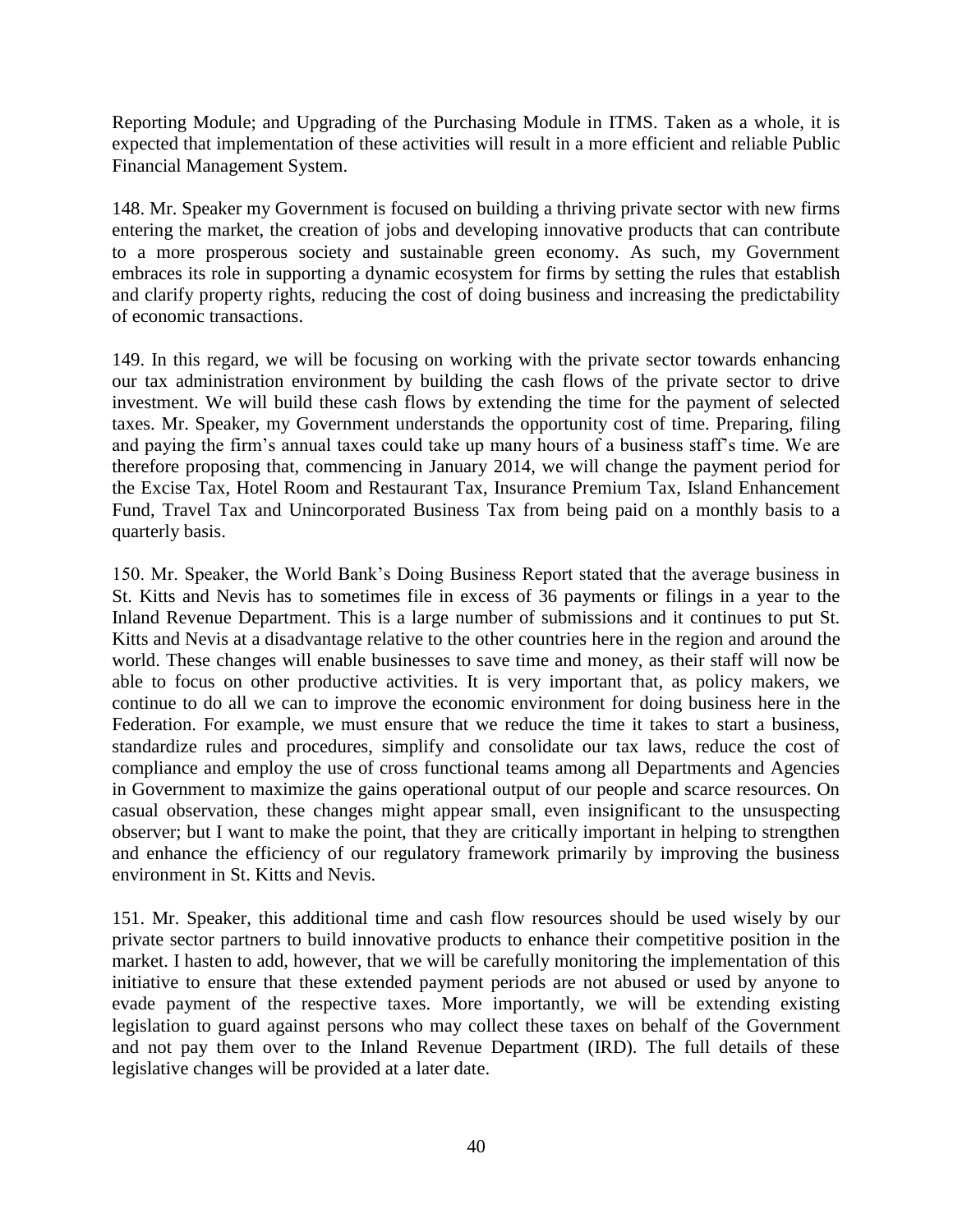Reporting Module; and Upgrading of the Purchasing Module in ITMS. Taken as a whole, it is expected that implementation of these activities will result in a more efficient and reliable Public Financial Management System.

148. Mr. Speaker my Government is focused on building a thriving private sector with new firms entering the market, the creation of jobs and developing innovative products that can contribute to a more prosperous society and sustainable green economy. As such, my Government embraces its role in supporting a dynamic ecosystem for firms by setting the rules that establish and clarify property rights, reducing the cost of doing business and increasing the predictability of economic transactions.

149. In this regard, we will be focusing on working with the private sector towards enhancing our tax administration environment by building the cash flows of the private sector to drive investment. We will build these cash flows by extending the time for the payment of selected taxes. Mr. Speaker, my Government understands the opportunity cost of time. Preparing, filing and paying the firm's annual taxes could take up many hours of a business staff's time. We are therefore proposing that, commencing in January 2014, we will change the payment period for the Excise Tax, Hotel Room and Restaurant Tax, Insurance Premium Tax, Island Enhancement Fund, Travel Tax and Unincorporated Business Tax from being paid on a monthly basis to a quarterly basis.

150. Mr. Speaker, the World Bank's Doing Business Report stated that the average business in St. Kitts and Nevis has to sometimes file in excess of 36 payments or filings in a year to the Inland Revenue Department. This is a large number of submissions and it continues to put St. Kitts and Nevis at a disadvantage relative to the other countries here in the region and around the world. These changes will enable businesses to save time and money, as their staff will now be able to focus on other productive activities. It is very important that, as policy makers, we continue to do all we can to improve the economic environment for doing business here in the Federation. For example, we must ensure that we reduce the time it takes to start a business, standardize rules and procedures, simplify and consolidate our tax laws, reduce the cost of compliance and employ the use of cross functional teams among all Departments and Agencies in Government to maximize the gains operational output of our people and scarce resources. On casual observation, these changes might appear small, even insignificant to the unsuspecting observer; but I want to make the point, that they are critically important in helping to strengthen and enhance the efficiency of our regulatory framework primarily by improving the business environment in St. Kitts and Nevis.

151. Mr. Speaker, this additional time and cash flow resources should be used wisely by our private sector partners to build innovative products to enhance their competitive position in the market. I hasten to add, however, that we will be carefully monitoring the implementation of this initiative to ensure that these extended payment periods are not abused or used by anyone to evade payment of the respective taxes. More importantly, we will be extending existing legislation to guard against persons who may collect these taxes on behalf of the Government and not pay them over to the Inland Revenue Department (IRD). The full details of these legislative changes will be provided at a later date.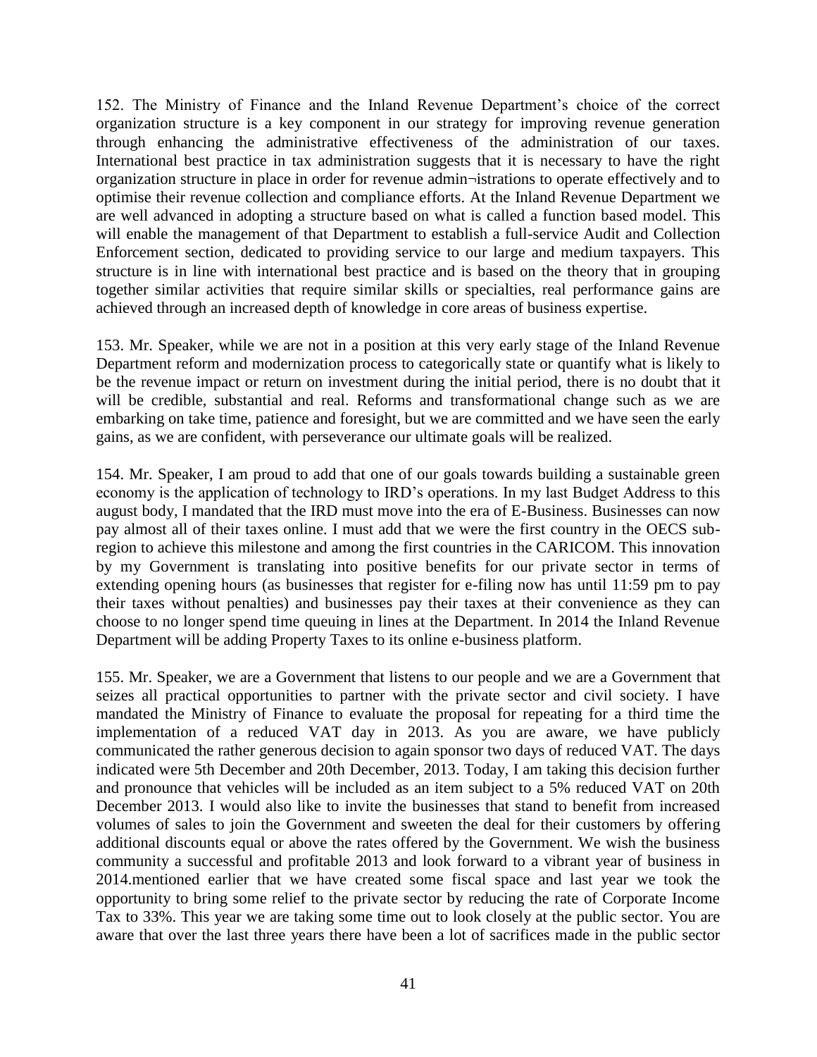152. The Ministry of Finance and the Inland Revenue Department's choice of the correct organization structure is a key component in our strategy for improving revenue generation through enhancing the administrative effectiveness of the administration of our taxes. International best practice in tax administration suggests that it is necessary to have the right organization structure in place in order for revenue admin¬istrations to operate effectively and to optimise their revenue collection and compliance efforts. At the Inland Revenue Department we are well advanced in adopting a structure based on what is called a function based model. This will enable the management of that Department to establish a full-service Audit and Collection Enforcement section, dedicated to providing service to our large and medium taxpayers. This structure is in line with international best practice and is based on the theory that in grouping together similar activities that require similar skills or specialties, real performance gains are achieved through an increased depth of knowledge in core areas of business expertise.

153. Mr. Speaker, while we are not in a position at this very early stage of the Inland Revenue Department reform and modernization process to categorically state or quantify what is likely to be the revenue impact or return on investment during the initial period, there is no doubt that it will be credible, substantial and real. Reforms and transformational change such as we are embarking on take time, patience and foresight, but we are committed and we have seen the early gains, as we are confident, with perseverance our ultimate goals will be realized.

154. Mr. Speaker, I am proud to add that one of our goals towards building a sustainable green economy is the application of technology to IRD's operations. In my last Budget Address to this august body, I mandated that the IRD must move into the era of E-Business. Businesses can now pay almost all of their taxes online. I must add that we were the first country in the OECS sub-region to achieve this milestone and among the first countries in the CARICOM. This innovation by my Government is translating into positive benefits for our private sector in terms of extending opening hours (as businesses that register for e-filing now has until 11:59 pm to pay their taxes without penalties) and businesses pay their taxes at their convenience as they can choose to no longer spend time queuing in lines at the Department. In 2014 the Inland Revenue Department will be adding Property Taxes to its online e-business platform.

155. Mr. Speaker, we are a Government that listens to our people and we are a Government that seizes all practical opportunities to partner with the private sector and civil society. I have mandated the Ministry of Finance to evaluate the proposal for repeating for a third time the implementation of a reduced VAT day in 2013. As you are aware, we have publicly communicated the rather generous decision to again sponsor two days of reduced VAT. The days indicated were 5th December and 20th December, 2013. Today, I am taking this decision further and pronounce that vehicles will be included as an item subject to a 5% reduced VAT on 20th December 2013. I would also like to invite the businesses that stand to benefit from increased volumes of sales to join the Government and sweeten the deal for their customers by offering additional discounts equal or above the rates offered by the Government. We wish the business community a successful and profitable 2013 and look forward to a vibrant year of business in 2014.mentioned earlier that we have created some fiscal space and last year we took the opportunity to bring some relief to the private sector by reducing the rate of Corporate Income Tax to 33%. This year we are taking some time out to look closely at the public sector. You are aware that over the last three years there have been a lot of sacrifices made in the public sector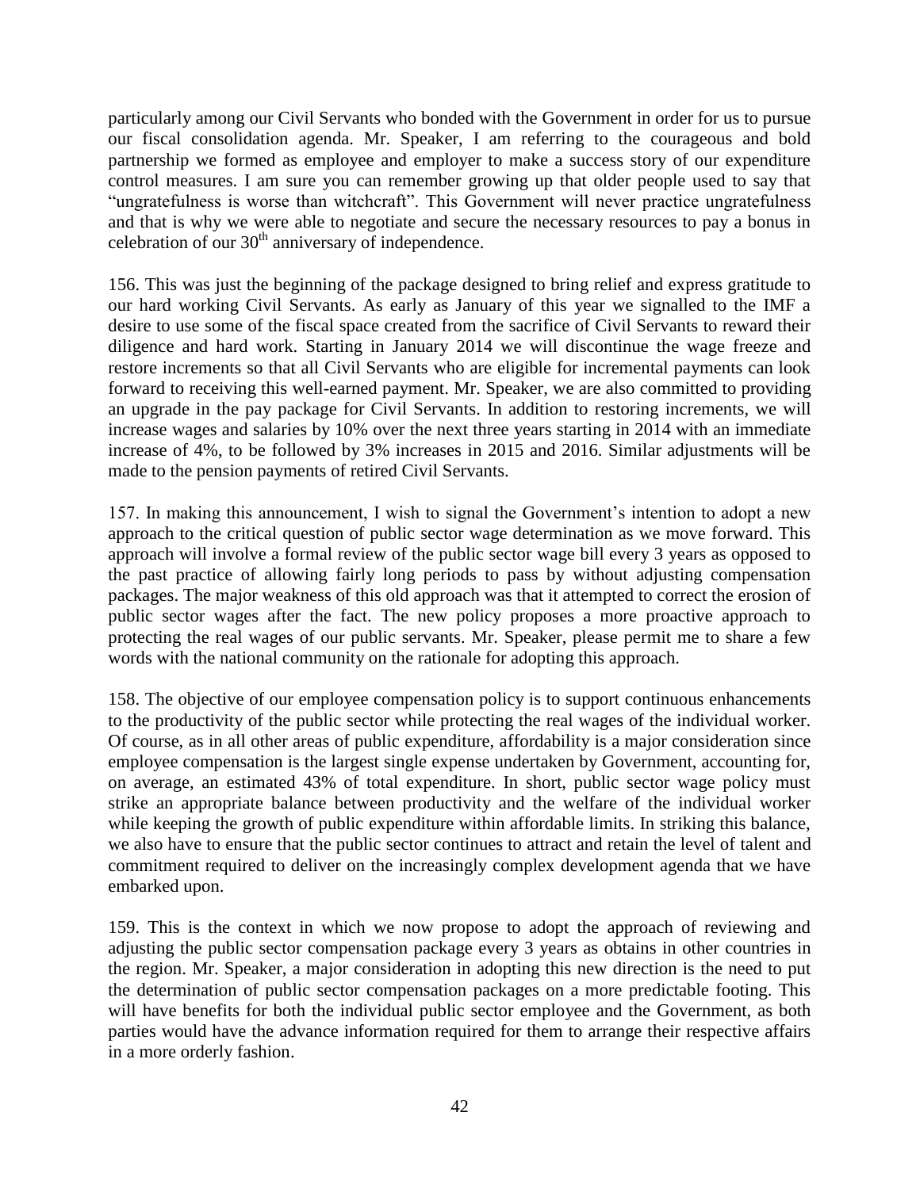particularly among our Civil Servants who bonded with the Government in order for us to pursue our fiscal consolidation agenda. Mr. Speaker, I am referring to the courageous and bold partnership we formed as employee and employer to make a success story of our expenditure control measures. I am sure you can remember growing up that older people used to say that "ungratefulness is worse than witchcraft". This Government will never practice ungratefulness and that is why we were able to negotiate and secure the necessary resources to pay a bonus in celebration of our 30th anniversary of independence.

156. This was just the beginning of the package designed to bring relief and express gratitude to our hard working Civil Servants. As early as January of this year we signalled to the IMF a desire to use some of the fiscal space created from the sacrifice of Civil Servants to reward their diligence and hard work. Starting in January 2014 we will discontinue the wage freeze and restore increments so that all Civil Servants who are eligible for incremental payments can look forward to receiving this well-earned payment. Mr. Speaker, we are also committed to providing an upgrade in the pay package for Civil Servants. In addition to restoring increments, we will increase wages and salaries by 10% over the next three years starting in 2014 with an immediate increase of 4%, to be followed by 3% increases in 2015 and 2016. Similar adjustments will be made to the pension payments of retired Civil Servants.

157. In making this announcement, I wish to signal the Government's intention to adopt a new approach to the critical question of public sector wage determination as we move forward. This approach will involve a formal review of the public sector wage bill every 3 years as opposed to the past practice of allowing fairly long periods to pass by without adjusting compensation packages. The major weakness of this old approach was that it attempted to correct the erosion of public sector wages after the fact. The new policy proposes a more proactive approach to protecting the real wages of our public servants. Mr. Speaker, please permit me to share a few words with the national community on the rationale for adopting this approach.

158. The objective of our employee compensation policy is to support continuous enhancements to the productivity of the public sector while protecting the real wages of the individual worker. Of course, as in all other areas of public expenditure, affordability is a major consideration since employee compensation is the largest single expense undertaken by Government, accounting for, on average, an estimated 43% of total expenditure. In short, public sector wage policy must strike an appropriate balance between productivity and the welfare of the individual worker while keeping the growth of public expenditure within affordable limits. In striking this balance, we also have to ensure that the public sector continues to attract and retain the level of talent and commitment required to deliver on the increasingly complex development agenda that we have embarked upon.

159. This is the context in which we now propose to adopt the approach of reviewing and adjusting the public sector compensation package every 3 years as obtains in other countries in the region. Mr. Speaker, a major consideration in adopting this new direction is the need to put the determination of public sector compensation packages on a more predictable footing. This will have benefits for both the individual public sector employee and the Government, as both parties would have the advance information required for them to arrange their respective affairs in a more orderly fashion.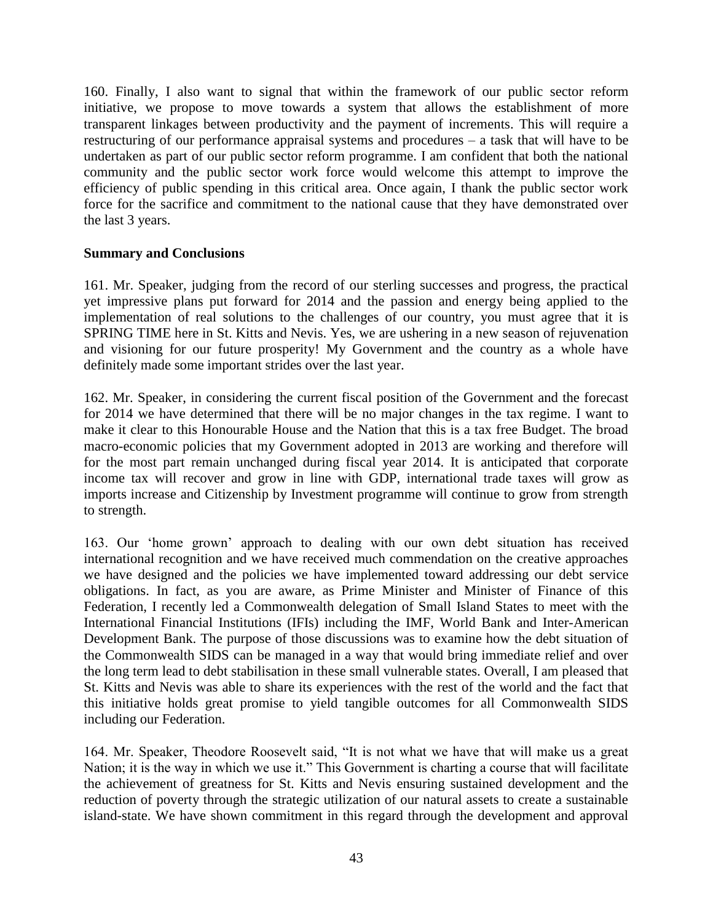160. Finally, I also want to signal that within the framework of our public sector reform initiative, we propose to move towards a system that allows the establishment of more transparent linkages between productivity and the payment of increments. This will require a restructuring of our performance appraisal systems and procedures – a task that will have to be undertaken as part of our public sector reform programme. I am confident that both the national community and the public sector work force would welcome this attempt to improve the efficiency of public spending in this critical area. Once again, I thank the public sector work force for the sacrifice and commitment to the national cause that they have demonstrated over the last 3 years.

**Summary and Conclusions**

161. Mr. Speaker, judging from the record of our sterling successes and progress, the practical yet impressive plans put forward for 2014 and the passion and energy being applied to the implementation of real solutions to the challenges of our country, you must agree that it is SPRING TIME here in St. Kitts and Nevis. Yes, we are ushering in a new season of rejuvenation and visioning for our future prosperity! My Government and the country as a whole have definitely made some important strides over the last year.

162. Mr. Speaker, in considering the current fiscal position of the Government and the forecast for 2014 we have determined that there will be no major changes in the tax regime. I want to make it clear to this Honourable House and the Nation that this is a tax free Budget. The broad macro-economic policies that my Government adopted in 2013 are working and therefore will for the most part remain unchanged during fiscal year 2014. It is anticipated that corporate income tax will recover and grow in line with GDP, international trade taxes will grow as imports increase and Citizenship by Investment programme will continue to grow from strength to strength.

163. Our 'home grown' approach to dealing with our own debt situation has received international recognition and we have received much commendation on the creative approaches we have designed and the policies we have implemented toward addressing our debt service obligations. In fact, as you are aware, as Prime Minister and Minister of Finance of this Federation, I recently led a Commonwealth delegation of Small Island States to meet with the International Financial Institutions (IFIs) including the IMF, World Bank and Inter-American Development Bank. The purpose of those discussions was to examine how the debt situation of the Commonwealth SIDS can be managed in a way that would bring immediate relief and over the long term lead to debt stabilisation in these small vulnerable states. Overall, I am pleased that St. Kitts and Nevis was able to share its experiences with the rest of the world and the fact that this initiative holds great promise to yield tangible outcomes for all Commonwealth SIDS including our Federation.

164. Mr. Speaker, Theodore Roosevelt said, "It is not what we have that will make us a great Nation; it is the way in which we use it." This Government is charting a course that will facilitate the achievement of greatness for St. Kitts and Nevis ensuring sustained development and the reduction of poverty through the strategic utilization of our natural assets to create a sustainable island-state. We have shown commitment in this regard through the development and approval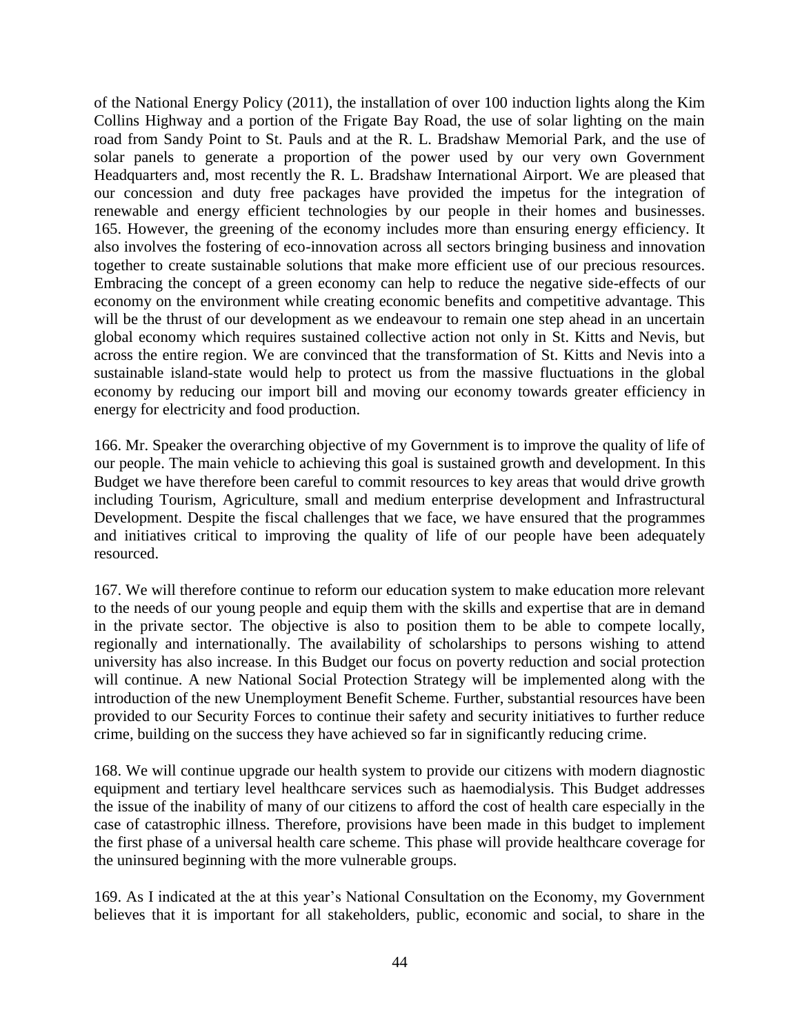of the National Energy Policy (2011), the installation of over 100 induction lights along the Kim Collins Highway and a portion of the Frigate Bay Road, the use of solar lighting on the main road from Sandy Point to St. Pauls and at the R. L. Bradshaw Memorial Park, and the use of solar panels to generate a proportion of the power used by our very own Government Headquarters and, most recently the R. L. Bradshaw International Airport. We are pleased that our concession and duty free packages have provided the impetus for the integration of renewable and energy efficient technologies by our people in their homes and businesses.
165. However, the greening of the economy includes more than ensuring energy efficiency. It also involves the fostering of eco-innovation across all sectors bringing business and innovation together to create sustainable solutions that make more efficient use of our precious resources. Embracing the concept of a green economy can help to reduce the negative side-effects of our economy on the environment while creating economic benefits and competitive advantage. This will be the thrust of our development as we endeavour to remain one step ahead in an uncertain global economy which requires sustained collective action not only in St. Kitts and Nevis, but across the entire region. We are convinced that the transformation of St. Kitts and Nevis into a sustainable island-state would help to protect us from the massive fluctuations in the global economy by reducing our import bill and moving our economy towards greater efficiency in energy for electricity and food production.

166. Mr. Speaker the overarching objective of my Government is to improve the quality of life of our people. The main vehicle to achieving this goal is sustained growth and development. In this Budget we have therefore been careful to commit resources to key areas that would drive growth including Tourism, Agriculture, small and medium enterprise development and Infrastructural Development. Despite the fiscal challenges that we face, we have ensured that the programmes and initiatives critical to improving the quality of life of our people have been adequately resourced.

167. We will therefore continue to reform our education system to make education more relevant to the needs of our young people and equip them with the skills and expertise that are in demand in the private sector. The objective is also to position them to be able to compete locally, regionally and internationally. The availability of scholarships to persons wishing to attend university has also increase. In this Budget our focus on poverty reduction and social protection will continue. A new National Social Protection Strategy will be implemented along with the introduction of the new Unemployment Benefit Scheme. Further, substantial resources have been provided to our Security Forces to continue their safety and security initiatives to further reduce crime, building on the success they have achieved so far in significantly reducing crime.

168. We will continue upgrade our health system to provide our citizens with modern diagnostic equipment and tertiary level healthcare services such as haemodialysis. This Budget addresses the issue of the inability of many of our citizens to afford the cost of health care especially in the case of catastrophic illness. Therefore, provisions have been made in this budget to implement the first phase of a universal health care scheme. This phase will provide healthcare coverage for the uninsured beginning with the more vulnerable groups.

169. As I indicated at the at this year's National Consultation on the Economy, my Government believes that it is important for all stakeholders, public, economic and social, to share in the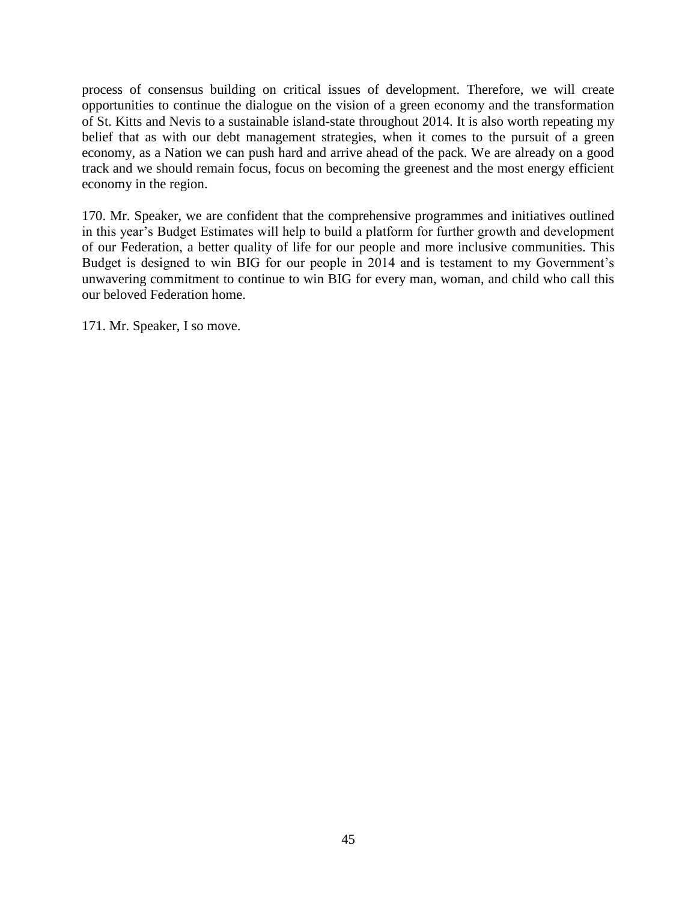process of consensus building on critical issues of development. Therefore, we will create opportunities to continue the dialogue on the vision of a green economy and the transformation of St. Kitts and Nevis to a sustainable island-state throughout 2014. It is also worth repeating my belief that as with our debt management strategies, when it comes to the pursuit of a green economy, as a Nation we can push hard and arrive ahead of the pack. We are already on a good track and we should remain focus, focus on becoming the greenest and the most energy efficient economy in the region.

170. Mr. Speaker, we are confident that the comprehensive programmes and initiatives outlined in this year's Budget Estimates will help to build a platform for further growth and development of our Federation, a better quality of life for our people and more inclusive communities. This Budget is designed to win BIG for our people in 2014 and is testament to my Government's unwavering commitment to continue to win BIG for every man, woman, and child who call this our beloved Federation home.

171. Mr. Speaker, I so move.